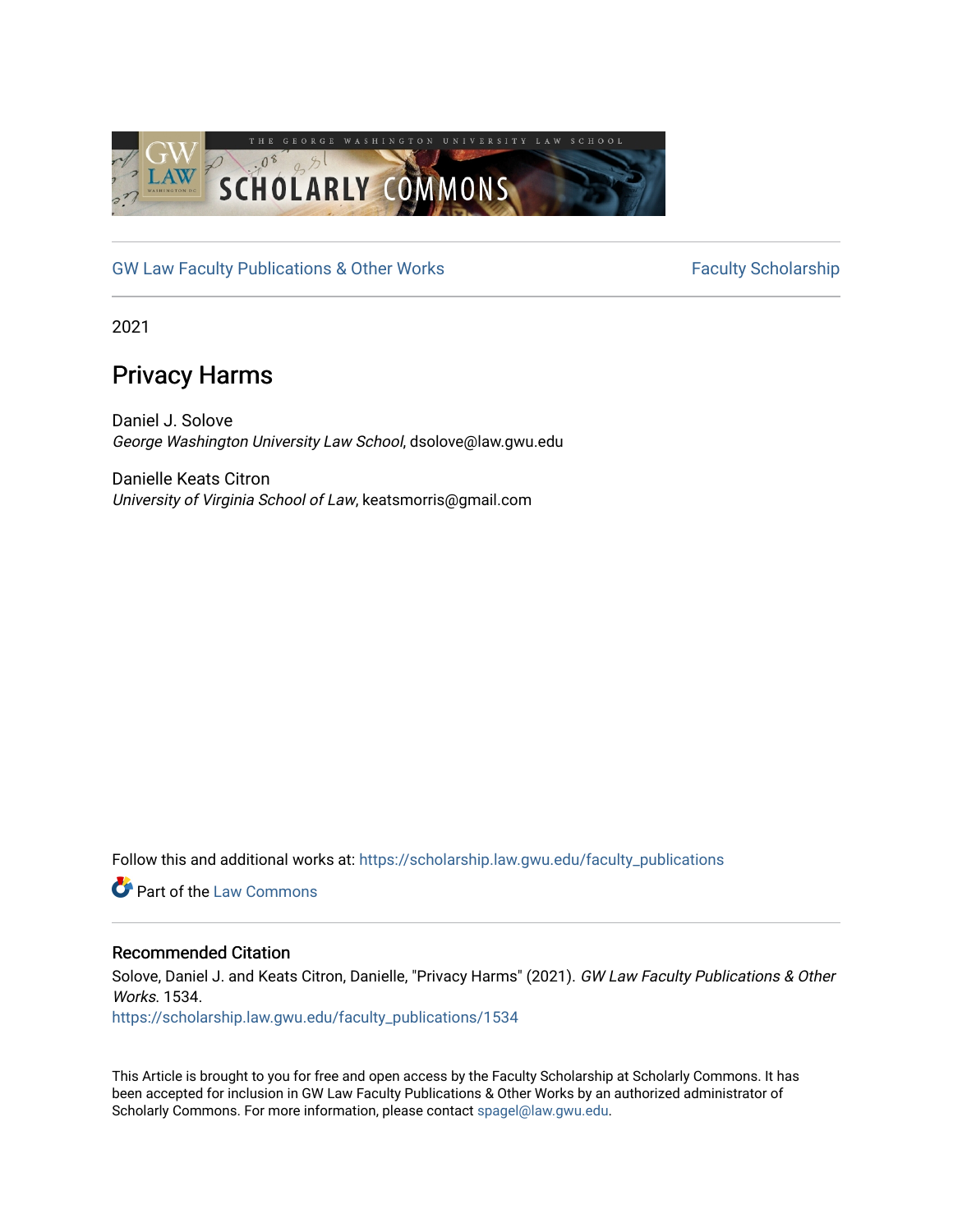GW Law Faculty Publications & Other Works | Faculty Scholarship

2021

# Privacy Harms

Daniel J. Solove
*George Washington University Law School*, dsolove@law.gwu.edu

Danielle Keats Citron
*University of Virginia School of Law*, keatsmorris@gmail.com

Follow this and additional works at: https://scholarship.law.gwu.edu/faculty_publications

Part of the Law Commons

## Recommended Citation

Solove, Daniel J. and Keats Citron, Danielle, "Privacy Harms" (2021). *GW Law Faculty Publications & Other Works*. 1534.
https://scholarship.law.gwu.edu/faculty_publications/1534

This Article is brought to you for free and open access by the Faculty Scholarship at Scholarly Commons. It has been accepted for inclusion in GW Law Faculty Publications & Other Works by an authorized administrator of Scholarly Commons. For more information, please contact spagel@law.gwu.edu.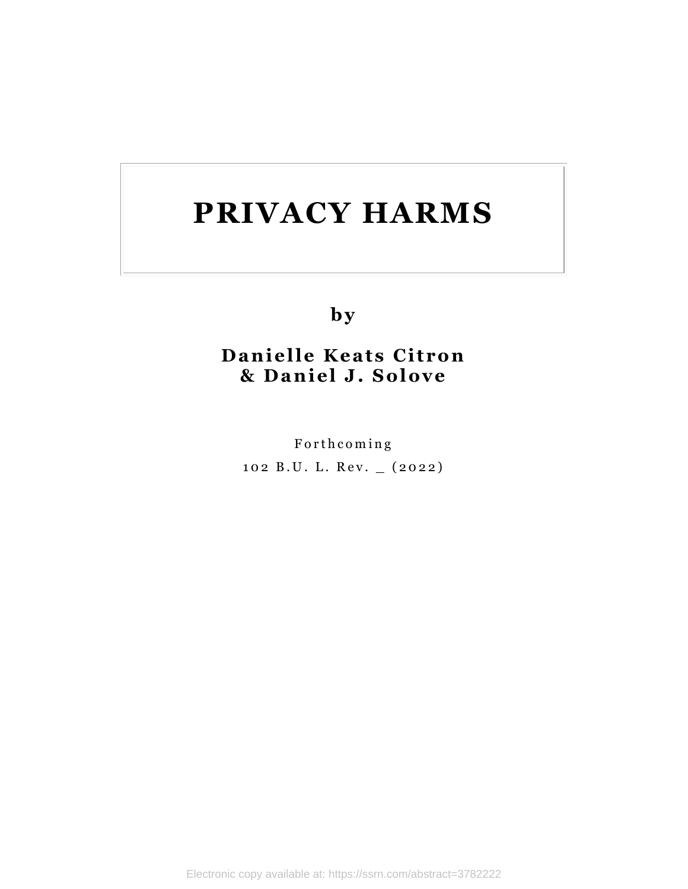# PRIVACY HARMS

**by**

**Danielle Keats Citron**
**& Daniel J. Solove**

Forthcoming

102 B.U. L. Rev. _ (2022)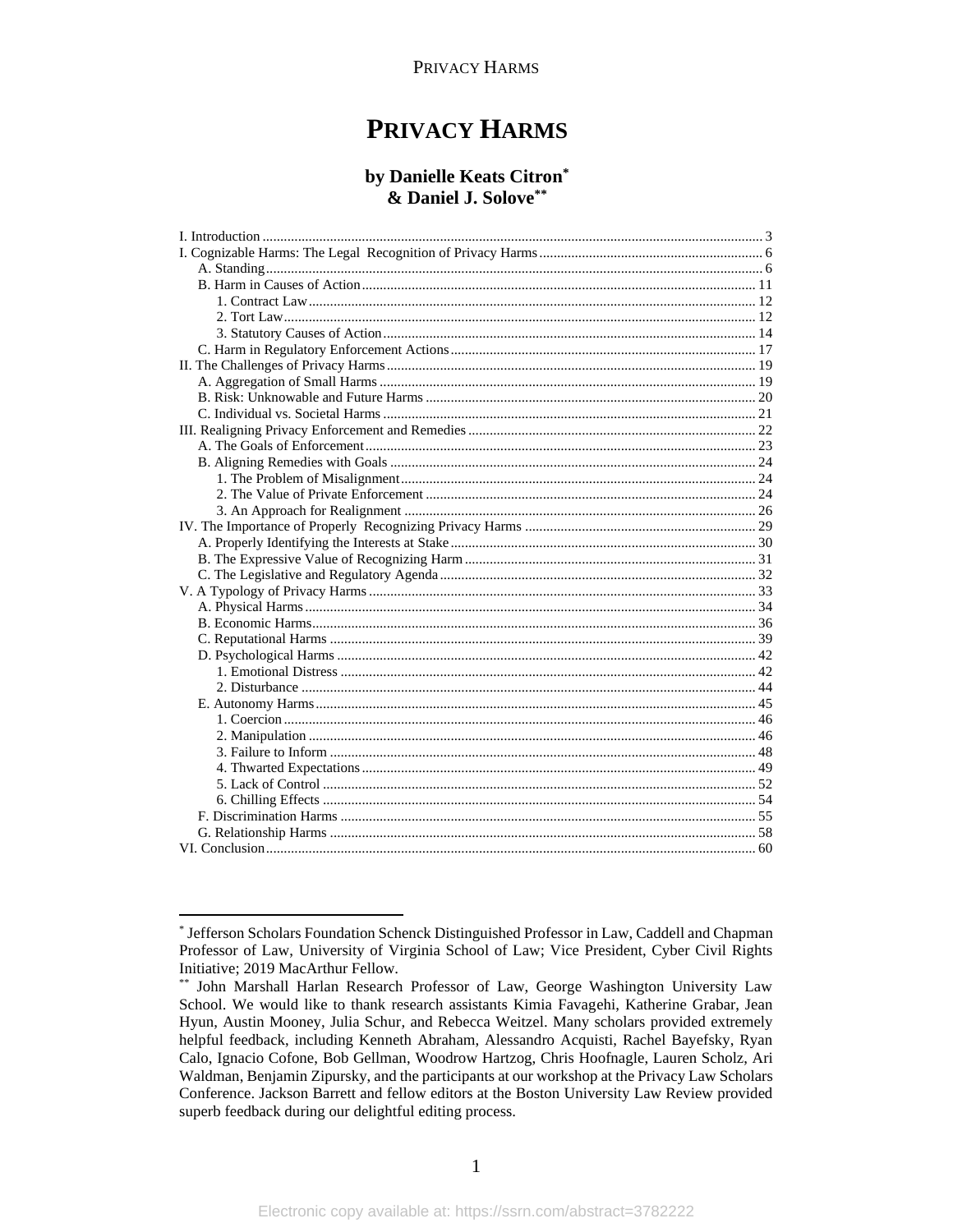# PRIVACY HARMS

**by Danielle Keats Citron[*]**
**& Daniel J. Solove[**]**

I. Introduction ........................................................................................................ 3
I. Cognizable Harms: The Legal Recognition of Privacy Harms ............................ 6
  A. Standing ......................................................................................................... 6
  B. Harm in Causes of Action ............................................................................. 11
    1. Contract Law ............................................................................................. 12
    2. Tort Law ..................................................................................................... 12
    3. Statutory Causes of Action ........................................................................ 14
  C. Harm in Regulatory Enforcement Actions ..................................................... 17
II. The Challenges of Privacy Harms ..................................................................... 19
  A. Aggregation of Small Harms ......................................................................... 19
  B. Risk: Unknowable and Future Harms ............................................................ 20
  C. Individual vs. Societal Harms ........................................................................ 21
III. Realigning Privacy Enforcement and Remedies ............................................... 22
  A. The Goals of Enforcement ............................................................................. 23
  B. Aligning Remedies with Goals ...................................................................... 24
    1. The Problem of Misalignment ................................................................... 24
    2. The Value of Private Enforcement ............................................................ 24
    3. An Approach for Realignment ................................................................... 26
IV. The Importance of Properly Recognizing Privacy Harms ................................ 29
  A. Properly Identifying the Interests at Stake ..................................................... 30
  B. The Expressive Value of Recognizing Harm ................................................. 31
  C. The Legislative and Regulatory Agenda ........................................................ 32
V. A Typology of Privacy Harms ........................................................................... 33
  A. Physical Harms ............................................................................................. 34
  B. Economic Harms ........................................................................................... 36
  C. Reputational Harms ....................................................................................... 39
  D. Psychological Harms .................................................................................... 42
    1. Emotional Distress .................................................................................... 42
    2. Disturbance ............................................................................................... 44
  E. Autonomy Harms .......................................................................................... 45
    1. Coercion .................................................................................................... 46
    2. Manipulation ............................................................................................. 46
    3. Failure to Inform ....................................................................................... 48
    4. Thwarted Expectations .............................................................................. 49
    5. Lack of Control .......................................................................................... 52
    6. Chilling Effects .......................................................................................... 54
  F. Discrimination Harms .................................................................................... 55
  G. Relationship Harms ....................................................................................... 58
VI. Conclusion ....................................................................................................... 60

---

[*] Jefferson Scholars Foundation Schenck Distinguished Professor in Law, Caddell and Chapman Professor of Law, University of Virginia School of Law; Vice President, Cyber Civil Rights Initiative; 2019 MacArthur Fellow.

[**] John Marshall Harlan Research Professor of Law, George Washington University Law School. We would like to thank research assistants Kimia Favagehi, Katherine Grabar, Jean Hyun, Austin Mooney, Julia Schur, and Rebecca Weitzel. Many scholars provided extremely helpful feedback, including Kenneth Abraham, Alessandro Acquisti, Rachel Bayefsky, Ryan Calo, Ignacio Cofone, Bob Gellman, Woodrow Hartzog, Chris Hoofnagle, Lauren Scholz, Ari Waldman, Benjamin Zipursky, and the participants at our workshop at the Privacy Law Scholars Conference. Jackson Barrett and fellow editors at the Boston University Law Review provided superb feedback during our delightful editing process.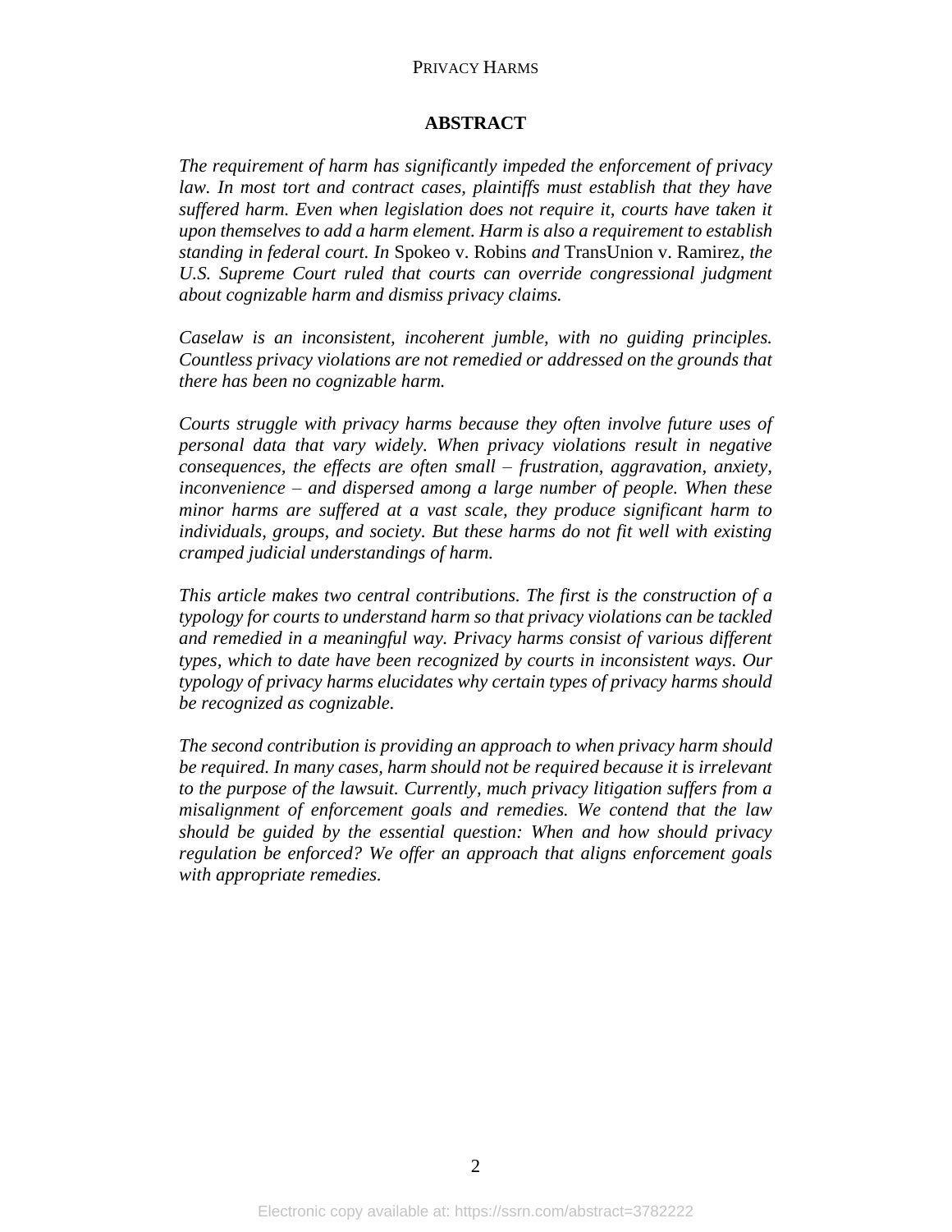## ABSTRACT

*The requirement of harm has significantly impeded the enforcement of privacy law. In most tort and contract cases, plaintiffs must establish that they have suffered harm. Even when legislation does not require it, courts have taken it upon themselves to add a harm element. Harm is also a requirement to establish standing in federal court. In* Spokeo v. Robins *and* TransUnion v. Ramirez*, the U.S. Supreme Court ruled that courts can override congressional judgment about cognizable harm and dismiss privacy claims.*

*Caselaw is an inconsistent, incoherent jumble, with no guiding principles. Countless privacy violations are not remedied or addressed on the grounds that there has been no cognizable harm.*

*Courts struggle with privacy harms because they often involve future uses of personal data that vary widely. When privacy violations result in negative consequences, the effects are often small – frustration, aggravation, anxiety, inconvenience – and dispersed among a large number of people. When these minor harms are suffered at a vast scale, they produce significant harm to individuals, groups, and society. But these harms do not fit well with existing cramped judicial understandings of harm.*

*This article makes two central contributions. The first is the construction of a typology for courts to understand harm so that privacy violations can be tackled and remedied in a meaningful way. Privacy harms consist of various different types, which to date have been recognized by courts in inconsistent ways. Our typology of privacy harms elucidates why certain types of privacy harms should be recognized as cognizable.*

*The second contribution is providing an approach to when privacy harm should be required. In many cases, harm should not be required because it is irrelevant to the purpose of the lawsuit. Currently, much privacy litigation suffers from a misalignment of enforcement goals and remedies. We contend that the law should be guided by the essential question: When and how should privacy regulation be enforced? We offer an approach that aligns enforcement goals with appropriate remedies.*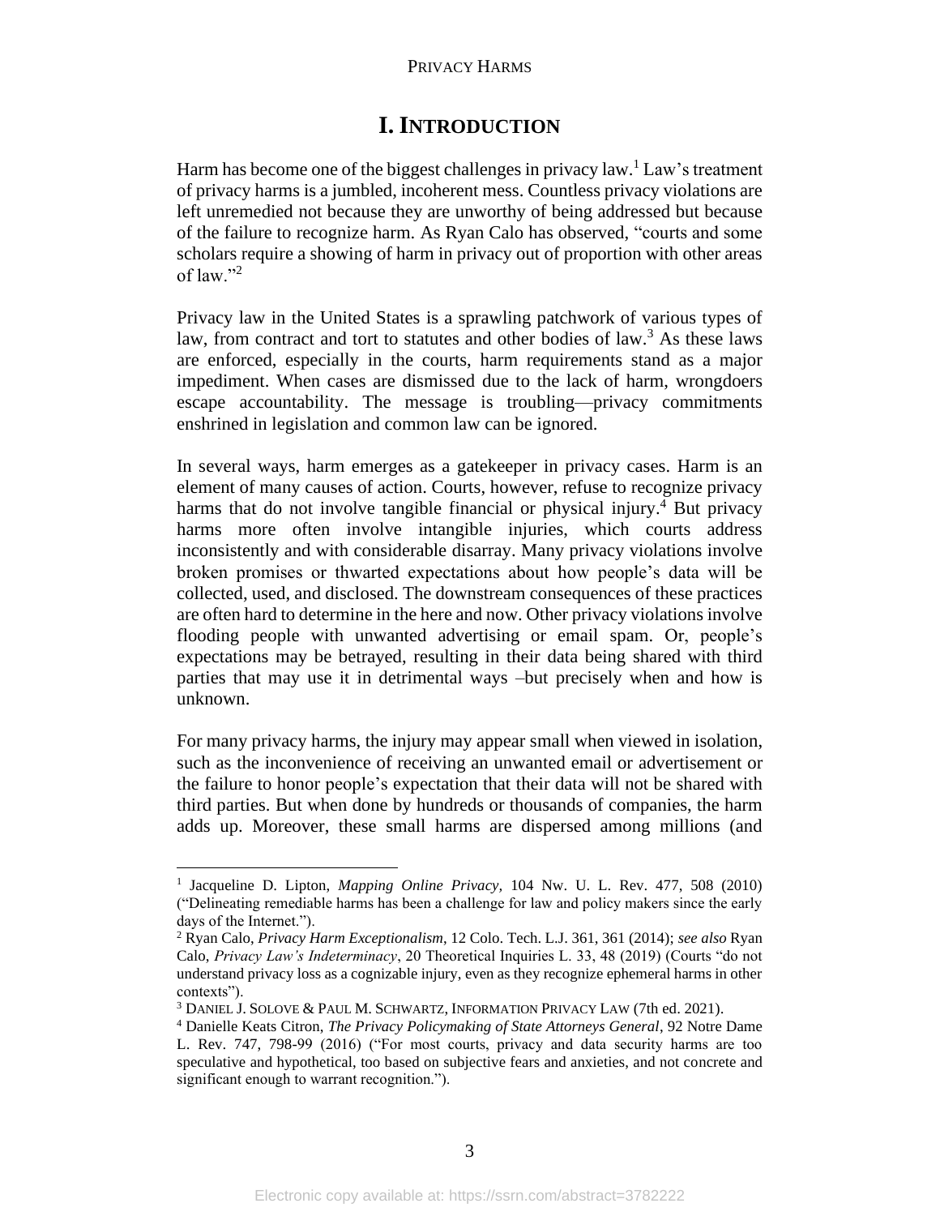# I. INTRODUCTION

Harm has become one of the biggest challenges in privacy law.[1] Law's treatment of privacy harms is a jumbled, incoherent mess. Countless privacy violations are left unremedied not because they are unworthy of being addressed but because of the failure to recognize harm. As Ryan Calo has observed, "courts and some scholars require a showing of harm in privacy out of proportion with other areas of law."[2]

Privacy law in the United States is a sprawling patchwork of various types of law, from contract and tort to statutes and other bodies of law.[3] As these laws are enforced, especially in the courts, harm requirements stand as a major impediment. When cases are dismissed due to the lack of harm, wrongdoers escape accountability. The message is troubling—privacy commitments enshrined in legislation and common law can be ignored.

In several ways, harm emerges as a gatekeeper in privacy cases. Harm is an element of many causes of action. Courts, however, refuse to recognize privacy harms that do not involve tangible financial or physical injury.[4] But privacy harms more often involve intangible injuries, which courts address inconsistently and with considerable disarray. Many privacy violations involve broken promises or thwarted expectations about how people's data will be collected, used, and disclosed. The downstream consequences of these practices are often hard to determine in the here and now. Other privacy violations involve flooding people with unwanted advertising or email spam. Or, people's expectations may be betrayed, resulting in their data being shared with third parties that may use it in detrimental ways –but precisely when and how is unknown.

For many privacy harms, the injury may appear small when viewed in isolation, such as the inconvenience of receiving an unwanted email or advertisement or the failure to honor people's expectation that their data will not be shared with third parties. But when done by hundreds or thousands of companies, the harm adds up. Moreover, these small harms are dispersed among millions (and

---

[1] Jacqueline D. Lipton, *Mapping Online Privacy*, 104 Nw. U. L. Rev. 477, 508 (2010) ("Delineating remediable harms has been a challenge for law and policy makers since the early days of the Internet.").

[2] Ryan Calo, *Privacy Harm Exceptionalism*, 12 Colo. Tech. L.J. 361, 361 (2014); *see also* Ryan Calo, *Privacy Law's Indeterminacy*, 20 Theoretical Inquiries L. 33, 48 (2019) (Courts "do not understand privacy loss as a cognizable injury, even as they recognize ephemeral harms in other contexts").

[3] DANIEL J. SOLOVE & PAUL M. SCHWARTZ, INFORMATION PRIVACY LAW (7th ed. 2021).

[4] Danielle Keats Citron, *The Privacy Policymaking of State Attorneys General*, 92 Notre Dame L. Rev. 747, 798-99 (2016) ("For most courts, privacy and data security harms are too speculative and hypothetical, too based on subjective fears and anxieties, and not concrete and significant enough to warrant recognition.").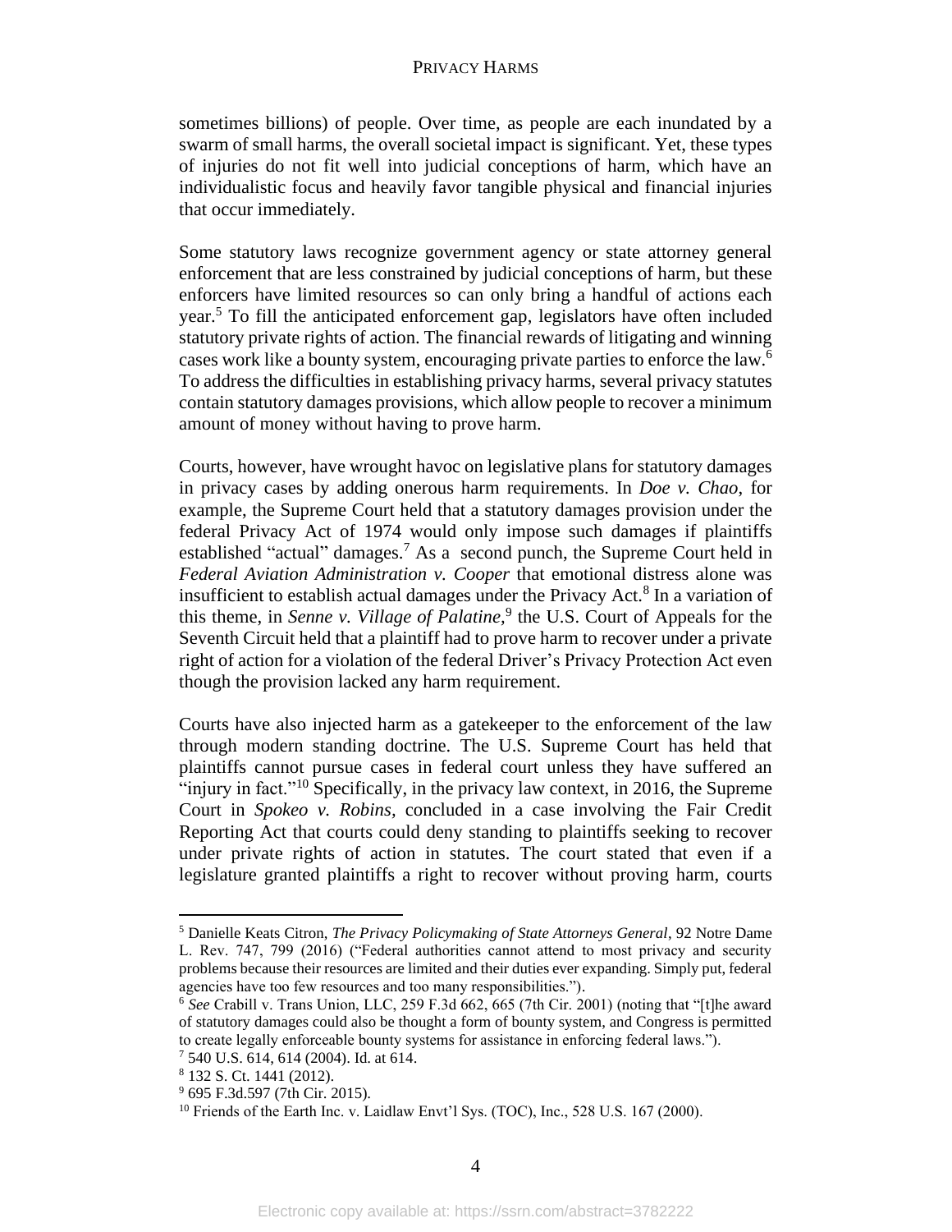sometimes billions) of people. Over time, as people are each inundated by a swarm of small harms, the overall societal impact is significant. Yet, these types of injuries do not fit well into judicial conceptions of harm, which have an individualistic focus and heavily favor tangible physical and financial injuries that occur immediately.

Some statutory laws recognize government agency or state attorney general enforcement that are less constrained by judicial conceptions of harm, but these enforcers have limited resources so can only bring a handful of actions each year.[5] To fill the anticipated enforcement gap, legislators have often included statutory private rights of action. The financial rewards of litigating and winning cases work like a bounty system, encouraging private parties to enforce the law.[6] To address the difficulties in establishing privacy harms, several privacy statutes contain statutory damages provisions, which allow people to recover a minimum amount of money without having to prove harm.

Courts, however, have wrought havoc on legislative plans for statutory damages in privacy cases by adding onerous harm requirements. In *Doe v. Chao*, for example, the Supreme Court held that a statutory damages provision under the federal Privacy Act of 1974 would only impose such damages if plaintiffs established "actual" damages.[7] As a second punch, the Supreme Court held in *Federal Aviation Administration v. Cooper* that emotional distress alone was insufficient to establish actual damages under the Privacy Act.[8] In a variation of this theme, in *Senne v. Village of Palatine*,[9] the U.S. Court of Appeals for the Seventh Circuit held that a plaintiff had to prove harm to recover under a private right of action for a violation of the federal Driver's Privacy Protection Act even though the provision lacked any harm requirement.

Courts have also injected harm as a gatekeeper to the enforcement of the law through modern standing doctrine. The U.S. Supreme Court has held that plaintiffs cannot pursue cases in federal court unless they have suffered an "injury in fact."[10] Specifically, in the privacy law context, in 2016, the Supreme Court in *Spokeo v. Robins*, concluded in a case involving the Fair Credit Reporting Act that courts could deny standing to plaintiffs seeking to recover under private rights of action in statutes. The court stated that even if a legislature granted plaintiffs a right to recover without proving harm, courts

---

[5] Danielle Keats Citron, *The Privacy Policymaking of State Attorneys General*, 92 Notre Dame L. Rev. 747, 799 (2016) ("Federal authorities cannot attend to most privacy and security problems because their resources are limited and their duties ever expanding. Simply put, federal agencies have too few resources and too many responsibilities.").

[6] *See* Crabill v. Trans Union, LLC, 259 F.3d 662, 665 (7th Cir. 2001) (noting that "[t]he award of statutory damages could also be thought a form of bounty system, and Congress is permitted to create legally enforceable bounty systems for assistance in enforcing federal laws.").

[7] 540 U.S. 614, 614 (2004). Id. at 614.

[8] 132 S. Ct. 1441 (2012).

[9] 695 F.3d.597 (7th Cir. 2015).

[10] Friends of the Earth Inc. v. Laidlaw Envt'l Sys. (TOC), Inc., 528 U.S. 167 (2000).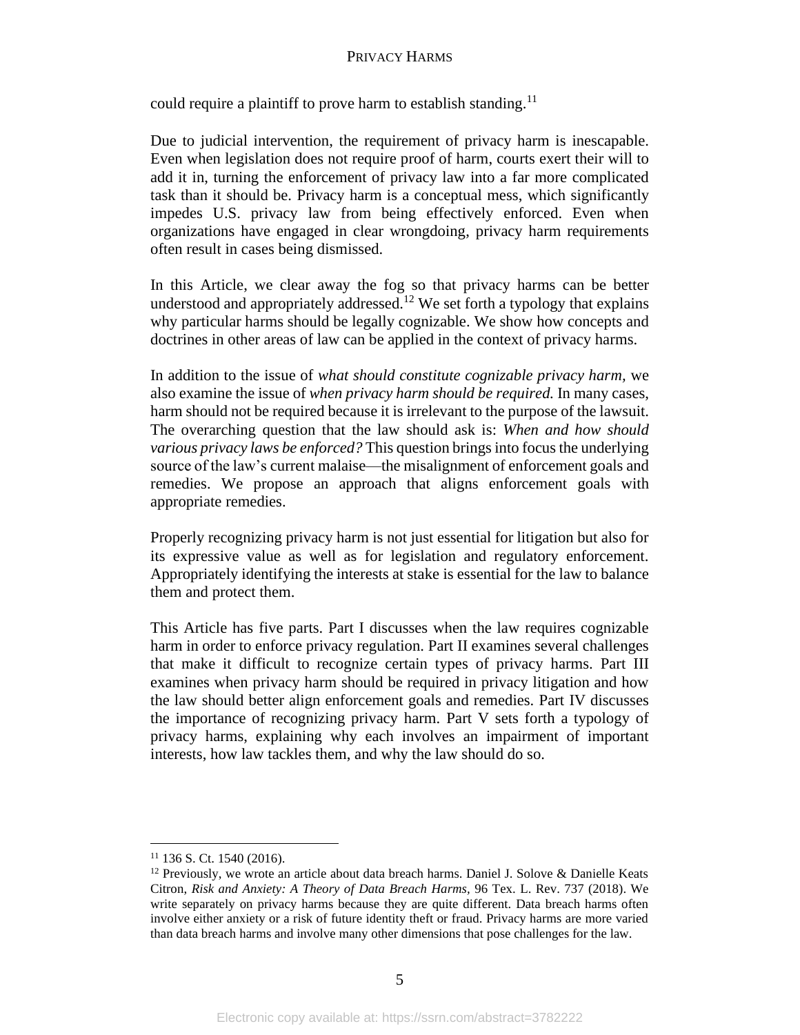could require a plaintiff to prove harm to establish standing.[11]

Due to judicial intervention, the requirement of privacy harm is inescapable. Even when legislation does not require proof of harm, courts exert their will to add it in, turning the enforcement of privacy law into a far more complicated task than it should be. Privacy harm is a conceptual mess, which significantly impedes U.S. privacy law from being effectively enforced. Even when organizations have engaged in clear wrongdoing, privacy harm requirements often result in cases being dismissed.

In this Article, we clear away the fog so that privacy harms can be better understood and appropriately addressed.[12] We set forth a typology that explains why particular harms should be legally cognizable. We show how concepts and doctrines in other areas of law can be applied in the context of privacy harms.

In addition to the issue of *what should constitute cognizable privacy harm*, we also examine the issue of *when privacy harm should be required.* In many cases, harm should not be required because it is irrelevant to the purpose of the lawsuit. The overarching question that the law should ask is: *When and how should various privacy laws be enforced?* This question brings into focus the underlying source of the law's current malaise—the misalignment of enforcement goals and remedies. We propose an approach that aligns enforcement goals with appropriate remedies.

Properly recognizing privacy harm is not just essential for litigation but also for its expressive value as well as for legislation and regulatory enforcement. Appropriately identifying the interests at stake is essential for the law to balance them and protect them.

This Article has five parts. Part I discusses when the law requires cognizable harm in order to enforce privacy regulation. Part II examines several challenges that make it difficult to recognize certain types of privacy harms. Part III examines when privacy harm should be required in privacy litigation and how the law should better align enforcement goals and remedies. Part IV discusses the importance of recognizing privacy harm. Part V sets forth a typology of privacy harms, explaining why each involves an impairment of important interests, how law tackles them, and why the law should do so.

---

[11] 136 S. Ct. 1540 (2016).

[12] Previously, we wrote an article about data breach harms. Daniel J. Solove & Danielle Keats Citron, *Risk and Anxiety: A Theory of Data Breach Harms,* 96 Tex. L. Rev. 737 (2018). We write separately on privacy harms because they are quite different. Data breach harms often involve either anxiety or a risk of future identity theft or fraud. Privacy harms are more varied than data breach harms and involve many other dimensions that pose challenges for the law.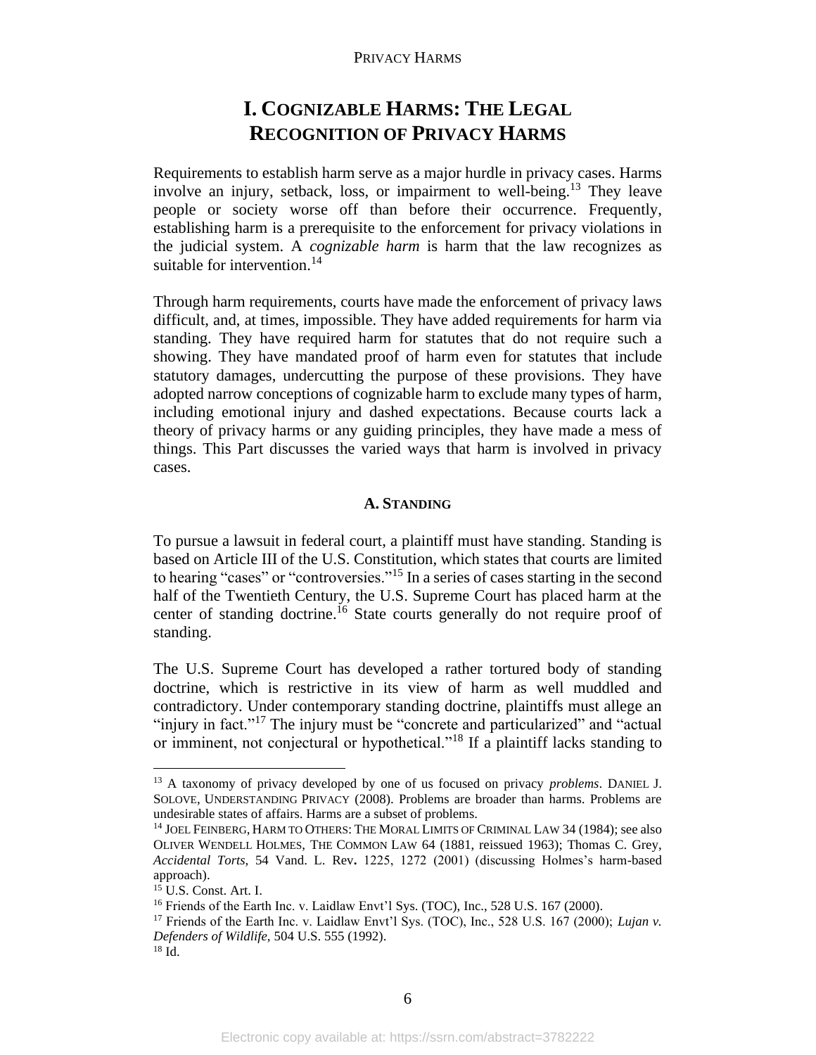# I. COGNIZABLE HARMS: THE LEGAL RECOGNITION OF PRIVACY HARMS

Requirements to establish harm serve as a major hurdle in privacy cases. Harms involve an injury, setback, loss, or impairment to well-being.[13] They leave people or society worse off than before their occurrence. Frequently, establishing harm is a prerequisite to the enforcement for privacy violations in the judicial system. A *cognizable harm* is harm that the law recognizes as suitable for intervention.[14]

Through harm requirements, courts have made the enforcement of privacy laws difficult, and, at times, impossible. They have added requirements for harm via standing. They have required harm for statutes that do not require such a showing. They have mandated proof of harm even for statutes that include statutory damages, undercutting the purpose of these provisions. They have adopted narrow conceptions of cognizable harm to exclude many types of harm, including emotional injury and dashed expectations. Because courts lack a theory of privacy harms or any guiding principles, they have made a mess of things. This Part discusses the varied ways that harm is involved in privacy cases.

## A. STANDING

To pursue a lawsuit in federal court, a plaintiff must have standing. Standing is based on Article III of the U.S. Constitution, which states that courts are limited to hearing "cases" or "controversies."[15] In a series of cases starting in the second half of the Twentieth Century, the U.S. Supreme Court has placed harm at the center of standing doctrine.[16] State courts generally do not require proof of standing.

The U.S. Supreme Court has developed a rather tortured body of standing doctrine, which is restrictive in its view of harm as well muddled and contradictory. Under contemporary standing doctrine, plaintiffs must allege an "injury in fact."[17] The injury must be "concrete and particularized" and "actual or imminent, not conjectural or hypothetical."[18] If a plaintiff lacks standing to

---

[13] A taxonomy of privacy developed by one of us focused on privacy *problems*. DANIEL J. SOLOVE, UNDERSTANDING PRIVACY (2008). Problems are broader than harms. Problems are undesirable states of affairs. Harms are a subset of problems.

[14] JOEL FEINBERG, HARM TO OTHERS: THE MORAL LIMITS OF CRIMINAL LAW 34 (1984); see also OLIVER WENDELL HOLMES, THE COMMON LAW 64 (1881, reissued 1963); Thomas C. Grey, *Accidental Torts,* 54 Vand. L. Rev**.** 1225, 1272 (2001) (discussing Holmes's harm-based approach).

[15] U.S. Const. Art. I.

[16] Friends of the Earth Inc. v. Laidlaw Envt'l Sys. (TOC), Inc., 528 U.S. 167 (2000).

[17] Friends of the Earth Inc. v. Laidlaw Envt'l Sys. (TOC), Inc., 528 U.S. 167 (2000); *Lujan v. Defenders of Wildlife,* 504 U.S. 555 (1992).

[18] Id.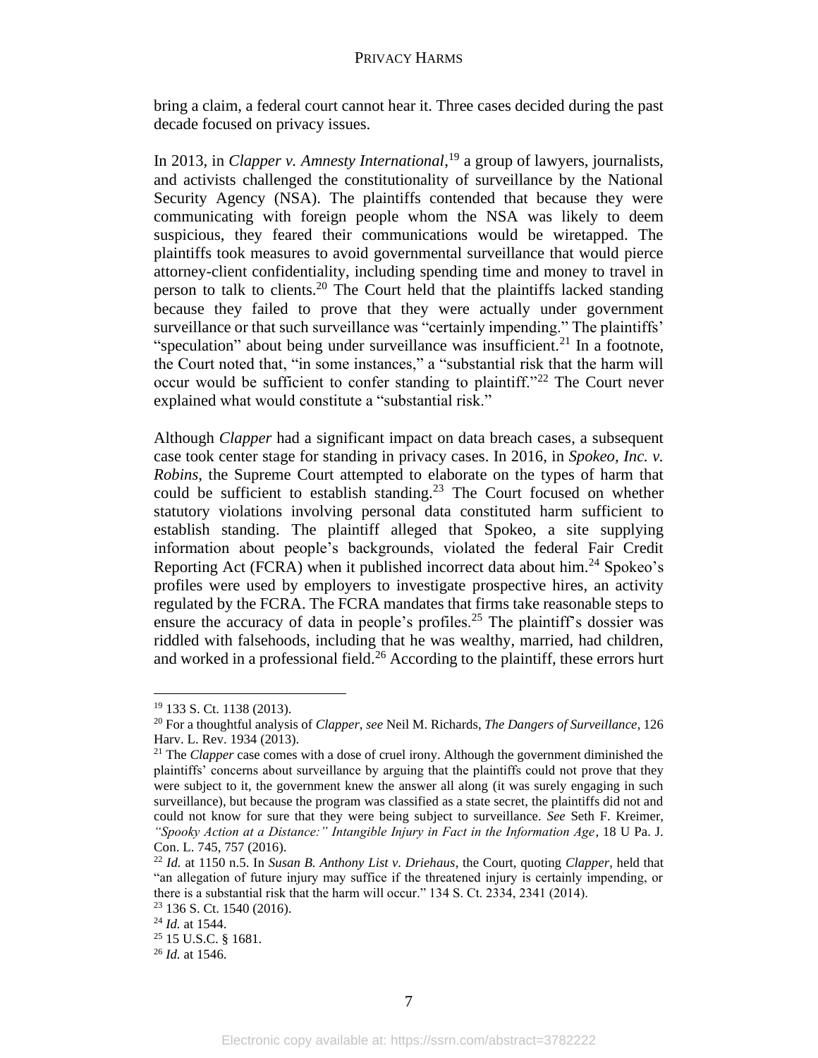bring a claim, a federal court cannot hear it. Three cases decided during the past decade focused on privacy issues.

In 2013, in *Clapper v. Amnesty International*,[19] a group of lawyers, journalists, and activists challenged the constitutionality of surveillance by the National Security Agency (NSA). The plaintiffs contended that because they were communicating with foreign people whom the NSA was likely to deem suspicious, they feared their communications would be wiretapped. The plaintiffs took measures to avoid governmental surveillance that would pierce attorney-client confidentiality, including spending time and money to travel in person to talk to clients.[20] The Court held that the plaintiffs lacked standing because they failed to prove that they were actually under government surveillance or that such surveillance was "certainly impending." The plaintiffs' "speculation" about being under surveillance was insufficient.[21] In a footnote, the Court noted that, "in some instances," a "substantial risk that the harm will occur would be sufficient to confer standing to plaintiff."[22] The Court never explained what would constitute a "substantial risk."

Although *Clapper* had a significant impact on data breach cases, a subsequent case took center stage for standing in privacy cases. In 2016, in *Spokeo, Inc. v. Robins*, the Supreme Court attempted to elaborate on the types of harm that could be sufficient to establish standing.[23] The Court focused on whether statutory violations involving personal data constituted harm sufficient to establish standing. The plaintiff alleged that Spokeo, a site supplying information about people's backgrounds, violated the federal Fair Credit Reporting Act (FCRA) when it published incorrect data about him.[24] Spokeo's profiles were used by employers to investigate prospective hires, an activity regulated by the FCRA. The FCRA mandates that firms take reasonable steps to ensure the accuracy of data in people's profiles.[25] The plaintiff's dossier was riddled with falsehoods, including that he was wealthy, married, had children, and worked in a professional field.[26] According to the plaintiff, these errors hurt

---

[19] 133 S. Ct. 1138 (2013).

[20] For a thoughtful analysis of *Clapper*, *see* Neil M. Richards, *The Dangers of Surveillance*, 126 Harv. L. Rev. 1934 (2013).

[21] The *Clapper* case comes with a dose of cruel irony. Although the government diminished the plaintiffs' concerns about surveillance by arguing that the plaintiffs could not prove that they were subject to it, the government knew the answer all along (it was surely engaging in such surveillance), but because the program was classified as a state secret, the plaintiffs did not and could not know for sure that they were being subject to surveillance. *See* Seth F. Kreimer, *"Spooky Action at a Distance:" Intangible Injury in Fact in the Information Age*, 18 U Pa. J. Con. L. 745, 757 (2016).

[22] *Id.* at 1150 n.5. In *Susan B. Anthony List v. Driehaus*, the Court, quoting *Clapper*, held that "an allegation of future injury may suffice if the threatened injury is certainly impending, or there is a substantial risk that the harm will occur." 134 S. Ct. 2334, 2341 (2014).

[23] 136 S. Ct. 1540 (2016).

[24] *Id.* at 1544.

[25] 15 U.S.C. § 1681.

[26] *Id.* at 1546.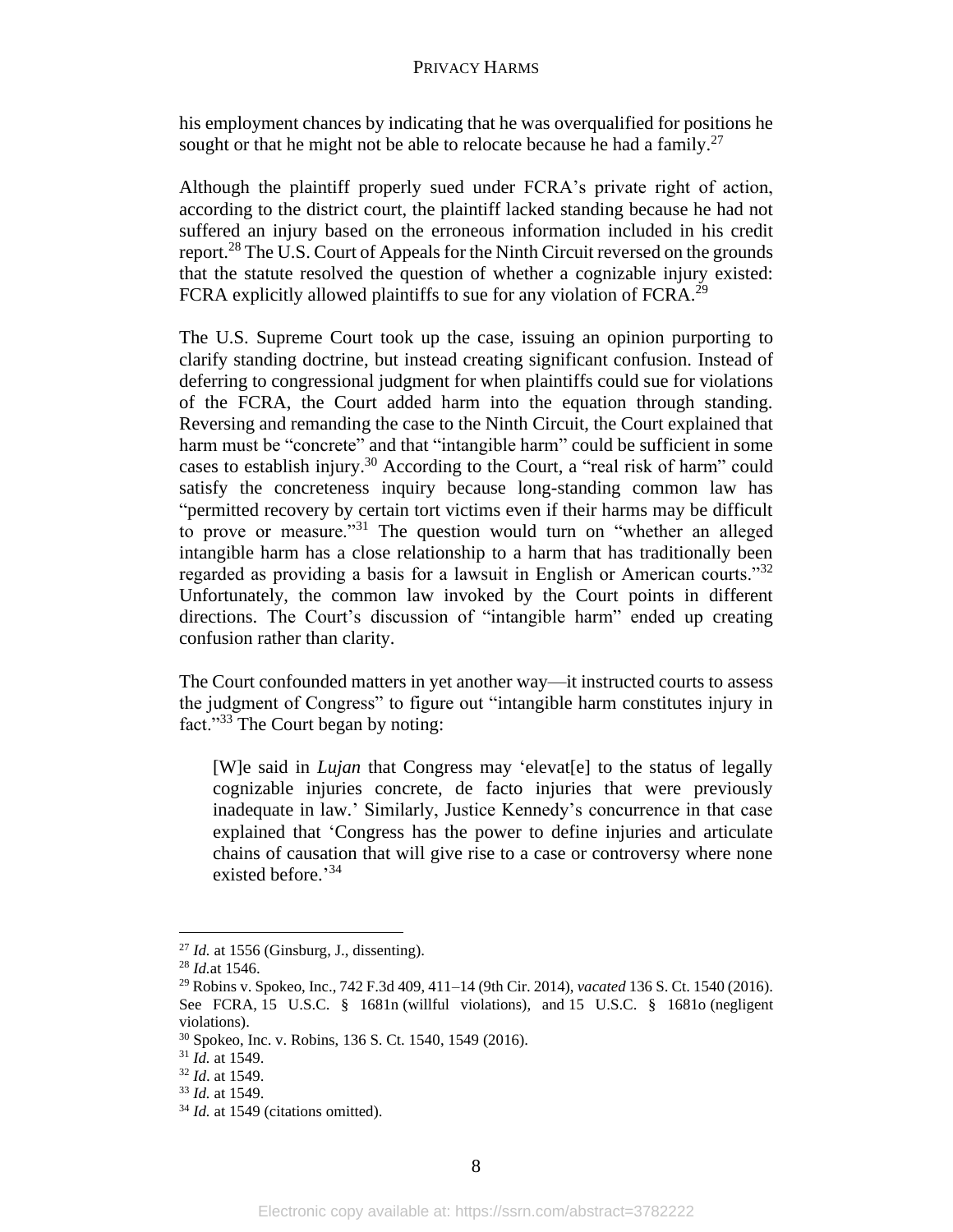his employment chances by indicating that he was overqualified for positions he sought or that he might not be able to relocate because he had a family.[27]

Although the plaintiff properly sued under FCRA's private right of action, according to the district court, the plaintiff lacked standing because he had not suffered an injury based on the erroneous information included in his credit report.[28] The U.S. Court of Appeals for the Ninth Circuit reversed on the grounds that the statute resolved the question of whether a cognizable injury existed: FCRA explicitly allowed plaintiffs to sue for any violation of FCRA.[29]

The U.S. Supreme Court took up the case, issuing an opinion purporting to clarify standing doctrine, but instead creating significant confusion. Instead of deferring to congressional judgment for when plaintiffs could sue for violations of the FCRA, the Court added harm into the equation through standing. Reversing and remanding the case to the Ninth Circuit, the Court explained that harm must be "concrete" and that "intangible harm" could be sufficient in some cases to establish injury.[30] According to the Court, a "real risk of harm" could satisfy the concreteness inquiry because long-standing common law has "permitted recovery by certain tort victims even if their harms may be difficult to prove or measure."[31] The question would turn on "whether an alleged intangible harm has a close relationship to a harm that has traditionally been regarded as providing a basis for a lawsuit in English or American courts."[32] Unfortunately, the common law invoked by the Court points in different directions. The Court's discussion of "intangible harm" ended up creating confusion rather than clarity.

The Court confounded matters in yet another way—it instructed courts to assess the judgment of Congress" to figure out "intangible harm constitutes injury in fact."[33] The Court began by noting:

> [W]e said in *Lujan* that Congress may 'elevat[e] to the status of legally cognizable injuries concrete, de facto injuries that were previously inadequate in law.' Similarly, Justice Kennedy's concurrence in that case explained that 'Congress has the power to define injuries and articulate chains of causation that will give rise to a case or controversy where none existed before.'[34]

---

[27] *Id.* at 1556 (Ginsburg, J., dissenting).

[28] *Id.*at 1546.

[29] Robins v. Spokeo, Inc., 742 F.3d 409, 411–14 (9th Cir. 2014), *vacated* 136 S. Ct. 1540 (2016). See FCRA, 15 U.S.C. § 1681n (willful violations), and 15 U.S.C. § 1681o (negligent violations).

[30] Spokeo, Inc. v. Robins, 136 S. Ct. 1540, 1549 (2016).

[31] *Id.* at 1549.

[32] *Id.* at 1549.

[33] *Id.* at 1549.

[34] *Id.* at 1549 (citations omitted).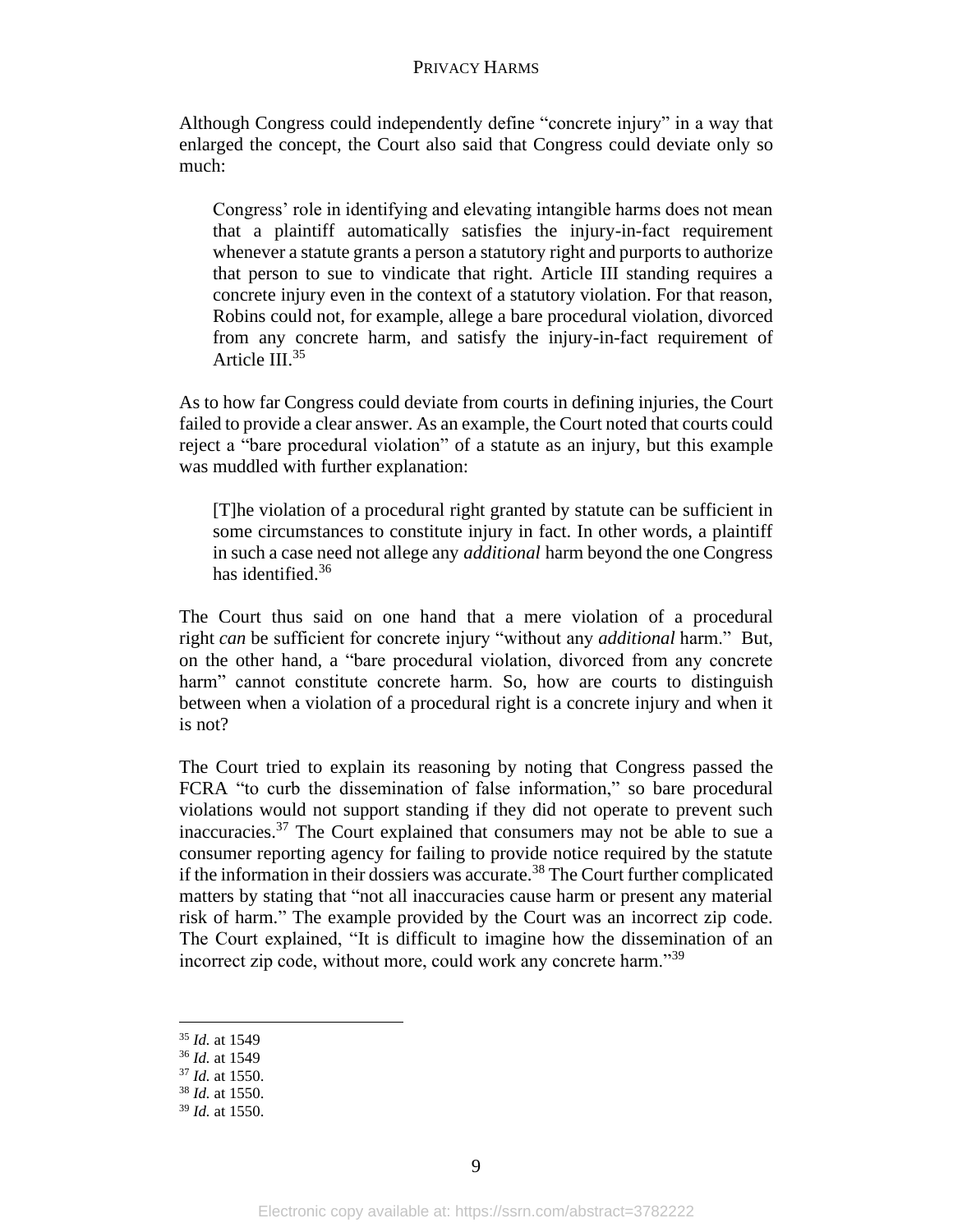Although Congress could independently define "concrete injury" in a way that enlarged the concept, the Court also said that Congress could deviate only so much:

> Congress' role in identifying and elevating intangible harms does not mean that a plaintiff automatically satisfies the injury-in-fact requirement whenever a statute grants a person a statutory right and purports to authorize that person to sue to vindicate that right. Article III standing requires a concrete injury even in the context of a statutory violation. For that reason, Robins could not, for example, allege a bare procedural violation, divorced from any concrete harm, and satisfy the injury-in-fact requirement of Article III.[35]

As to how far Congress could deviate from courts in defining injuries, the Court failed to provide a clear answer. As an example, the Court noted that courts could reject a "bare procedural violation" of a statute as an injury, but this example was muddled with further explanation:

> [T]he violation of a procedural right granted by statute can be sufficient in some circumstances to constitute injury in fact. In other words, a plaintiff in such a case need not allege any *additional* harm beyond the one Congress has identified.[36]

The Court thus said on one hand that a mere violation of a procedural right *can* be sufficient for concrete injury "without any *additional* harm." But, on the other hand, a "bare procedural violation, divorced from any concrete harm" cannot constitute concrete harm. So, how are courts to distinguish between when a violation of a procedural right is a concrete injury and when it is not?

The Court tried to explain its reasoning by noting that Congress passed the FCRA "to curb the dissemination of false information," so bare procedural violations would not support standing if they did not operate to prevent such inaccuracies.[37] The Court explained that consumers may not be able to sue a consumer reporting agency for failing to provide notice required by the statute if the information in their dossiers was accurate.[38] The Court further complicated matters by stating that "not all inaccuracies cause harm or present any material risk of harm." The example provided by the Court was an incorrect zip code. The Court explained, "It is difficult to imagine how the dissemination of an incorrect zip code, without more, could work any concrete harm."[39]

---

[35] *Id.* at 1549

[36] *Id.* at 1549

[37] *Id.* at 1550.

[38] *Id.* at 1550.

[39] *Id.* at 1550.

Electronic copy available at: https://ssrn.com/abstract=3782222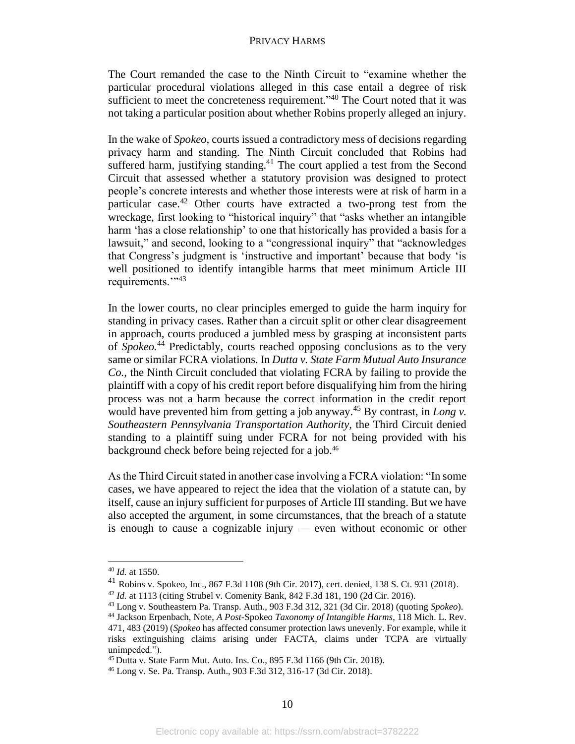The Court remanded the case to the Ninth Circuit to "examine whether the particular procedural violations alleged in this case entail a degree of risk sufficient to meet the concreteness requirement."[40] The Court noted that it was not taking a particular position about whether Robins properly alleged an injury.

In the wake of *Spokeo*, courts issued a contradictory mess of decisions regarding privacy harm and standing. The Ninth Circuit concluded that Robins had suffered harm, justifying standing.[41] The court applied a test from the Second Circuit that assessed whether a statutory provision was designed to protect people's concrete interests and whether those interests were at risk of harm in a particular case.[42] Other courts have extracted a two-prong test from the wreckage, first looking to "historical inquiry" that "asks whether an intangible harm 'has a close relationship' to one that historically has provided a basis for a lawsuit," and second, looking to a "congressional inquiry" that "acknowledges that Congress's judgment is 'instructive and important' because that body 'is well positioned to identify intangible harms that meet minimum Article III requirements.'"[43]

In the lower courts, no clear principles emerged to guide the harm inquiry for standing in privacy cases. Rather than a circuit split or other clear disagreement in approach, courts produced a jumbled mess by grasping at inconsistent parts of *Spokeo.*[44] Predictably, courts reached opposing conclusions as to the very same or similar FCRA violations. In *Dutta v. State Farm Mutual Auto Insurance Co.*, the Ninth Circuit concluded that violating FCRA by failing to provide the plaintiff with a copy of his credit report before disqualifying him from the hiring process was not a harm because the correct information in the credit report would have prevented him from getting a job anyway.[45] By contrast, in *Long v. Southeastern Pennsylvania Transportation Authority*, the Third Circuit denied standing to a plaintiff suing under FCRA for not being provided with his background check before being rejected for a job.[46]

As the Third Circuit stated in another case involving a FCRA violation: "In some cases, we have appeared to reject the idea that the violation of a statute can, by itself, cause an injury sufficient for purposes of Article III standing. But we have also accepted the argument, in some circumstances, that the breach of a statute is enough to cause a cognizable injury — even without economic or other

---

[40] *Id.* at 1550.

[41] Robins v. Spokeo, Inc., 867 F.3d 1108 (9th Cir. 2017), cert. denied, 138 S. Ct. 931 (2018).

[42] *Id.* at 1113 (citing Strubel v. Comenity Bank, 842 F.3d 181, 190 (2d Cir. 2016).

[43] Long v. Southeastern Pa. Transp. Auth., 903 F.3d 312, 321 (3d Cir. 2018) (quoting *Spokeo*).

[44] Jackson Erpenbach, Note, *A Post-*Spokeo *Taxonomy of Intangible Harms*, 118 Mich. L. Rev. 471, 483 (2019) (*Spokeo* has affected consumer protection laws unevenly. For example, while it risks extinguishing claims arising under FACTA, claims under TCPA are virtually unimpeded.").

[45] Dutta v. State Farm Mut. Auto. Ins. Co., 895 F.3d 1166 (9th Cir. 2018).

[46] Long v. Se. Pa. Transp. Auth., 903 F.3d 312, 316-17 (3d Cir. 2018).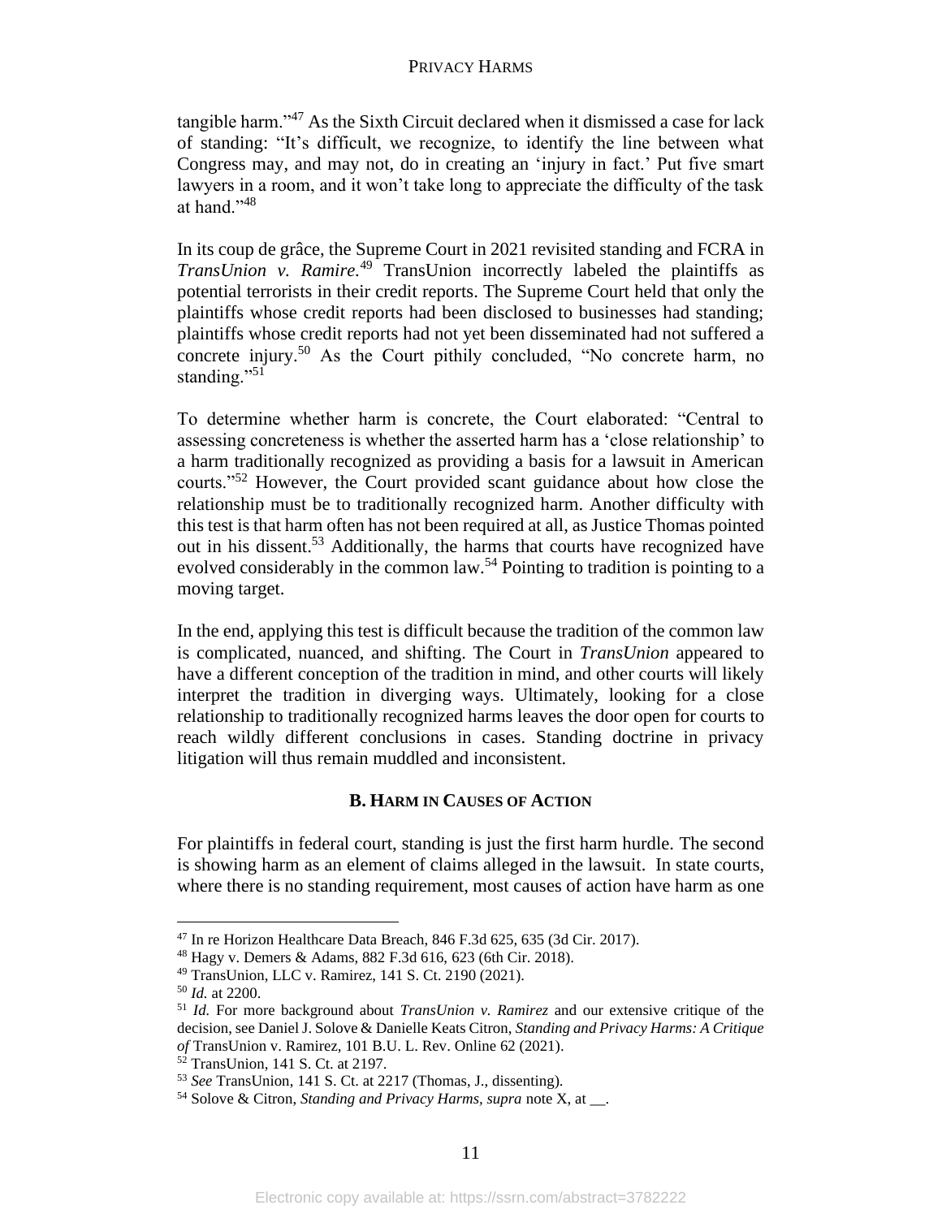tangible harm."[47] As the Sixth Circuit declared when it dismissed a case for lack of standing: "It's difficult, we recognize, to identify the line between what Congress may, and may not, do in creating an 'injury in fact.' Put five smart lawyers in a room, and it won't take long to appreciate the difficulty of the task at hand."[48]

In its coup de grâce, the Supreme Court in 2021 revisited standing and FCRA in *TransUnion v. Ramire.*[49] TransUnion incorrectly labeled the plaintiffs as potential terrorists in their credit reports. The Supreme Court held that only the plaintiffs whose credit reports had been disclosed to businesses had standing; plaintiffs whose credit reports had not yet been disseminated had not suffered a concrete injury.[50] As the Court pithily concluded, "No concrete harm, no standing."[51]

To determine whether harm is concrete, the Court elaborated: "Central to assessing concreteness is whether the asserted harm has a 'close relationship' to a harm traditionally recognized as providing a basis for a lawsuit in American courts."[52] However, the Court provided scant guidance about how close the relationship must be to traditionally recognized harm. Another difficulty with this test is that harm often has not been required at all, as Justice Thomas pointed out in his dissent.[53] Additionally, the harms that courts have recognized have evolved considerably in the common law.[54] Pointing to tradition is pointing to a moving target.

In the end, applying this test is difficult because the tradition of the common law is complicated, nuanced, and shifting. The Court in *TransUnion* appeared to have a different conception of the tradition in mind, and other courts will likely interpret the tradition in diverging ways. Ultimately, looking for a close relationship to traditionally recognized harms leaves the door open for courts to reach wildly different conclusions in cases. Standing doctrine in privacy litigation will thus remain muddled and inconsistent.

### B. Harm in Causes of Action

For plaintiffs in federal court, standing is just the first harm hurdle. The second is showing harm as an element of claims alleged in the lawsuit. In state courts, where there is no standing requirement, most causes of action have harm as one

---

[47] In re Horizon Healthcare Data Breach, 846 F.3d 625, 635 (3d Cir. 2017).

[48] Hagy v. Demers & Adams, 882 F.3d 616, 623 (6th Cir. 2018).

[49] TransUnion, LLC v. Ramirez, 141 S. Ct. 2190 (2021).

[50] *Id.* at 2200.

[51] *Id.* For more background about *TransUnion v. Ramirez* and our extensive critique of the decision, see Daniel J. Solove & Danielle Keats Citron, *Standing and Privacy Harms: A Critique of* TransUnion v. Ramirez, 101 B.U. L. Rev. Online 62 (2021).

[52] TransUnion, 141 S. Ct. at 2197.

[53] *See* TransUnion, 141 S. Ct. at 2217 (Thomas, J., dissenting).

[54] Solove & Citron, *Standing and Privacy Harms*, *supra* note X, at __.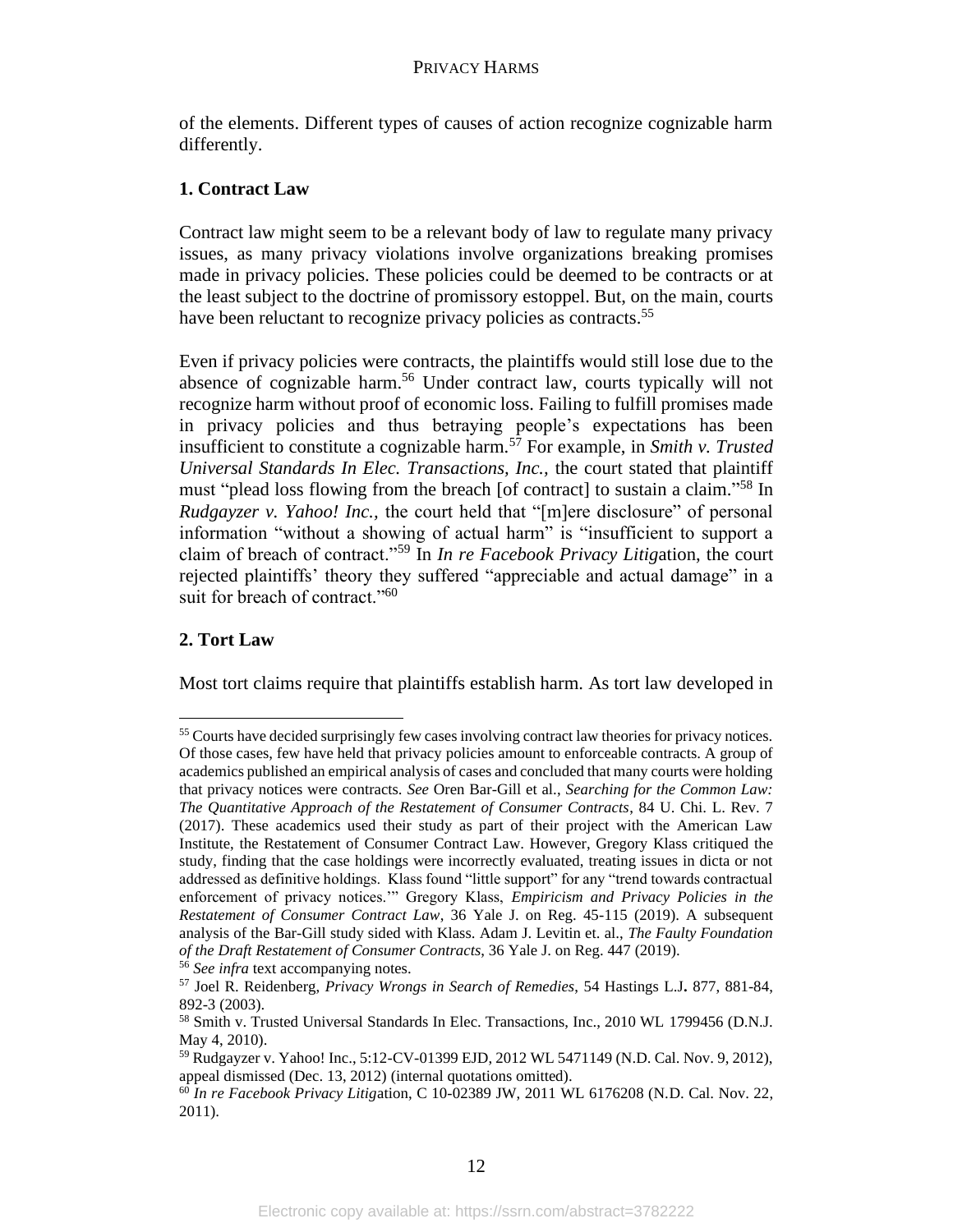of the elements. Different types of causes of action recognize cognizable harm differently.

### 1. Contract Law

Contract law might seem to be a relevant body of law to regulate many privacy issues, as many privacy violations involve organizations breaking promises made in privacy policies. These policies could be deemed to be contracts or at the least subject to the doctrine of promissory estoppel. But, on the main, courts have been reluctant to recognize privacy policies as contracts.[55]

Even if privacy policies were contracts, the plaintiffs would still lose due to the absence of cognizable harm.[56] Under contract law, courts typically will not recognize harm without proof of economic loss. Failing to fulfill promises made in privacy policies and thus betraying people's expectations has been insufficient to constitute a cognizable harm.[57] For example, in *Smith v. Trusted Universal Standards In Elec. Transactions, Inc.,* the court stated that plaintiff must "plead loss flowing from the breach [of contract] to sustain a claim."[58] In *Rudgayzer v. Yahoo! Inc.,* the court held that "[m]ere disclosure" of personal information "without a showing of actual harm" is "insufficient to support a claim of breach of contract."[59] In *In re Facebook Privacy Litig*ation, the court rejected plaintiffs' theory they suffered "appreciable and actual damage" in a suit for breach of contract."[60]

### 2. Tort Law

Most tort claims require that plaintiffs establish harm. As tort law developed in

---

[55] Courts have decided surprisingly few cases involving contract law theories for privacy notices. Of those cases, few have held that privacy policies amount to enforceable contracts. A group of academics published an empirical analysis of cases and concluded that many courts were holding that privacy notices were contracts. *See* Oren Bar-Gill et al., *Searching for the Common Law: The Quantitative Approach of the Restatement of Consumer Contracts*, 84 U. Chi. L. Rev. 7 (2017). These academics used their study as part of their project with the American Law Institute, the Restatement of Consumer Contract Law. However, Gregory Klass critiqued the study, finding that the case holdings were incorrectly evaluated, treating issues in dicta or not addressed as definitive holdings. Klass found "little support" for any "trend towards contractual enforcement of privacy notices.'" Gregory Klass, *Empiricism and Privacy Policies in the Restatement of Consumer Contract Law*, 36 Yale J. on Reg. 45-115 (2019). A subsequent analysis of the Bar-Gill study sided with Klass. Adam J. Levitin et. al., *The Faulty Foundation of the Draft Restatement of Consumer Contracts*, 36 Yale J. on Reg. 447 (2019).

[56] *See infra* text accompanying notes.

[57] Joel R. Reidenberg, *Privacy Wrongs in Search of Remedies*, 54 Hastings L.J. 877, 881-84, 892-3 (2003).

[58] Smith v. Trusted Universal Standards In Elec. Transactions, Inc., 2010 WL 1799456 (D.N.J. May 4, 2010).

[59] Rudgayzer v. Yahoo! Inc., 5:12-CV-01399 EJD, 2012 WL 5471149 (N.D. Cal. Nov. 9, 2012), appeal dismissed (Dec. 13, 2012) (internal quotations omitted).

[60] *In re Facebook Privacy Litig*ation, C 10-02389 JW, 2011 WL 6176208 (N.D. Cal. Nov. 22, 2011).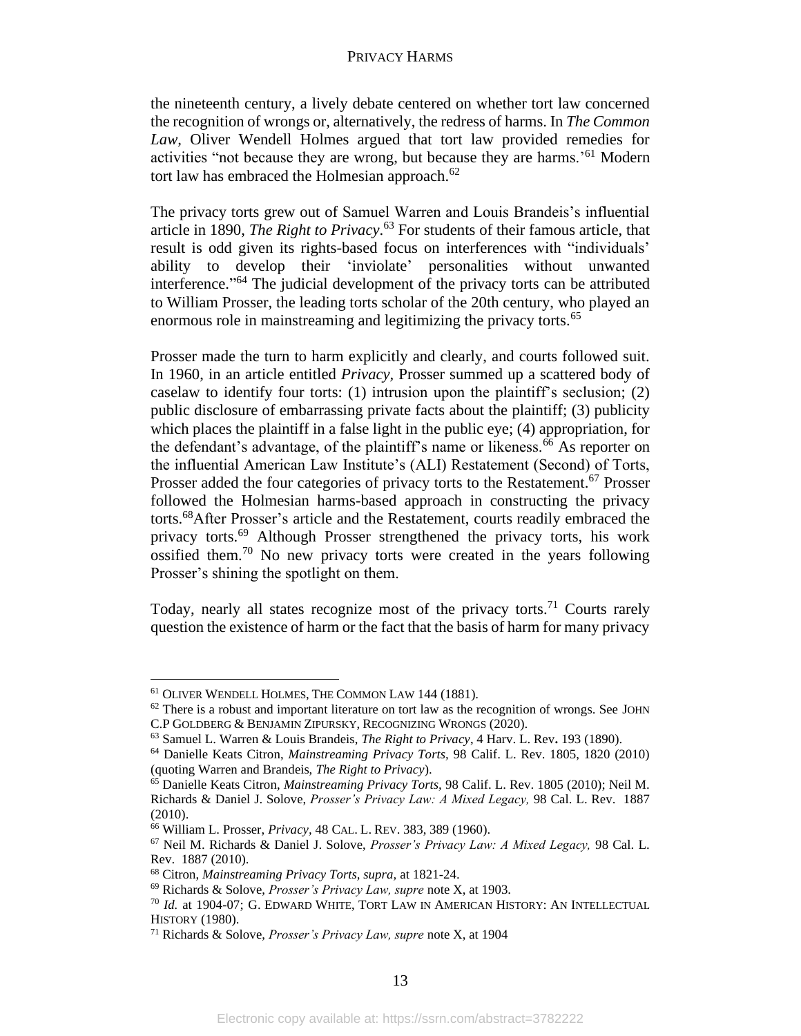the nineteenth century, a lively debate centered on whether tort law concerned the recognition of wrongs or, alternatively, the redress of harms. In *The Common Law*, Oliver Wendell Holmes argued that tort law provided remedies for activities "not because they are wrong, but because they are harms.'[61] Modern tort law has embraced the Holmesian approach.[62]

The privacy torts grew out of Samuel Warren and Louis Brandeis's influential article in 1890, *The Right to Privacy*.[63] For students of their famous article, that result is odd given its rights-based focus on interferences with "individuals' ability to develop their 'inviolate' personalities without unwanted interference."[64] The judicial development of the privacy torts can be attributed to William Prosser, the leading torts scholar of the 20th century, who played an enormous role in mainstreaming and legitimizing the privacy torts.[65]

Prosser made the turn to harm explicitly and clearly, and courts followed suit. In 1960, in an article entitled *Privacy*, Prosser summed up a scattered body of caselaw to identify four torts: (1) intrusion upon the plaintiff's seclusion; (2) public disclosure of embarrassing private facts about the plaintiff; (3) publicity which places the plaintiff in a false light in the public eye; (4) appropriation, for the defendant's advantage, of the plaintiff's name or likeness.[66] As reporter on the influential American Law Institute's (ALI) Restatement (Second) of Torts, Prosser added the four categories of privacy torts to the Restatement.[67] Prosser followed the Holmesian harms-based approach in constructing the privacy torts.[68]After Prosser's article and the Restatement, courts readily embraced the privacy torts.[69] Although Prosser strengthened the privacy torts, his work ossified them.[70] No new privacy torts were created in the years following Prosser's shining the spotlight on them.

Today, nearly all states recognize most of the privacy torts.[71] Courts rarely question the existence of harm or the fact that the basis of harm for many privacy

---

[61] OLIVER WENDELL HOLMES, THE COMMON LAW 144 (1881).

[62] There is a robust and important literature on tort law as the recognition of wrongs. See JOHN C.P GOLDBERG & BENJAMIN ZIPURSKY, RECOGNIZING WRONGS (2020).

[63] Samuel L. Warren & Louis Brandeis, *The Right to Privacy*, 4 Harv. L. Rev**.** 193 (1890).

[64] Danielle Keats Citron, *Mainstreaming Privacy Torts,* 98 Calif. L. Rev. 1805, 1820 (2010) (quoting Warren and Brandeis, *The Right to Privacy*).

[65] Danielle Keats Citron, *Mainstreaming Privacy Torts,* 98 Calif. L. Rev. 1805 (2010); Neil M. Richards & Daniel J. Solove, *Prosser's Privacy Law: A Mixed Legacy,* 98 Cal. L. Rev. 1887 (2010).

[66] William L. Prosser, *Privacy*, 48 CAL. L. REV. 383, 389 (1960).

[67] Neil M. Richards & Daniel J. Solove, *Prosser's Privacy Law: A Mixed Legacy,* 98 Cal. L. Rev. 1887 (2010).

[68] Citron, *Mainstreaming Privacy Torts*, *supra,* at 1821-24.

[69] Richards & Solove, *Prosser's Privacy Law, supre* note X, at 1903.

[70] *Id.* at 1904-07; G. EDWARD WHITE, TORT LAW IN AMERICAN HISTORY: AN INTELLECTUAL HISTORY (1980).

[71] Richards & Solove, *Prosser's Privacy Law, supre* note X, at 1904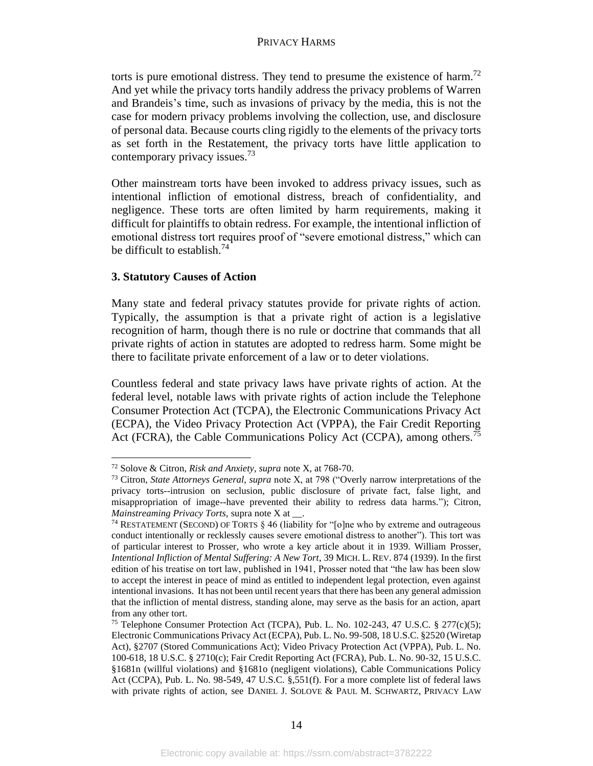torts is pure emotional distress. They tend to presume the existence of harm.[72] And yet while the privacy torts handily address the privacy problems of Warren and Brandeis's time, such as invasions of privacy by the media, this is not the case for modern privacy problems involving the collection, use, and disclosure of personal data. Because courts cling rigidly to the elements of the privacy torts as set forth in the Restatement, the privacy torts have little application to contemporary privacy issues.[73]

Other mainstream torts have been invoked to address privacy issues, such as intentional infliction of emotional distress, breach of confidentiality, and negligence. These torts are often limited by harm requirements, making it difficult for plaintiffs to obtain redress. For example, the intentional infliction of emotional distress tort requires proof of "severe emotional distress," which can be difficult to establish.[74]

### 3. Statutory Causes of Action

Many state and federal privacy statutes provide for private rights of action. Typically, the assumption is that a private right of action is a legislative recognition of harm, though there is no rule or doctrine that commands that all private rights of action in statutes are adopted to redress harm. Some might be there to facilitate private enforcement of a law or to deter violations.

Countless federal and state privacy laws have private rights of action. At the federal level, notable laws with private rights of action include the Telephone Consumer Protection Act (TCPA), the Electronic Communications Privacy Act (ECPA), the Video Privacy Protection Act (VPPA), the Fair Credit Reporting Act (FCRA), the Cable Communications Policy Act (CCPA), among others.[75]

---

[72] Solove & Citron, *Risk and Anxiety*, *supra* note X, at 768-70.

[73] Citron, *State Attorneys General, supra* note X, at 798 ("Overly narrow interpretations of the privacy torts--intrusion on seclusion, public disclosure of private fact, false light, and misappropriation of image--have prevented their ability to redress data harms."); Citron, *Mainstreaming Privacy Torts*, supra note X at __.

[74] RESTATEMENT (SECOND) OF TORTS § 46 (liability for "[o]ne who by extreme and outrageous conduct intentionally or recklessly causes severe emotional distress to another"). This tort was of particular interest to Prosser, who wrote a key article about it in 1939. William Prosser, *Intentional Infliction of Mental Suffering: A New Tort*, 39 MICH. L. REV. 874 (1939). In the first edition of his treatise on tort law, published in 1941, Prosser noted that "the law has been slow to accept the interest in peace of mind as entitled to independent legal protection, even against intentional invasions. It has not been until recent years that there has been any general admission that the infliction of mental distress, standing alone, may serve as the basis for an action, apart from any other tort.

[75] Telephone Consumer Protection Act (TCPA), Pub. L. No. 102-243, 47 U.S.C. § 277(c)(5); Electronic Communications Privacy Act (ECPA), Pub. L. No. 99-508, 18 U.S.C. §2520 (Wiretap Act), §2707 (Stored Communications Act); Video Privacy Protection Act (VPPA), Pub. L. No. 100-618, 18 U.S.C. § 2710(c); Fair Credit Reporting Act (FCRA), Pub. L. No. 90-32, 15 U.S.C. §1681n (willful violations) and §1681o (negligent violations), Cable Communications Policy Act (CCPA), Pub. L. No. 98-549, 47 U.S.C. §,551(f). For a more complete list of federal laws with private rights of action, see DANIEL J. SOLOVE & PAUL M. SCHWARTZ, PRIVACY LAW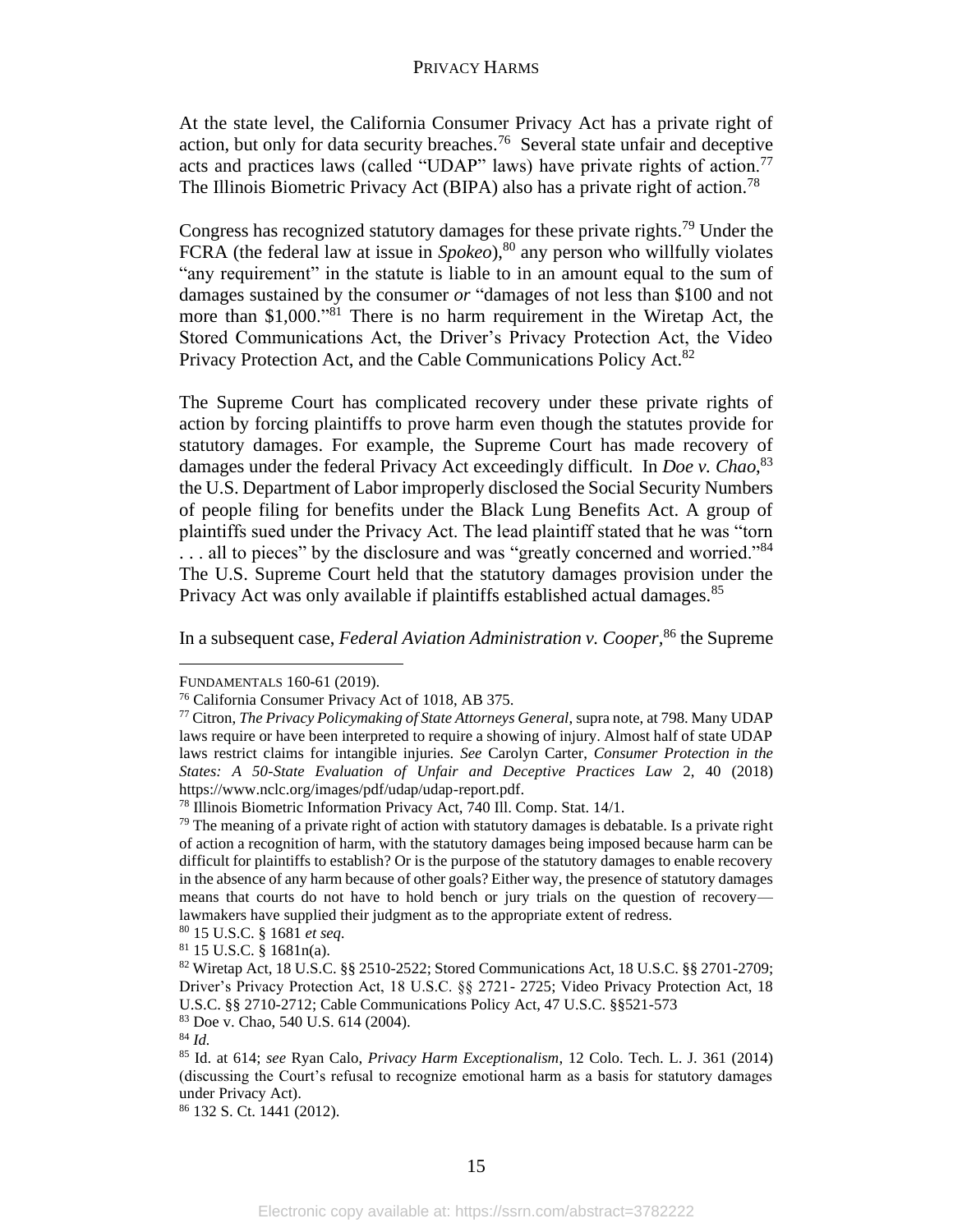At the state level, the California Consumer Privacy Act has a private right of action, but only for data security breaches.[76] Several state unfair and deceptive acts and practices laws (called "UDAP" laws) have private rights of action.[77] The Illinois Biometric Privacy Act (BIPA) also has a private right of action.[78]

Congress has recognized statutory damages for these private rights.[79] Under the FCRA (the federal law at issue in *Spokeo*),[80] any person who willfully violates "any requirement" in the statute is liable to in an amount equal to the sum of damages sustained by the consumer *or* "damages of not less than $100 and not more than $1,000."[81] There is no harm requirement in the Wiretap Act, the Stored Communications Act, the Driver's Privacy Protection Act, the Video Privacy Protection Act, and the Cable Communications Policy Act.[82]

The Supreme Court has complicated recovery under these private rights of action by forcing plaintiffs to prove harm even though the statutes provide for statutory damages. For example, the Supreme Court has made recovery of damages under the federal Privacy Act exceedingly difficult. In *Doe v. Chao*,[83] the U.S. Department of Labor improperly disclosed the Social Security Numbers of people filing for benefits under the Black Lung Benefits Act. A group of plaintiffs sued under the Privacy Act. The lead plaintiff stated that he was "torn . . . all to pieces" by the disclosure and was "greatly concerned and worried."[84] The U.S. Supreme Court held that the statutory damages provision under the Privacy Act was only available if plaintiffs established actual damages.[85]

In a subsequent case, *Federal Aviation Administration v. Cooper*,[86] the Supreme

---

FUNDAMENTALS 160-61 (2019).

[76] California Consumer Privacy Act of 1018, AB 375.

[77] Citron, *The Privacy Policymaking of State Attorneys General*, supra note, at 798. Many UDAP laws require or have been interpreted to require a showing of injury. Almost half of state UDAP laws restrict claims for intangible injuries. *See* Carolyn Carter, *Consumer Protection in the States: A 50-State Evaluation of Unfair and Deceptive Practices Law* 2, 40 (2018) https://www.nclc.org/images/pdf/udap/udap-report.pdf.

[78] Illinois Biometric Information Privacy Act, 740 Ill. Comp. Stat. 14/1.

[79] The meaning of a private right of action with statutory damages is debatable. Is a private right of action a recognition of harm, with the statutory damages being imposed because harm can be difficult for plaintiffs to establish? Or is the purpose of the statutory damages to enable recovery in the absence of any harm because of other goals? Either way, the presence of statutory damages means that courts do not have to hold bench or jury trials on the question of recovery—lawmakers have supplied their judgment as to the appropriate extent of redress.

[80] 15 U.S.C. § 1681 *et seq.*

[81] 15 U.S.C. § 1681n(a).

[82] Wiretap Act, 18 U.S.C. §§ 2510-2522; Stored Communications Act, 18 U.S.C. §§ 2701-2709; Driver's Privacy Protection Act, 18 U.S.C. §§ 2721- 2725; Video Privacy Protection Act, 18 U.S.C. §§ 2710-2712; Cable Communications Policy Act, 47 U.S.C. §§521-573

[83] Doe v. Chao, 540 U.S. 614 (2004).

[84] *Id.*

[85] Id. at 614; *see* Ryan Calo, *Privacy Harm Exceptionalism*, 12 Colo. Tech. L. J. 361 (2014) (discussing the Court's refusal to recognize emotional harm as a basis for statutory damages under Privacy Act).

[86] 132 S. Ct. 1441 (2012).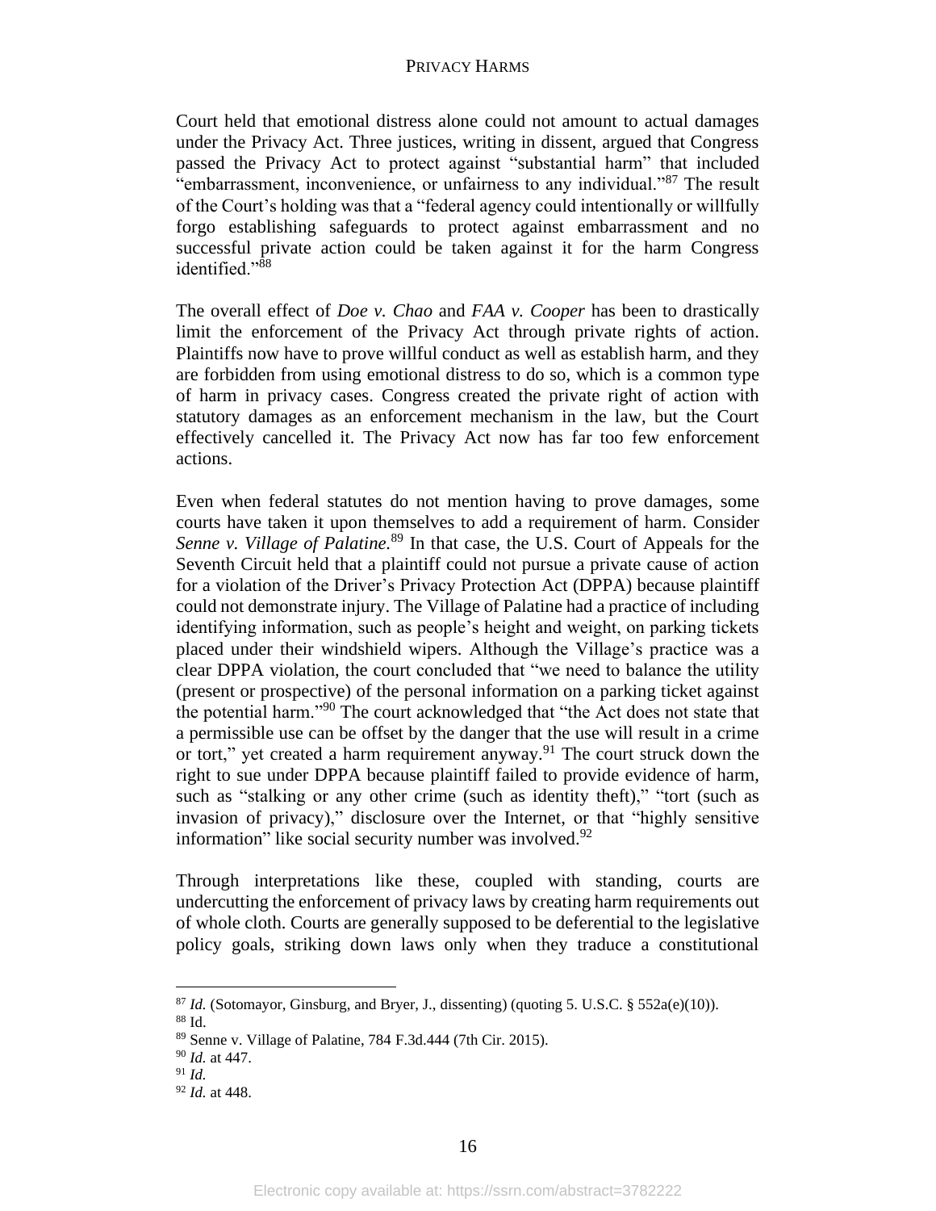Court held that emotional distress alone could not amount to actual damages under the Privacy Act. Three justices, writing in dissent, argued that Congress passed the Privacy Act to protect against "substantial harm" that included "embarrassment, inconvenience, or unfairness to any individual."[87] The result of the Court's holding was that a "federal agency could intentionally or willfully forgo establishing safeguards to protect against embarrassment and no successful private action could be taken against it for the harm Congress identified."[88]

The overall effect of *Doe v. Chao* and *FAA v. Cooper* has been to drastically limit the enforcement of the Privacy Act through private rights of action. Plaintiffs now have to prove willful conduct as well as establish harm, and they are forbidden from using emotional distress to do so, which is a common type of harm in privacy cases. Congress created the private right of action with statutory damages as an enforcement mechanism in the law, but the Court effectively cancelled it. The Privacy Act now has far too few enforcement actions.

Even when federal statutes do not mention having to prove damages, some courts have taken it upon themselves to add a requirement of harm. Consider *Senne v. Village of Palatine.*[89] In that case, the U.S. Court of Appeals for the Seventh Circuit held that a plaintiff could not pursue a private cause of action for a violation of the Driver's Privacy Protection Act (DPPA) because plaintiff could not demonstrate injury. The Village of Palatine had a practice of including identifying information, such as people's height and weight, on parking tickets placed under their windshield wipers. Although the Village's practice was a clear DPPA violation, the court concluded that "we need to balance the utility (present or prospective) of the personal information on a parking ticket against the potential harm."[90] The court acknowledged that "the Act does not state that a permissible use can be offset by the danger that the use will result in a crime or tort," yet created a harm requirement anyway.[91] The court struck down the right to sue under DPPA because plaintiff failed to provide evidence of harm, such as "stalking or any other crime (such as identity theft)," "tort (such as invasion of privacy)," disclosure over the Internet, or that "highly sensitive information" like social security number was involved.[92]

Through interpretations like these, coupled with standing, courts are undercutting the enforcement of privacy laws by creating harm requirements out of whole cloth. Courts are generally supposed to be deferential to the legislative policy goals, striking down laws only when they traduce a constitutional

---

[87] *Id.* (Sotomayor, Ginsburg, and Bryer, J., dissenting) (quoting 5. U.S.C. § 552a(e)(10)).

[88] Id.

[89] Senne v. Village of Palatine, 784 F.3d.444 (7th Cir. 2015).

[90] *Id.* at 447.

[91] *Id.*

[92] *Id.* at 448.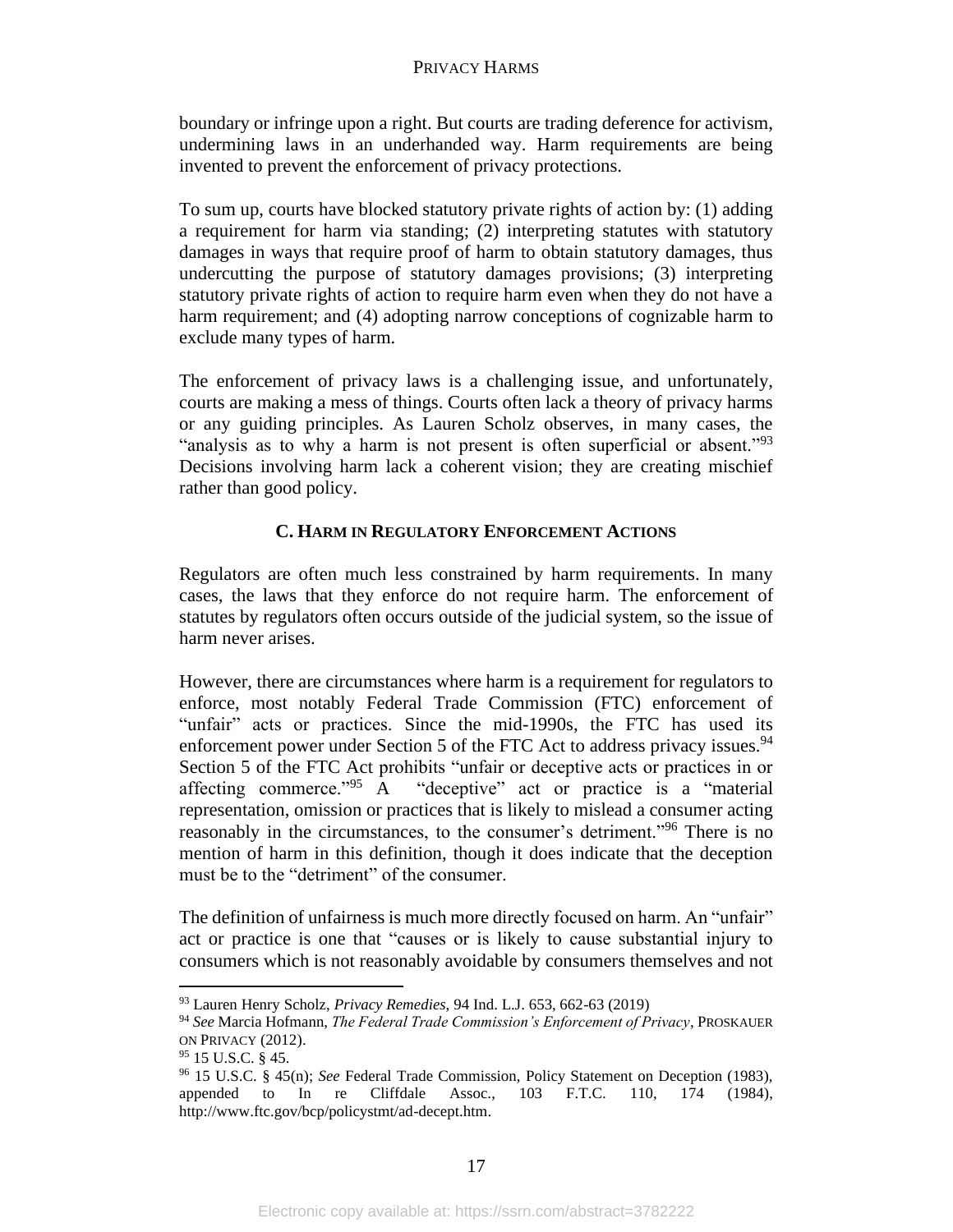boundary or infringe upon a right. But courts are trading deference for activism, undermining laws in an underhanded way. Harm requirements are being invented to prevent the enforcement of privacy protections.

To sum up, courts have blocked statutory private rights of action by: (1) adding a requirement for harm via standing; (2) interpreting statutes with statutory damages in ways that require proof of harm to obtain statutory damages, thus undercutting the purpose of statutory damages provisions; (3) interpreting statutory private rights of action to require harm even when they do not have a harm requirement; and (4) adopting narrow conceptions of cognizable harm to exclude many types of harm.

The enforcement of privacy laws is a challenging issue, and unfortunately, courts are making a mess of things. Courts often lack a theory of privacy harms or any guiding principles. As Lauren Scholz observes, in many cases, the "analysis as to why a harm is not present is often superficial or absent."[93] Decisions involving harm lack a coherent vision; they are creating mischief rather than good policy.

### C. Harm in Regulatory Enforcement Actions

Regulators are often much less constrained by harm requirements. In many cases, the laws that they enforce do not require harm. The enforcement of statutes by regulators often occurs outside of the judicial system, so the issue of harm never arises.

However, there are circumstances where harm is a requirement for regulators to enforce, most notably Federal Trade Commission (FTC) enforcement of "unfair" acts or practices. Since the mid-1990s, the FTC has used its enforcement power under Section 5 of the FTC Act to address privacy issues.[94] Section 5 of the FTC Act prohibits "unfair or deceptive acts or practices in or affecting commerce."[95] A "deceptive" act or practice is a "material representation, omission or practices that is likely to mislead a consumer acting reasonably in the circumstances, to the consumer's detriment."[96] There is no mention of harm in this definition, though it does indicate that the deception must be to the "detriment" of the consumer.

The definition of unfairness is much more directly focused on harm. An "unfair" act or practice is one that "causes or is likely to cause substantial injury to consumers which is not reasonably avoidable by consumers themselves and not

---

[93] Lauren Henry Scholz, *Privacy Remedies*, 94 Ind. L.J. 653, 662-63 (2019)

[94] *See* Marcia Hofmann, *The Federal Trade Commission's Enforcement of Privacy*, PROSKAUER ON PRIVACY (2012).

[95] 15 U.S.C. § 45.

[96] 15 U.S.C. § 45(n); *See* Federal Trade Commission, Policy Statement on Deception (1983), appended to In re Cliffdale Assoc., 103 F.T.C. 110, 174 (1984), http://www.ftc.gov/bcp/policystmt/ad-decept.htm.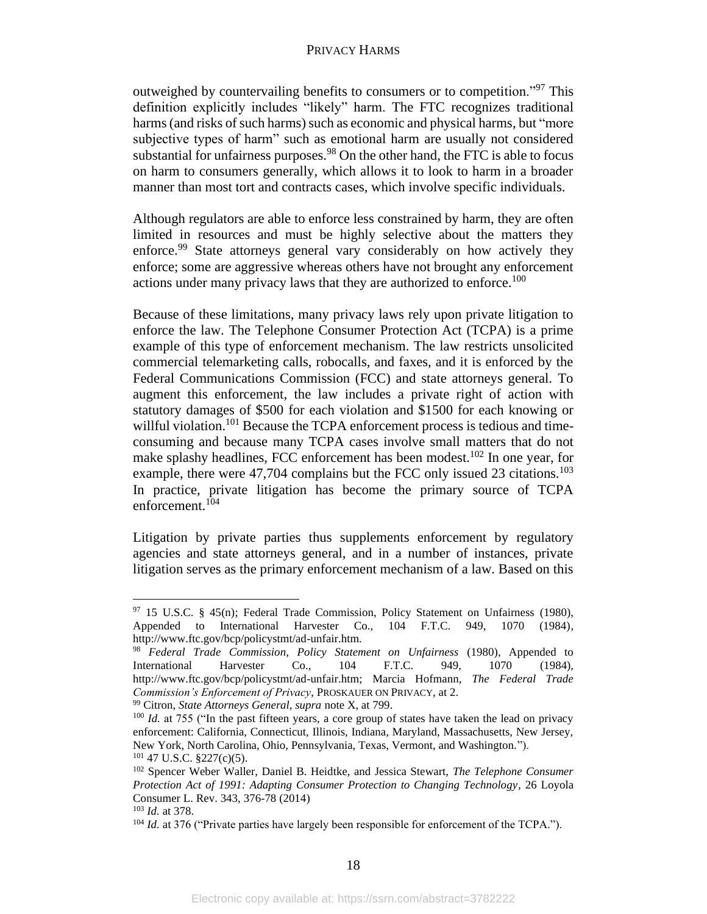outweighed by countervailing benefits to consumers or to competition."[97] This definition explicitly includes "likely" harm. The FTC recognizes traditional harms (and risks of such harms) such as economic and physical harms, but "more subjective types of harm" such as emotional harm are usually not considered substantial for unfairness purposes.[98] On the other hand, the FTC is able to focus on harm to consumers generally, which allows it to look to harm in a broader manner than most tort and contracts cases, which involve specific individuals.

Although regulators are able to enforce less constrained by harm, they are often limited in resources and must be highly selective about the matters they enforce.[99] State attorneys general vary considerably on how actively they enforce; some are aggressive whereas others have not brought any enforcement actions under many privacy laws that they are authorized to enforce.[100]

Because of these limitations, many privacy laws rely upon private litigation to enforce the law. The Telephone Consumer Protection Act (TCPA) is a prime example of this type of enforcement mechanism. The law restricts unsolicited commercial telemarketing calls, robocalls, and faxes, and it is enforced by the Federal Communications Commission (FCC) and state attorneys general. To augment this enforcement, the law includes a private right of action with statutory damages of $500 for each violation and $1500 for each knowing or willful violation.[101] Because the TCPA enforcement process is tedious and time-consuming and because many TCPA cases involve small matters that do not make splashy headlines, FCC enforcement has been modest.[102] In one year, for example, there were 47,704 complains but the FCC only issued 23 citations.[103] In practice, private litigation has become the primary source of TCPA enforcement.[104]

Litigation by private parties thus supplements enforcement by regulatory agencies and state attorneys general, and in a number of instances, private litigation serves as the primary enforcement mechanism of a law. Based on this

---

[97] 15 U.S.C. § 45(n); Federal Trade Commission, Policy Statement on Unfairness (1980), Appended to International Harvester Co., 104 F.T.C. 949, 1070 (1984), http://www.ftc.gov/bcp/policystmt/ad-unfair.htm.

[98] *Federal Trade Commission, Policy Statement on Unfairness* (1980), Appended to International Harvester Co., 104 F.T.C. 949, 1070 (1984), http://www.ftc.gov/bcp/policystmt/ad-unfair.htm; Marcia Hofmann, *The Federal Trade Commission's Enforcement of Privacy*, PROSKAUER ON PRIVACY, at 2.

[99] Citron, *State Attorneys General*, *supra* note X, at 799.

[100] *Id.* at 755 ("In the past fifteen years, a core group of states have taken the lead on privacy enforcement: California, Connecticut, Illinois, Indiana, Maryland, Massachusetts, New Jersey, New York, North Carolina, Ohio, Pennsylvania, Texas, Vermont, and Washington.").

[101] 47 U.S.C. §227(c)(5).

[102] Spencer Weber Waller, Daniel B. Heidtke, and Jessica Stewart, *The Telephone Consumer Protection Act of 1991: Adapting Consumer Protection to Changing Technology*, 26 Loyola Consumer L. Rev. 343, 376-78 (2014)

[103] *Id.* at 378.

[104] *Id.* at 376 ("Private parties have largely been responsible for enforcement of the TCPA.").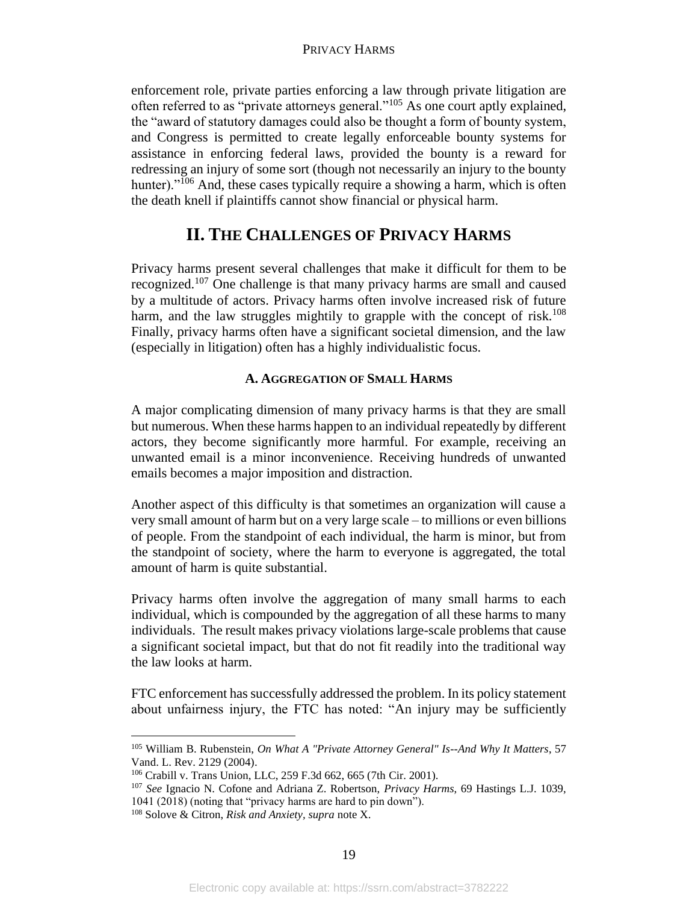enforcement role, private parties enforcing a law through private litigation are often referred to as "private attorneys general."[105] As one court aptly explained, the "award of statutory damages could also be thought a form of bounty system, and Congress is permitted to create legally enforceable bounty systems for assistance in enforcing federal laws, provided the bounty is a reward for redressing an injury of some sort (though not necessarily an injury to the bounty hunter)."[106] And, these cases typically require a showing a harm, which is often the death knell if plaintiffs cannot show financial or physical harm.

## II. The Challenges of Privacy Harms

Privacy harms present several challenges that make it difficult for them to be recognized.[107] One challenge is that many privacy harms are small and caused by a multitude of actors. Privacy harms often involve increased risk of future harm, and the law struggles mightily to grapple with the concept of risk.[108] Finally, privacy harms often have a significant societal dimension, and the law (especially in litigation) often has a highly individualistic focus.

### A. Aggregation of Small Harms

A major complicating dimension of many privacy harms is that they are small but numerous. When these harms happen to an individual repeatedly by different actors, they become significantly more harmful. For example, receiving an unwanted email is a minor inconvenience. Receiving hundreds of unwanted emails becomes a major imposition and distraction.

Another aspect of this difficulty is that sometimes an organization will cause a very small amount of harm but on a very large scale – to millions or even billions of people. From the standpoint of each individual, the harm is minor, but from the standpoint of society, where the harm to everyone is aggregated, the total amount of harm is quite substantial.

Privacy harms often involve the aggregation of many small harms to each individual, which is compounded by the aggregation of all these harms to many individuals. The result makes privacy violations large-scale problems that cause a significant societal impact, but that do not fit readily into the traditional way the law looks at harm.

FTC enforcement has successfully addressed the problem. In its policy statement about unfairness injury, the FTC has noted: "An injury may be sufficiently

---

[105] William B. Rubenstein, *On What A "Private Attorney General" Is--And Why It Matters*, 57 Vand. L. Rev. 2129 (2004).

[106] Crabill v. Trans Union, LLC, 259 F.3d 662, 665 (7th Cir. 2001).

[107] *See* Ignacio N. Cofone and Adriana Z. Robertson, *Privacy Harms*, 69 Hastings L.J. 1039, 1041 (2018) (noting that "privacy harms are hard to pin down").

[108] Solove & Citron, *Risk and Anxiety*, *supra* note X.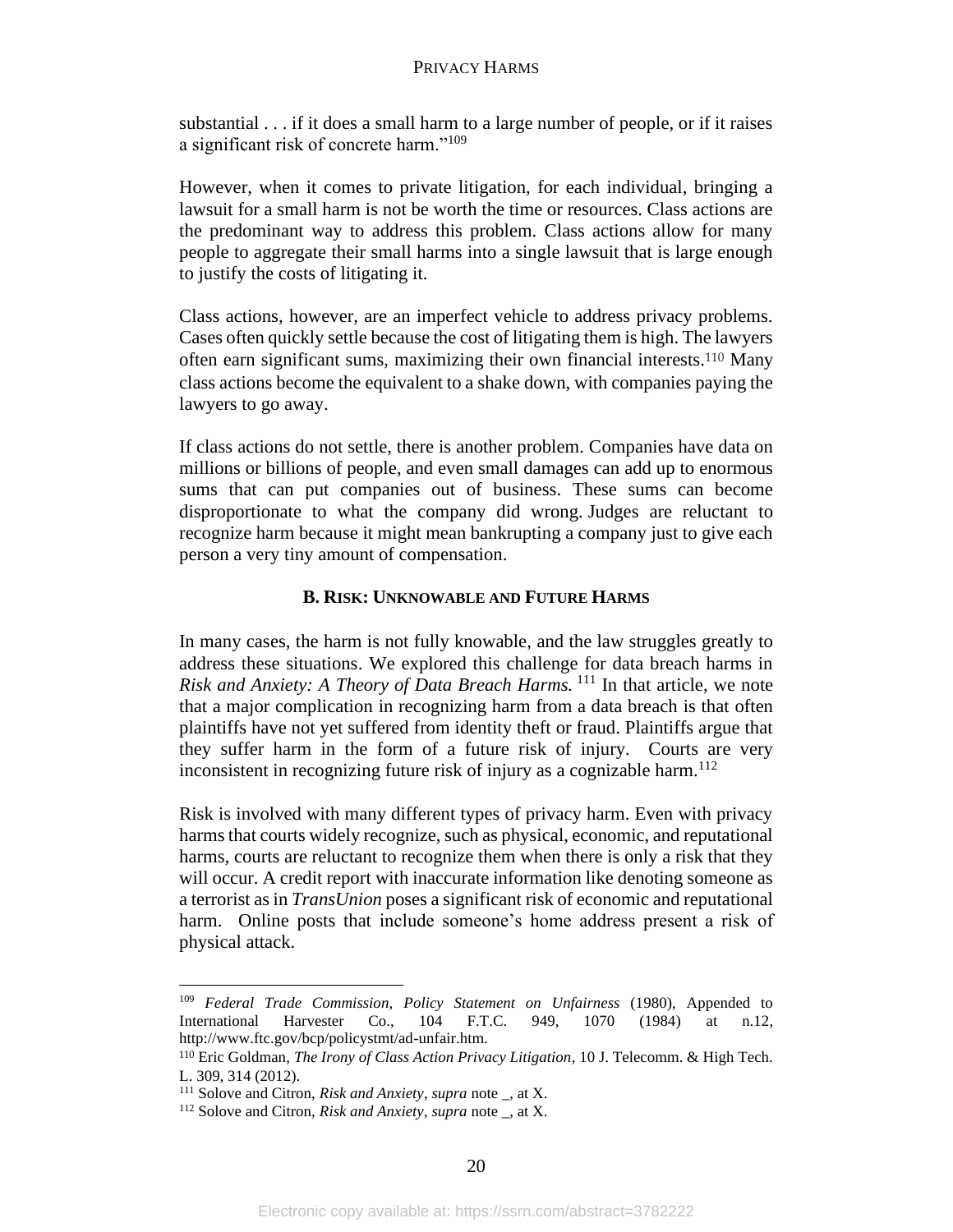substantial . . . if it does a small harm to a large number of people, or if it raises a significant risk of concrete harm."[109]

However, when it comes to private litigation, for each individual, bringing a lawsuit for a small harm is not be worth the time or resources. Class actions are the predominant way to address this problem. Class actions allow for many people to aggregate their small harms into a single lawsuit that is large enough to justify the costs of litigating it.

Class actions, however, are an imperfect vehicle to address privacy problems. Cases often quickly settle because the cost of litigating them is high. The lawyers often earn significant sums, maximizing their own financial interests.[110] Many class actions become the equivalent to a shake down, with companies paying the lawyers to go away.

If class actions do not settle, there is another problem. Companies have data on millions or billions of people, and even small damages can add up to enormous sums that can put companies out of business. These sums can become disproportionate to what the company did wrong. Judges are reluctant to recognize harm because it might mean bankrupting a company just to give each person a very tiny amount of compensation.

### B. Risk: Unknowable and Future Harms

In many cases, the harm is not fully knowable, and the law struggles greatly to address these situations. We explored this challenge for data breach harms in *Risk and Anxiety: A Theory of Data Breach Harms.*[111] In that article, we note that a major complication in recognizing harm from a data breach is that often plaintiffs have not yet suffered from identity theft or fraud. Plaintiffs argue that they suffer harm in the form of a future risk of injury. Courts are very inconsistent in recognizing future risk of injury as a cognizable harm.[112]

Risk is involved with many different types of privacy harm. Even with privacy harms that courts widely recognize, such as physical, economic, and reputational harms, courts are reluctant to recognize them when there is only a risk that they will occur. A credit report with inaccurate information like denoting someone as a terrorist as in *TransUnion* poses a significant risk of economic and reputational harm. Online posts that include someone's home address present a risk of physical attack.

---

[109] *Federal Trade Commission, Policy Statement on Unfairness* (1980), Appended to International Harvester Co., 104 F.T.C. 949, 1070 (1984) at n.12, http://www.ftc.gov/bcp/policystmt/ad-unfair.htm.

[110] Eric Goldman, *The Irony of Class Action Privacy Litigation*, 10 J. Telecomm. & High Tech. L. 309, 314 (2012).

[111] Solove and Citron, *Risk and Anxiety*, *supra* note _, at X.

[112] Solove and Citron, *Risk and Anxiety*, *supra* note _, at X.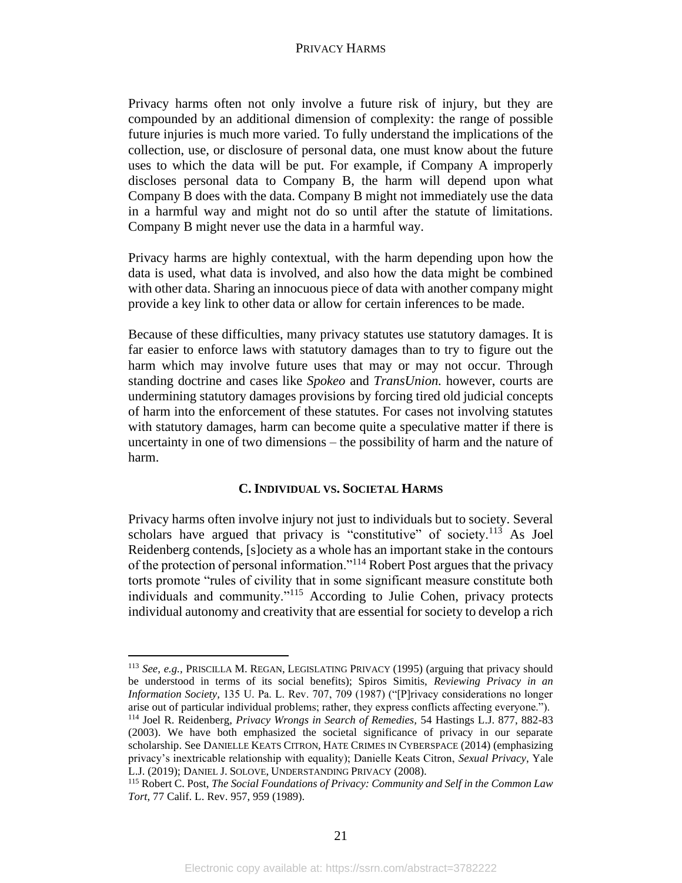Privacy harms often not only involve a future risk of injury, but they are compounded by an additional dimension of complexity: the range of possible future injuries is much more varied. To fully understand the implications of the collection, use, or disclosure of personal data, one must know about the future uses to which the data will be put. For example, if Company A improperly discloses personal data to Company B, the harm will depend upon what Company B does with the data. Company B might not immediately use the data in a harmful way and might not do so until after the statute of limitations. Company B might never use the data in a harmful way.

Privacy harms are highly contextual, with the harm depending upon how the data is used, what data is involved, and also how the data might be combined with other data. Sharing an innocuous piece of data with another company might provide a key link to other data or allow for certain inferences to be made.

Because of these difficulties, many privacy statutes use statutory damages. It is far easier to enforce laws with statutory damages than to try to figure out the harm which may involve future uses that may or may not occur. Through standing doctrine and cases like *Spokeo* and *TransUnion.* however, courts are undermining statutory damages provisions by forcing tired old judicial concepts of harm into the enforcement of these statutes. For cases not involving statutes with statutory damages, harm can become quite a speculative matter if there is uncertainty in one of two dimensions – the possibility of harm and the nature of harm.

### C. Individual vs. Societal Harms

Privacy harms often involve injury not just to individuals but to society. Several scholars have argued that privacy is "constitutive" of society.[113] As Joel Reidenberg contends, [s]ociety as a whole has an important stake in the contours of the protection of personal information."[114] Robert Post argues that the privacy torts promote "rules of civility that in some significant measure constitute both individuals and community."[115] According to Julie Cohen, privacy protects individual autonomy and creativity that are essential for society to develop a rich

---

[113] *See, e.g.*, PRISCILLA M. REGAN, LEGISLATING PRIVACY (1995) (arguing that privacy should be understood in terms of its social benefits); Spiros Simitis, *Reviewing Privacy in an Information Society*, 135 U. Pa. L. Rev. 707, 709 (1987) ("[P]rivacy considerations no longer arise out of particular individual problems; rather, they express conflicts affecting everyone.").

[114] Joel R. Reidenberg, *Privacy Wrongs in Search of Remedies,* 54 Hastings L.J. 877, 882-83 (2003). We have both emphasized the societal significance of privacy in our separate scholarship. See DANIELLE KEATS CITRON, HATE CRIMES IN CYBERSPACE (2014) (emphasizing privacy's inextricable relationship with equality); Danielle Keats Citron, *Sexual Privacy*, Yale L.J. (2019); DANIEL J. SOLOVE, UNDERSTANDING PRIVACY (2008).

[115] Robert C. Post, *The Social Foundations of Privacy: Community and Self in the Common Law Tort*, 77 Calif. L. Rev. 957, 959 (1989).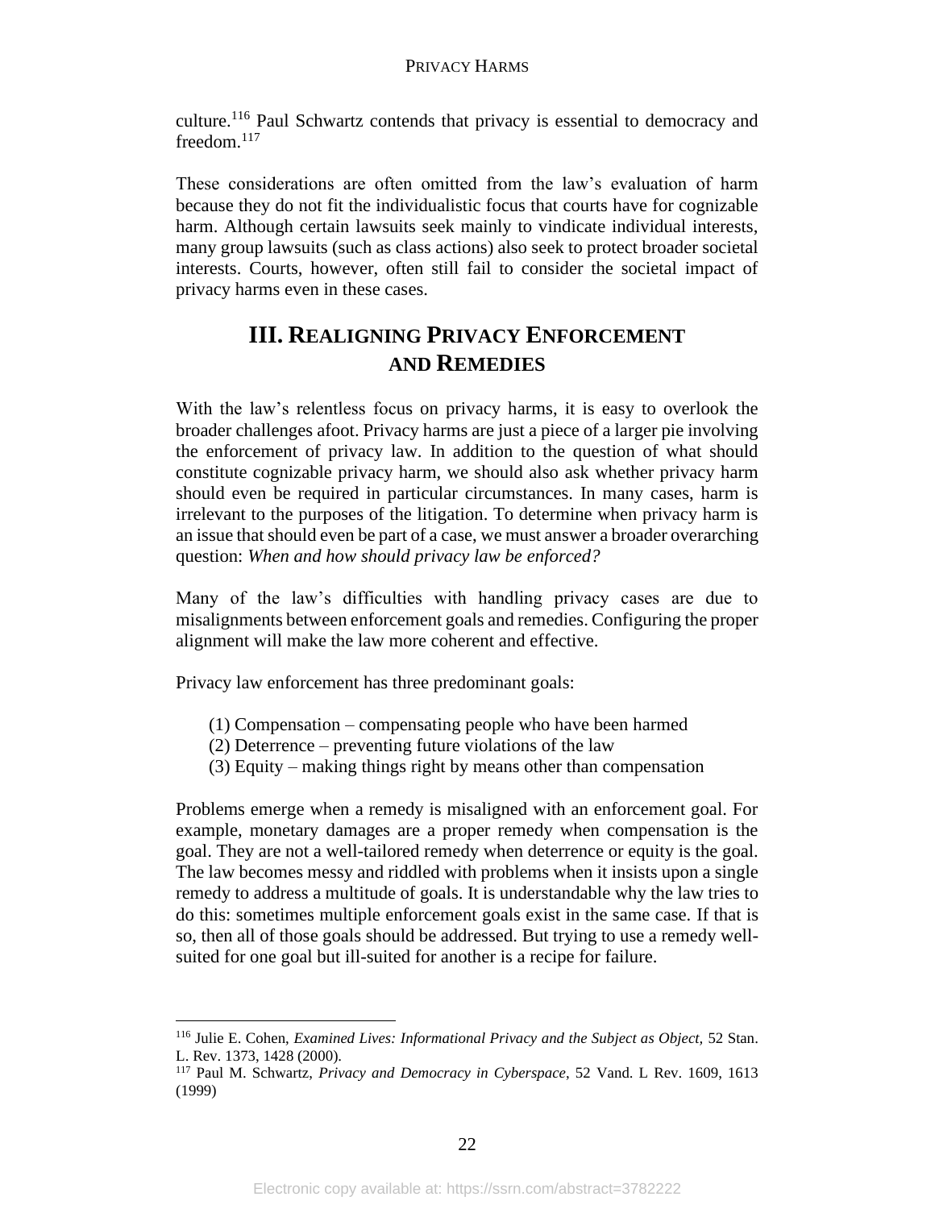culture.[116] Paul Schwartz contends that privacy is essential to democracy and freedom.[117]

These considerations are often omitted from the law's evaluation of harm because they do not fit the individualistic focus that courts have for cognizable harm. Although certain lawsuits seek mainly to vindicate individual interests, many group lawsuits (such as class actions) also seek to protect broader societal interests. Courts, however, often still fail to consider the societal impact of privacy harms even in these cases.

## III. REALIGNING PRIVACY ENFORCEMENT AND REMEDIES

With the law's relentless focus on privacy harms, it is easy to overlook the broader challenges afoot. Privacy harms are just a piece of a larger pie involving the enforcement of privacy law. In addition to the question of what should constitute cognizable privacy harm, we should also ask whether privacy harm should even be required in particular circumstances. In many cases, harm is irrelevant to the purposes of the litigation. To determine when privacy harm is an issue that should even be part of a case, we must answer a broader overarching question: *When and how should privacy law be enforced?*

Many of the law's difficulties with handling privacy cases are due to misalignments between enforcement goals and remedies. Configuring the proper alignment will make the law more coherent and effective.

Privacy law enforcement has three predominant goals:

(1) Compensation – compensating people who have been harmed
(2) Deterrence – preventing future violations of the law
(3) Equity – making things right by means other than compensation

Problems emerge when a remedy is misaligned with an enforcement goal. For example, monetary damages are a proper remedy when compensation is the goal. They are not a well-tailored remedy when deterrence or equity is the goal. The law becomes messy and riddled with problems when it insists upon a single remedy to address a multitude of goals. It is understandable why the law tries to do this: sometimes multiple enforcement goals exist in the same case. If that is so, then all of those goals should be addressed. But trying to use a remedy well-suited for one goal but ill-suited for another is a recipe for failure.

---

[116] Julie E. Cohen, *Examined Lives: Informational Privacy and the Subject as Object,* 52 Stan. L. Rev. 1373, 1428 (2000).

[117] Paul M. Schwartz, *Privacy and Democracy in Cyberspace*, 52 Vand. L Rev. 1609, 1613 (1999)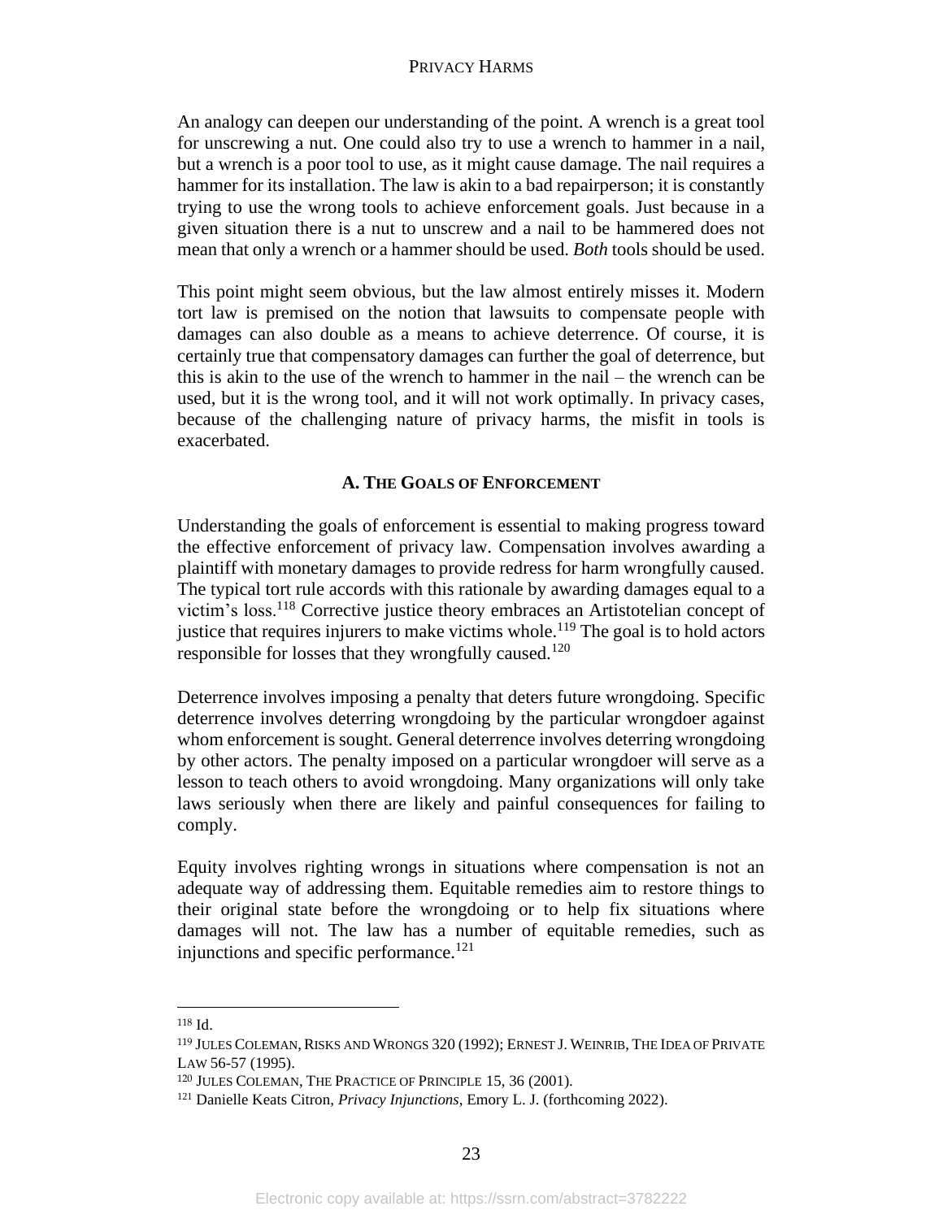An analogy can deepen our understanding of the point. A wrench is a great tool for unscrewing a nut. One could also try to use a wrench to hammer in a nail, but a wrench is a poor tool to use, as it might cause damage. The nail requires a hammer for its installation. The law is akin to a bad repairperson; it is constantly trying to use the wrong tools to achieve enforcement goals. Just because in a given situation there is a nut to unscrew and a nail to be hammered does not mean that only a wrench or a hammer should be used. *Both* tools should be used.

This point might seem obvious, but the law almost entirely misses it. Modern tort law is premised on the notion that lawsuits to compensate people with damages can also double as a means to achieve deterrence. Of course, it is certainly true that compensatory damages can further the goal of deterrence, but this is akin to the use of the wrench to hammer in the nail – the wrench can be used, but it is the wrong tool, and it will not work optimally. In privacy cases, because of the challenging nature of privacy harms, the misfit in tools is exacerbated.

### A. The Goals of Enforcement

Understanding the goals of enforcement is essential to making progress toward the effective enforcement of privacy law. Compensation involves awarding a plaintiff with monetary damages to provide redress for harm wrongfully caused. The typical tort rule accords with this rationale by awarding damages equal to a victim's loss.[118] Corrective justice theory embraces an Artistotelian concept of justice that requires injurers to make victims whole.[119] The goal is to hold actors responsible for losses that they wrongfully caused.[120]

Deterrence involves imposing a penalty that deters future wrongdoing. Specific deterrence involves deterring wrongdoing by the particular wrongdoer against whom enforcement is sought. General deterrence involves deterring wrongdoing by other actors. The penalty imposed on a particular wrongdoer will serve as a lesson to teach others to avoid wrongdoing. Many organizations will only take laws seriously when there are likely and painful consequences for failing to comply.

Equity involves righting wrongs in situations where compensation is not an adequate way of addressing them. Equitable remedies aim to restore things to their original state before the wrongdoing or to help fix situations where damages will not. The law has a number of equitable remedies, such as injunctions and specific performance.[121]

---

[118] Id.

[119] Jules Coleman, Risks and Wrongs 320 (1992); Ernest J. Weinrib, The Idea of Private Law 56-57 (1995).

[120] Jules Coleman, The Practice of Principle 15, 36 (2001).

[121] Danielle Keats Citron, *Privacy Injunctions*, Emory L. J. (forthcoming 2022).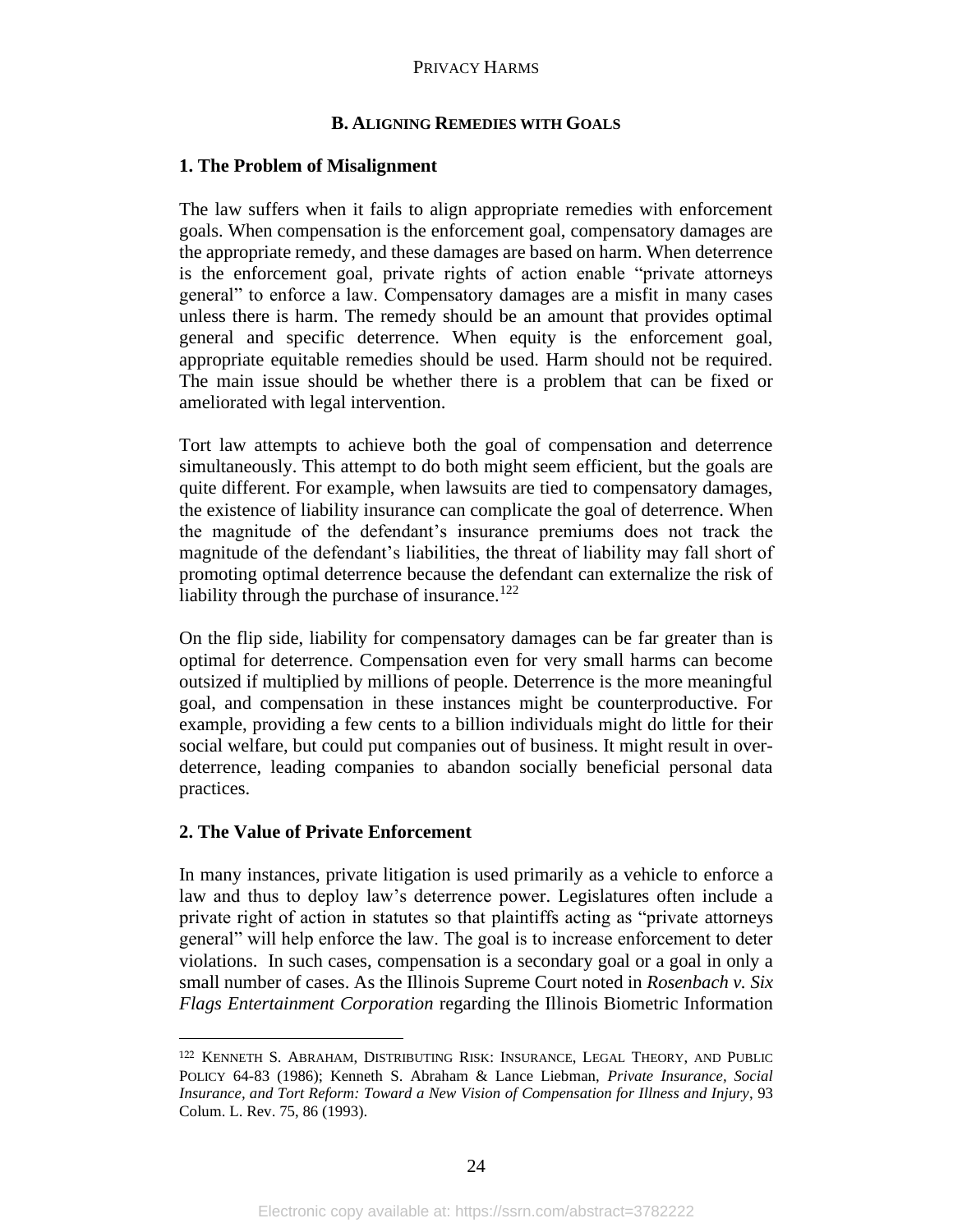### B. ALIGNING REMEDIES WITH GOALS

#### 1. The Problem of Misalignment

The law suffers when it fails to align appropriate remedies with enforcement goals. When compensation is the enforcement goal, compensatory damages are the appropriate remedy, and these damages are based on harm. When deterrence is the enforcement goal, private rights of action enable "private attorneys general" to enforce a law. Compensatory damages are a misfit in many cases unless there is harm. The remedy should be an amount that provides optimal general and specific deterrence. When equity is the enforcement goal, appropriate equitable remedies should be used. Harm should not be required. The main issue should be whether there is a problem that can be fixed or ameliorated with legal intervention.

Tort law attempts to achieve both the goal of compensation and deterrence simultaneously. This attempt to do both might seem efficient, but the goals are quite different. For example, when lawsuits are tied to compensatory damages, the existence of liability insurance can complicate the goal of deterrence. When the magnitude of the defendant's insurance premiums does not track the magnitude of the defendant's liabilities, the threat of liability may fall short of promoting optimal deterrence because the defendant can externalize the risk of liability through the purchase of insurance.[122]

On the flip side, liability for compensatory damages can be far greater than is optimal for deterrence. Compensation even for very small harms can become outsized if multiplied by millions of people. Deterrence is the more meaningful goal, and compensation in these instances might be counterproductive. For example, providing a few cents to a billion individuals might do little for their social welfare, but could put companies out of business. It might result in over-deterrence, leading companies to abandon socially beneficial personal data practices.

#### 2. The Value of Private Enforcement

In many instances, private litigation is used primarily as a vehicle to enforce a law and thus to deploy law's deterrence power. Legislatures often include a private right of action in statutes so that plaintiffs acting as "private attorneys general" will help enforce the law. The goal is to increase enforcement to deter violations. In such cases, compensation is a secondary goal or a goal in only a small number of cases. As the Illinois Supreme Court noted in *Rosenbach v. Six Flags Entertainment Corporation* regarding the Illinois Biometric Information

---

[122] KENNETH S. ABRAHAM, DISTRIBUTING RISK: INSURANCE, LEGAL THEORY, AND PUBLIC POLICY 64-83 (1986); Kenneth S. Abraham & Lance Liebman, *Private Insurance, Social Insurance, and Tort Reform: Toward a New Vision of Compensation for Illness and Injury*, 93 Colum. L. Rev. 75, 86 (1993).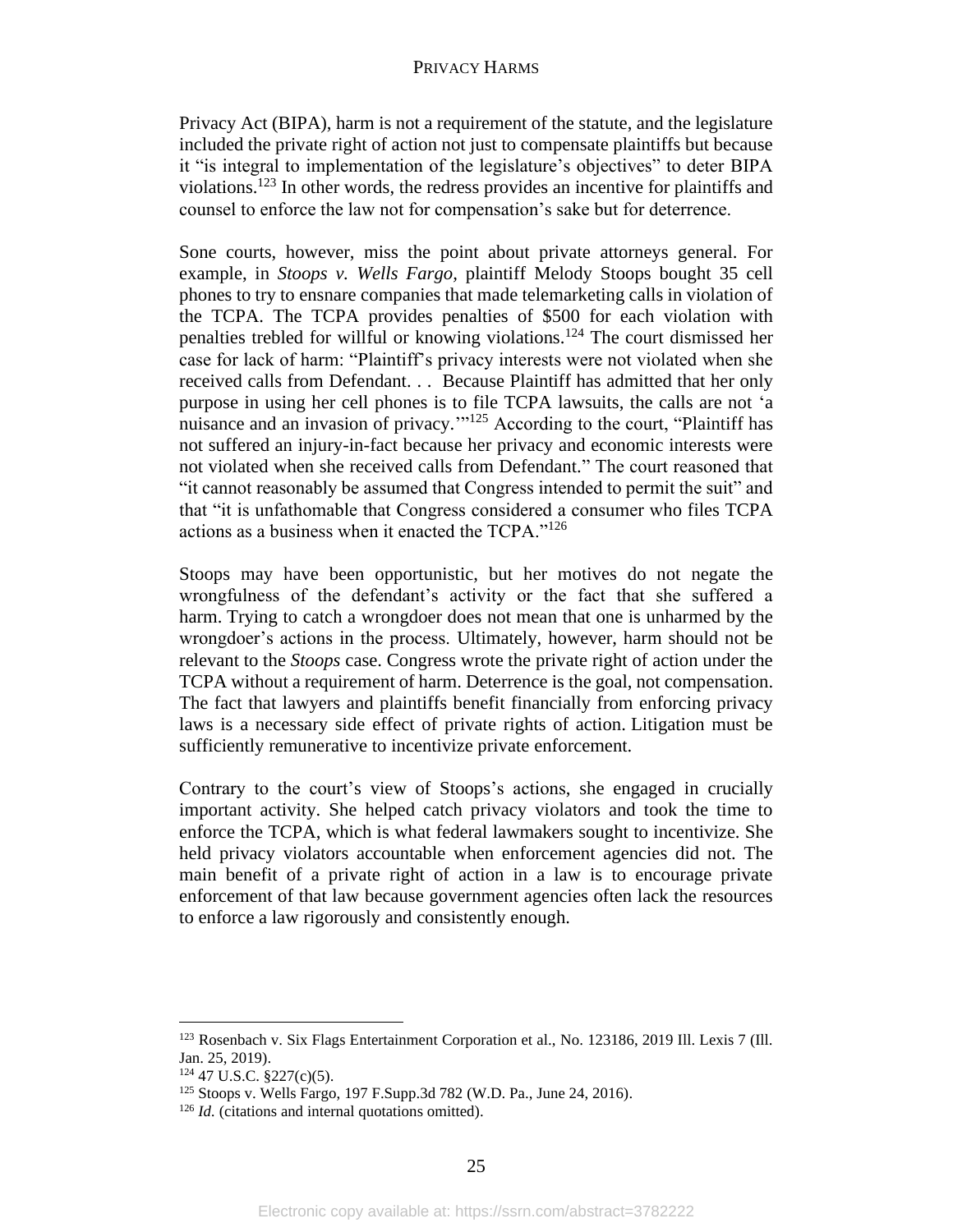Privacy Act (BIPA), harm is not a requirement of the statute, and the legislature included the private right of action not just to compensate plaintiffs but because it "is integral to implementation of the legislature's objectives" to deter BIPA violations.[123] In other words, the redress provides an incentive for plaintiffs and counsel to enforce the law not for compensation's sake but for deterrence.

Sone courts, however, miss the point about private attorneys general. For example, in *Stoops v. Wells Fargo,* plaintiff Melody Stoops bought 35 cell phones to try to ensnare companies that made telemarketing calls in violation of the TCPA. The TCPA provides penalties of $500 for each violation with penalties trebled for willful or knowing violations.[124] The court dismissed her case for lack of harm: "Plaintiff's privacy interests were not violated when she received calls from Defendant. . . Because Plaintiff has admitted that her only purpose in using her cell phones is to file TCPA lawsuits, the calls are not 'a nuisance and an invasion of privacy.'"[125] According to the court, "Plaintiff has not suffered an injury-in-fact because her privacy and economic interests were not violated when she received calls from Defendant." The court reasoned that "it cannot reasonably be assumed that Congress intended to permit the suit" and that "it is unfathomable that Congress considered a consumer who files TCPA actions as a business when it enacted the TCPA."[126]

Stoops may have been opportunistic, but her motives do not negate the wrongfulness of the defendant's activity or the fact that she suffered a harm. Trying to catch a wrongdoer does not mean that one is unharmed by the wrongdoer's actions in the process. Ultimately, however, harm should not be relevant to the *Stoops* case. Congress wrote the private right of action under the TCPA without a requirement of harm. Deterrence is the goal, not compensation. The fact that lawyers and plaintiffs benefit financially from enforcing privacy laws is a necessary side effect of private rights of action. Litigation must be sufficiently remunerative to incentivize private enforcement.

Contrary to the court's view of Stoops's actions, she engaged in crucially important activity. She helped catch privacy violators and took the time to enforce the TCPA, which is what federal lawmakers sought to incentivize. She held privacy violators accountable when enforcement agencies did not. The main benefit of a private right of action in a law is to encourage private enforcement of that law because government agencies often lack the resources to enforce a law rigorously and consistently enough.

---

[123] Rosenbach v. Six Flags Entertainment Corporation et al., No. 123186, 2019 Ill. Lexis 7 (Ill. Jan. 25, 2019).

[124] 47 U.S.C. §227(c)(5).

[125] Stoops v. Wells Fargo, 197 F.Supp.3d 782 (W.D. Pa., June 24, 2016).

[126] *Id.* (citations and internal quotations omitted).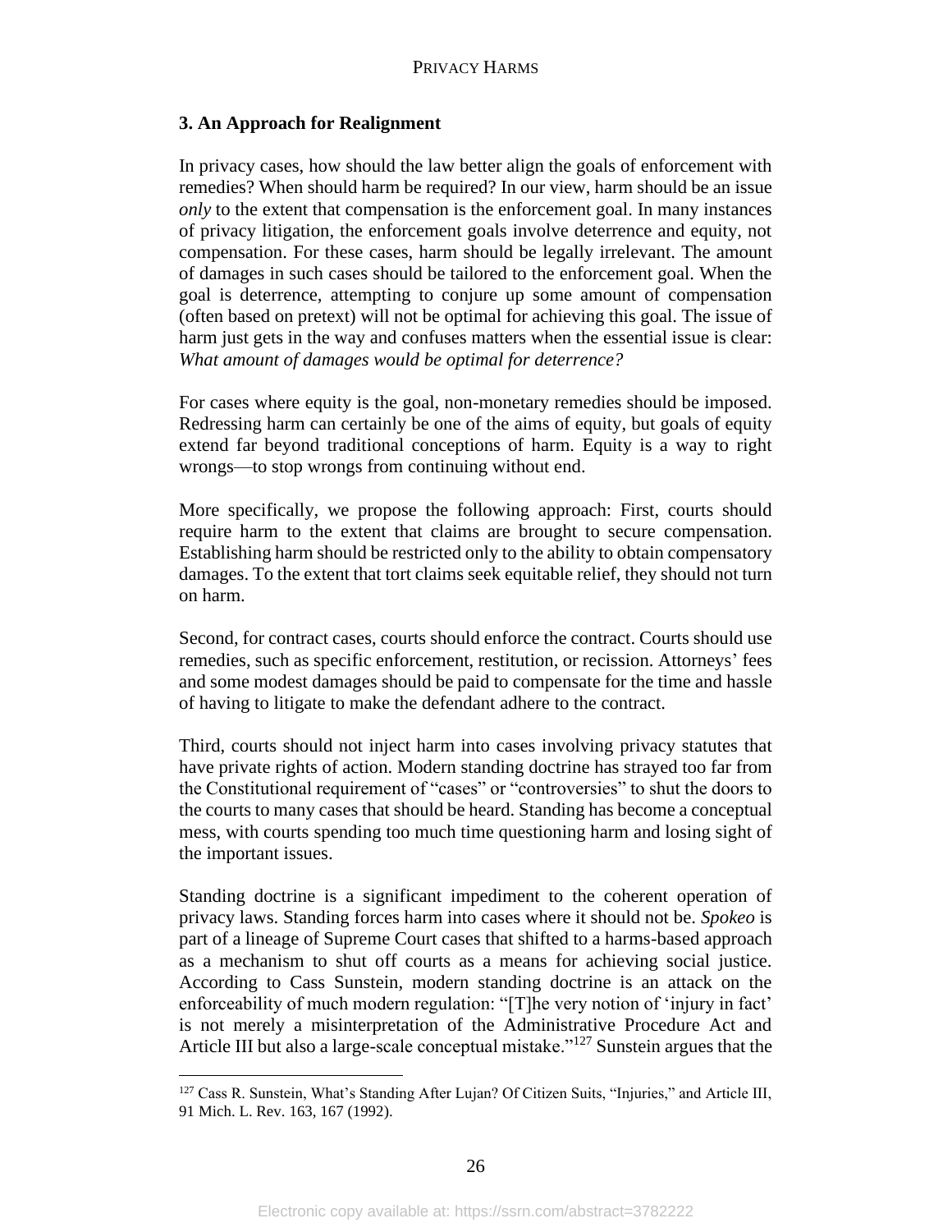### 3. An Approach for Realignment

In privacy cases, how should the law better align the goals of enforcement with remedies? When should harm be required? In our view, harm should be an issue *only* to the extent that compensation is the enforcement goal. In many instances of privacy litigation, the enforcement goals involve deterrence and equity, not compensation. For these cases, harm should be legally irrelevant. The amount of damages in such cases should be tailored to the enforcement goal. When the goal is deterrence, attempting to conjure up some amount of compensation (often based on pretext) will not be optimal for achieving this goal. The issue of harm just gets in the way and confuses matters when the essential issue is clear: *What amount of damages would be optimal for deterrence?*

For cases where equity is the goal, non-monetary remedies should be imposed. Redressing harm can certainly be one of the aims of equity, but goals of equity extend far beyond traditional conceptions of harm. Equity is a way to right wrongs—to stop wrongs from continuing without end.

More specifically, we propose the following approach: First, courts should require harm to the extent that claims are brought to secure compensation. Establishing harm should be restricted only to the ability to obtain compensatory damages. To the extent that tort claims seek equitable relief, they should not turn on harm.

Second, for contract cases, courts should enforce the contract. Courts should use remedies, such as specific enforcement, restitution, or recission. Attorneys' fees and some modest damages should be paid to compensate for the time and hassle of having to litigate to make the defendant adhere to the contract.

Third, courts should not inject harm into cases involving privacy statutes that have private rights of action. Modern standing doctrine has strayed too far from the Constitutional requirement of "cases" or "controversies" to shut the doors to the courts to many cases that should be heard. Standing has become a conceptual mess, with courts spending too much time questioning harm and losing sight of the important issues.

Standing doctrine is a significant impediment to the coherent operation of privacy laws. Standing forces harm into cases where it should not be. *Spokeo* is part of a lineage of Supreme Court cases that shifted to a harms-based approach as a mechanism to shut off courts as a means for achieving social justice. According to Cass Sunstein, modern standing doctrine is an attack on the enforceability of much modern regulation: "[T]he very notion of 'injury in fact' is not merely a misinterpretation of the Administrative Procedure Act and Article III but also a large-scale conceptual mistake."[127] Sunstein argues that the

[127] Cass R. Sunstein, What's Standing After Lujan? Of Citizen Suits, "Injuries," and Article III, 91 Mich. L. Rev. 163, 167 (1992).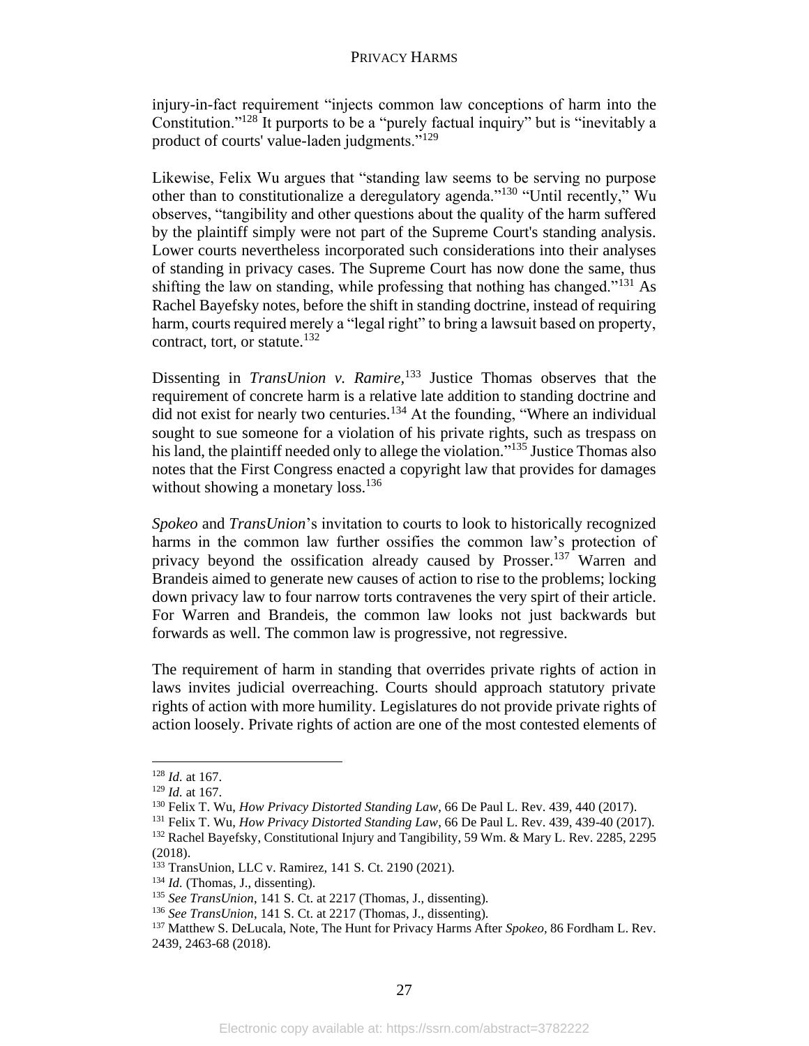injury-in-fact requirement "injects common law conceptions of harm into the Constitution."[128] It purports to be a "purely factual inquiry" but is "inevitably a product of courts' value-laden judgments."[129]

Likewise, Felix Wu argues that "standing law seems to be serving no purpose other than to constitutionalize a deregulatory agenda."[130] "Until recently," Wu observes, "tangibility and other questions about the quality of the harm suffered by the plaintiff simply were not part of the Supreme Court's standing analysis. Lower courts nevertheless incorporated such considerations into their analyses of standing in privacy cases. The Supreme Court has now done the same, thus shifting the law on standing, while professing that nothing has changed."[131] As Rachel Bayefsky notes, before the shift in standing doctrine, instead of requiring harm, courts required merely a "legal right" to bring a lawsuit based on property, contract, tort, or statute.[132]

Dissenting in *TransUnion v. Ramire*,[133] Justice Thomas observes that the requirement of concrete harm is a relative late addition to standing doctrine and did not exist for nearly two centuries.[134] At the founding, "Where an individual sought to sue someone for a violation of his private rights, such as trespass on his land, the plaintiff needed only to allege the violation."[135] Justice Thomas also notes that the First Congress enacted a copyright law that provides for damages without showing a monetary loss.[136]

*Spokeo* and *TransUnion*'s invitation to courts to look to historically recognized harms in the common law further ossifies the common law's protection of privacy beyond the ossification already caused by Prosser.[137] Warren and Brandeis aimed to generate new causes of action to rise to the problems; locking down privacy law to four narrow torts contravenes the very spirt of their article. For Warren and Brandeis, the common law looks not just backwards but forwards as well. The common law is progressive, not regressive.

The requirement of harm in standing that overrides private rights of action in laws invites judicial overreaching. Courts should approach statutory private rights of action with more humility. Legislatures do not provide private rights of action loosely. Private rights of action are one of the most contested elements of

---

[128] *Id.* at 167.

[129] *Id.* at 167.

[130] Felix T. Wu, *How Privacy Distorted Standing Law*, 66 De Paul L. Rev. 439, 440 (2017).

[131] Felix T. Wu, *How Privacy Distorted Standing Law*, 66 De Paul L. Rev. 439, 439-40 (2017).

[132] Rachel Bayefsky, Constitutional Injury and Tangibility, 59 Wm. & Mary L. Rev. 2285, 2295 (2018).

[133] TransUnion, LLC v. Ramirez, 141 S. Ct. 2190 (2021).

[134] *Id.* (Thomas, J., dissenting).

[135] *See TransUnion*, 141 S. Ct. at 2217 (Thomas, J., dissenting).

[136] *See TransUnion*, 141 S. Ct. at 2217 (Thomas, J., dissenting).

[137] Matthew S. DeLucala, Note, The Hunt for Privacy Harms After *Spokeo*, 86 Fordham L. Rev. 2439, 2463-68 (2018).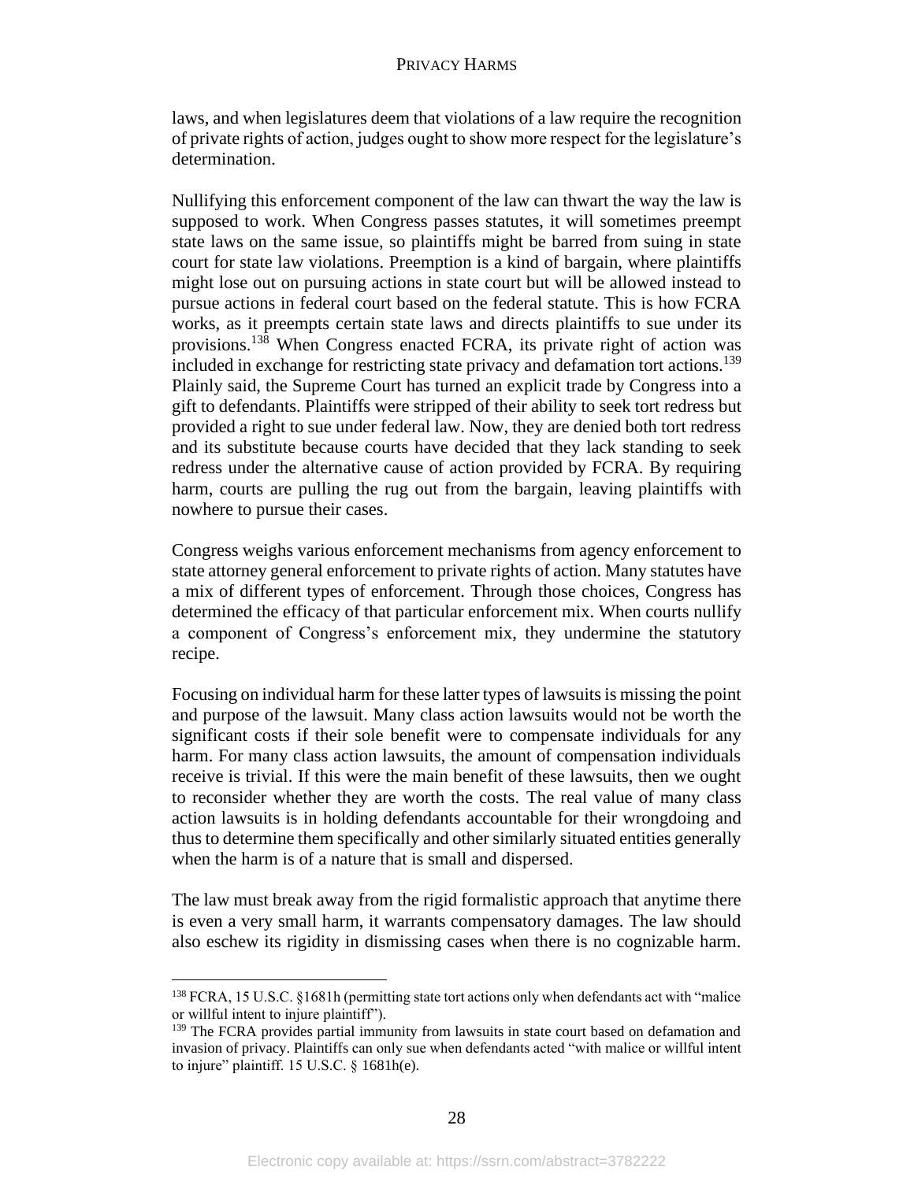laws, and when legislatures deem that violations of a law require the recognition of private rights of action, judges ought to show more respect for the legislature's determination.

Nullifying this enforcement component of the law can thwart the way the law is supposed to work. When Congress passes statutes, it will sometimes preempt state laws on the same issue, so plaintiffs might be barred from suing in state court for state law violations. Preemption is a kind of bargain, where plaintiffs might lose out on pursuing actions in state court but will be allowed instead to pursue actions in federal court based on the federal statute. This is how FCRA works, as it preempts certain state laws and directs plaintiffs to sue under its provisions.[138] When Congress enacted FCRA, its private right of action was included in exchange for restricting state privacy and defamation tort actions.[139] Plainly said, the Supreme Court has turned an explicit trade by Congress into a gift to defendants. Plaintiffs were stripped of their ability to seek tort redress but provided a right to sue under federal law. Now, they are denied both tort redress and its substitute because courts have decided that they lack standing to seek redress under the alternative cause of action provided by FCRA. By requiring harm, courts are pulling the rug out from the bargain, leaving plaintiffs with nowhere to pursue their cases.

Congress weighs various enforcement mechanisms from agency enforcement to state attorney general enforcement to private rights of action. Many statutes have a mix of different types of enforcement. Through those choices, Congress has determined the efficacy of that particular enforcement mix. When courts nullify a component of Congress's enforcement mix, they undermine the statutory recipe.

Focusing on individual harm for these latter types of lawsuits is missing the point and purpose of the lawsuit. Many class action lawsuits would not be worth the significant costs if their sole benefit were to compensate individuals for any harm. For many class action lawsuits, the amount of compensation individuals receive is trivial. If this were the main benefit of these lawsuits, then we ought to reconsider whether they are worth the costs. The real value of many class action lawsuits is in holding defendants accountable for their wrongdoing and thus to determine them specifically and other similarly situated entities generally when the harm is of a nature that is small and dispersed.

The law must break away from the rigid formalistic approach that anytime there is even a very small harm, it warrants compensatory damages. The law should also eschew its rigidity in dismissing cases when there is no cognizable harm.

---

[138] FCRA, 15 U.S.C. §1681h (permitting state tort actions only when defendants act with "malice or willful intent to injure plaintiff").

[139] The FCRA provides partial immunity from lawsuits in state court based on defamation and invasion of privacy. Plaintiffs can only sue when defendants acted "with malice or willful intent to injure" plaintiff. 15 U.S.C. § 1681h(e).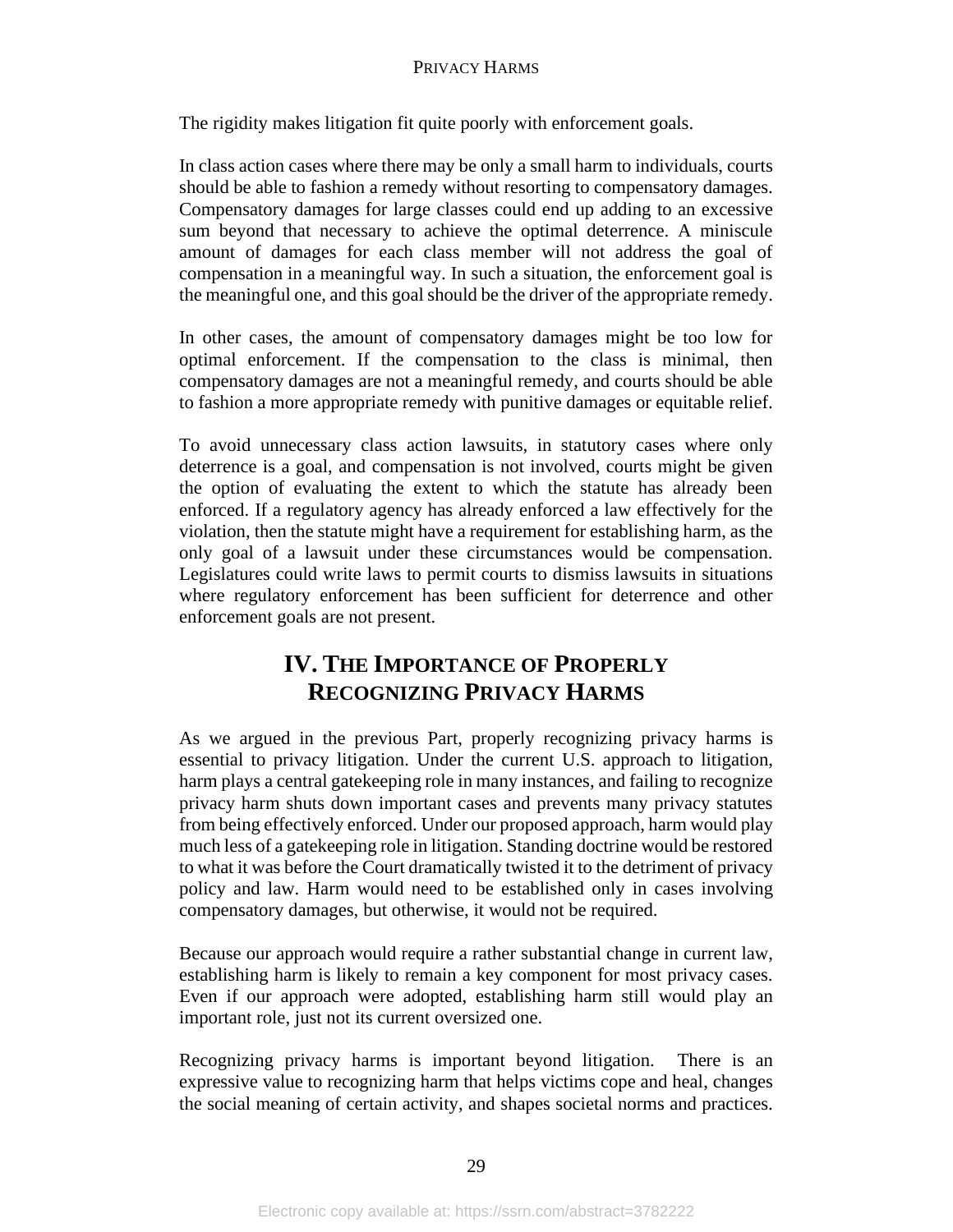The rigidity makes litigation fit quite poorly with enforcement goals.

In class action cases where there may be only a small harm to individuals, courts should be able to fashion a remedy without resorting to compensatory damages. Compensatory damages for large classes could end up adding to an excessive sum beyond that necessary to achieve the optimal deterrence. A miniscule amount of damages for each class member will not address the goal of compensation in a meaningful way. In such a situation, the enforcement goal is the meaningful one, and this goal should be the driver of the appropriate remedy.

In other cases, the amount of compensatory damages might be too low for optimal enforcement. If the compensation to the class is minimal, then compensatory damages are not a meaningful remedy, and courts should be able to fashion a more appropriate remedy with punitive damages or equitable relief.

To avoid unnecessary class action lawsuits, in statutory cases where only deterrence is a goal, and compensation is not involved, courts might be given the option of evaluating the extent to which the statute has already been enforced. If a regulatory agency has already enforced a law effectively for the violation, then the statute might have a requirement for establishing harm, as the only goal of a lawsuit under these circumstances would be compensation. Legislatures could write laws to permit courts to dismiss lawsuits in situations where regulatory enforcement has been sufficient for deterrence and other enforcement goals are not present.

## IV. THE IMPORTANCE OF PROPERLY RECOGNIZING PRIVACY HARMS

As we argued in the previous Part, properly recognizing privacy harms is essential to privacy litigation. Under the current U.S. approach to litigation, harm plays a central gatekeeping role in many instances, and failing to recognize privacy harm shuts down important cases and prevents many privacy statutes from being effectively enforced. Under our proposed approach, harm would play much less of a gatekeeping role in litigation. Standing doctrine would be restored to what it was before the Court dramatically twisted it to the detriment of privacy policy and law. Harm would need to be established only in cases involving compensatory damages, but otherwise, it would not be required.

Because our approach would require a rather substantial change in current law, establishing harm is likely to remain a key component for most privacy cases. Even if our approach were adopted, establishing harm still would play an important role, just not its current oversized one.

Recognizing privacy harms is important beyond litigation. There is an expressive value to recognizing harm that helps victims cope and heal, changes the social meaning of certain activity, and shapes societal norms and practices.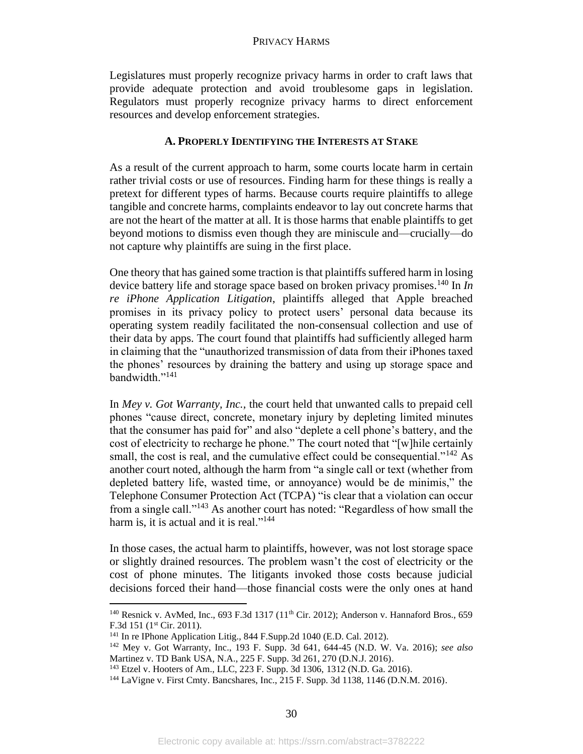Legislatures must properly recognize privacy harms in order to craft laws that provide adequate protection and avoid troublesome gaps in legislation. Regulators must properly recognize privacy harms to direct enforcement resources and develop enforcement strategies.

### A. PROPERLY IDENTIFYING THE INTERESTS AT STAKE

As a result of the current approach to harm, some courts locate harm in certain rather trivial costs or use of resources. Finding harm for these things is really a pretext for different types of harms. Because courts require plaintiffs to allege tangible and concrete harms, complaints endeavor to lay out concrete harms that are not the heart of the matter at all. It is those harms that enable plaintiffs to get beyond motions to dismiss even though they are miniscule and—crucially—do not capture why plaintiffs are suing in the first place.

One theory that has gained some traction is that plaintiffs suffered harm in losing device battery life and storage space based on broken privacy promises.[140] In *In re iPhone Application Litigation*, plaintiffs alleged that Apple breached promises in its privacy policy to protect users' personal data because its operating system readily facilitated the non-consensual collection and use of their data by apps. The court found that plaintiffs had sufficiently alleged harm in claiming that the "unauthorized transmission of data from their iPhones taxed the phones' resources by draining the battery and using up storage space and bandwidth."[141]

In *Mey v. Got Warranty, Inc.,* the court held that unwanted calls to prepaid cell phones "cause direct, concrete, monetary injury by depleting limited minutes that the consumer has paid for" and also "deplete a cell phone's battery, and the cost of electricity to recharge he phone." The court noted that "[w]hile certainly small, the cost is real, and the cumulative effect could be consequential."[142] As another court noted, although the harm from "a single call or text (whether from depleted battery life, wasted time, or annoyance) would be de minimis," the Telephone Consumer Protection Act (TCPA) "is clear that a violation can occur from a single call."[143] As another court has noted: "Regardless of how small the harm is, it is actual and it is real."[144]

In those cases, the actual harm to plaintiffs, however, was not lost storage space or slightly drained resources. The problem wasn't the cost of electricity or the cost of phone minutes. The litigants invoked those costs because judicial decisions forced their hand—those financial costs were the only ones at hand

---

[140] Resnick v. AvMed, Inc., 693 F.3d 1317 (11th Cir. 2012); Anderson v. Hannaford Bros., 659 F.3d 151 (1st Cir. 2011).

[141] In re IPhone Application Litig., 844 F.Supp.2d 1040 (E.D. Cal. 2012).

[142] Mey v. Got Warranty, Inc., 193 F. Supp. 3d 641, 644-45 (N.D. W. Va. 2016); *see also* Martinez v. TD Bank USA, N.A., 225 F. Supp. 3d 261, 270 (D.N.J. 2016).

[143] Etzel v. Hooters of Am., LLC, 223 F. Supp. 3d 1306, 1312 (N.D. Ga. 2016).

[144] LaVigne v. First Cmty. Bancshares, Inc., 215 F. Supp. 3d 1138, 1146 (D.N.M. 2016).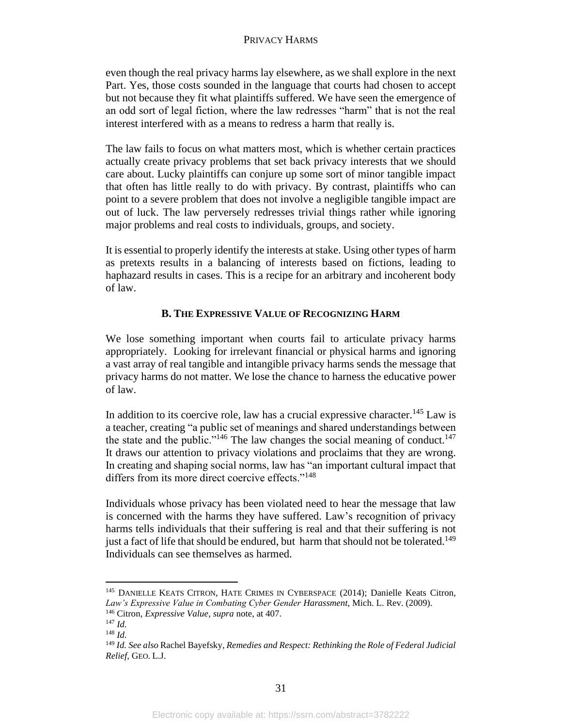even though the real privacy harms lay elsewhere, as we shall explore in the next Part. Yes, those costs sounded in the language that courts had chosen to accept but not because they fit what plaintiffs suffered. We have seen the emergence of an odd sort of legal fiction, where the law redresses "harm" that is not the real interest interfered with as a means to redress a harm that really is.

The law fails to focus on what matters most, which is whether certain practices actually create privacy problems that set back privacy interests that we should care about. Lucky plaintiffs can conjure up some sort of minor tangible impact that often has little really to do with privacy. By contrast, plaintiffs who can point to a severe problem that does not involve a negligible tangible impact are out of luck. The law perversely redresses trivial things rather while ignoring major problems and real costs to individuals, groups, and society.

It is essential to properly identify the interests at stake. Using other types of harm as pretexts results in a balancing of interests based on fictions, leading to haphazard results in cases. This is a recipe for an arbitrary and incoherent body of law.

### B. The Expressive Value of Recognizing Harm

We lose something important when courts fail to articulate privacy harms appropriately. Looking for irrelevant financial or physical harms and ignoring a vast array of real tangible and intangible privacy harms sends the message that privacy harms do not matter. We lose the chance to harness the educative power of law.

In addition to its coercive role, law has a crucial expressive character.[145] Law is a teacher, creating "a public set of meanings and shared understandings between the state and the public."[146] The law changes the social meaning of conduct.[147] It draws our attention to privacy violations and proclaims that they are wrong. In creating and shaping social norms, law has "an important cultural impact that differs from its more direct coercive effects."[148]

Individuals whose privacy has been violated need to hear the message that law is concerned with the harms they have suffered. Law's recognition of privacy harms tells individuals that their suffering is real and that their suffering is not just a fact of life that should be endured, but harm that should not be tolerated.[149] Individuals can see themselves as harmed.

---

[145] DANIELLE KEATS CITRON, HATE CRIMES IN CYBERSPACE (2014); Danielle Keats Citron, *Law's Expressive Value in Combating Cyber Gender Harassment*, Mich. L. Rev. (2009).
[146] Citron, *Expressive Value*, *supra* note, at 407.
[147] *Id.*
[148] *Id.*
[149] *Id. See also* Rachel Bayefsky, *Remedies and Respect: Rethinking the Role of Federal Judicial Relief*, GEO. L.J.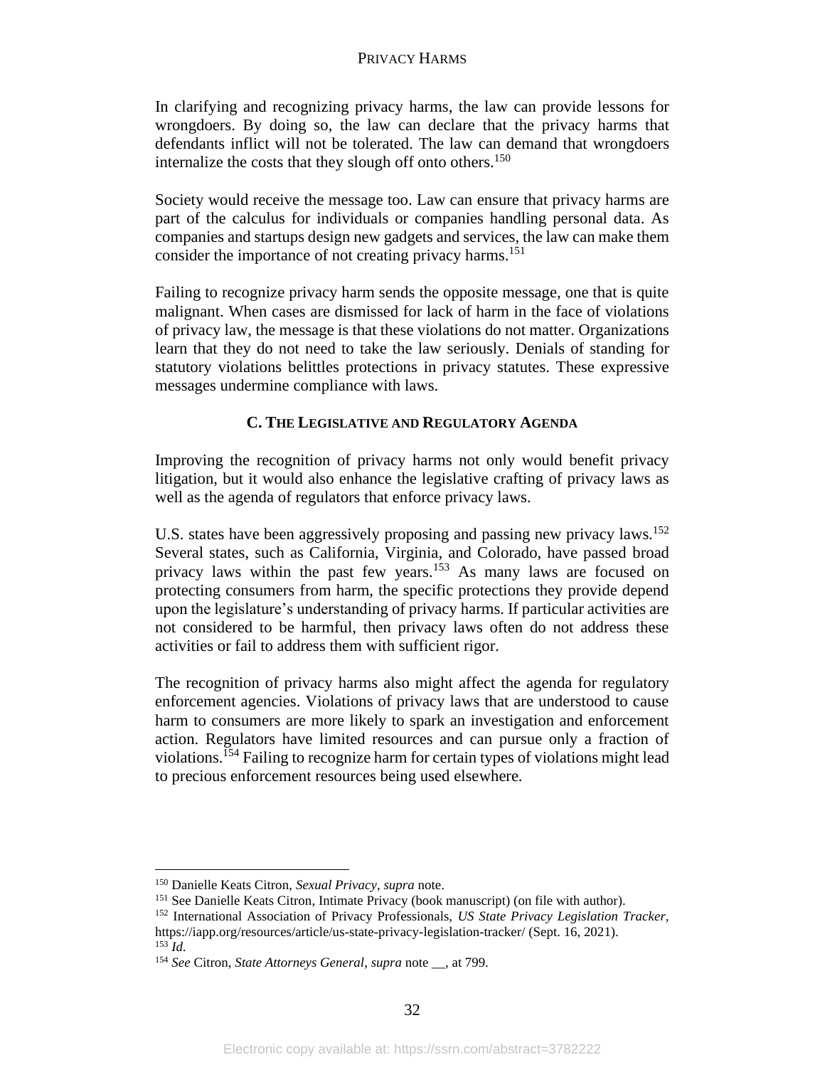In clarifying and recognizing privacy harms, the law can provide lessons for wrongdoers. By doing so, the law can declare that the privacy harms that defendants inflict will not be tolerated. The law can demand that wrongdoers internalize the costs that they slough off onto others.[150]

Society would receive the message too. Law can ensure that privacy harms are part of the calculus for individuals or companies handling personal data. As companies and startups design new gadgets and services, the law can make them consider the importance of not creating privacy harms.[151]

Failing to recognize privacy harm sends the opposite message, one that is quite malignant. When cases are dismissed for lack of harm in the face of violations of privacy law, the message is that these violations do not matter. Organizations learn that they do not need to take the law seriously. Denials of standing for statutory violations belittles protections in privacy statutes. These expressive messages undermine compliance with laws.

### C. THE LEGISLATIVE AND REGULATORY AGENDA

Improving the recognition of privacy harms not only would benefit privacy litigation, but it would also enhance the legislative crafting of privacy laws as well as the agenda of regulators that enforce privacy laws.

U.S. states have been aggressively proposing and passing new privacy laws.[152] Several states, such as California, Virginia, and Colorado, have passed broad privacy laws within the past few years.[153] As many laws are focused on protecting consumers from harm, the specific protections they provide depend upon the legislature's understanding of privacy harms. If particular activities are not considered to be harmful, then privacy laws often do not address these activities or fail to address them with sufficient rigor.

The recognition of privacy harms also might affect the agenda for regulatory enforcement agencies. Violations of privacy laws that are understood to cause harm to consumers are more likely to spark an investigation and enforcement action. Regulators have limited resources and can pursue only a fraction of violations.[154] Failing to recognize harm for certain types of violations might lead to precious enforcement resources being used elsewhere.

---

[150] Danielle Keats Citron, *Sexual Privacy*, *supra* note.

[151] See Danielle Keats Citron, Intimate Privacy (book manuscript) (on file with author).

[152] International Association of Privacy Professionals, *US State Privacy Legislation Tracker*, https://iapp.org/resources/article/us-state-privacy-legislation-tracker/ (Sept. 16, 2021).

[153] *Id.*

[154] *See* Citron, *State Attorneys General*, *supra* note __, at 799.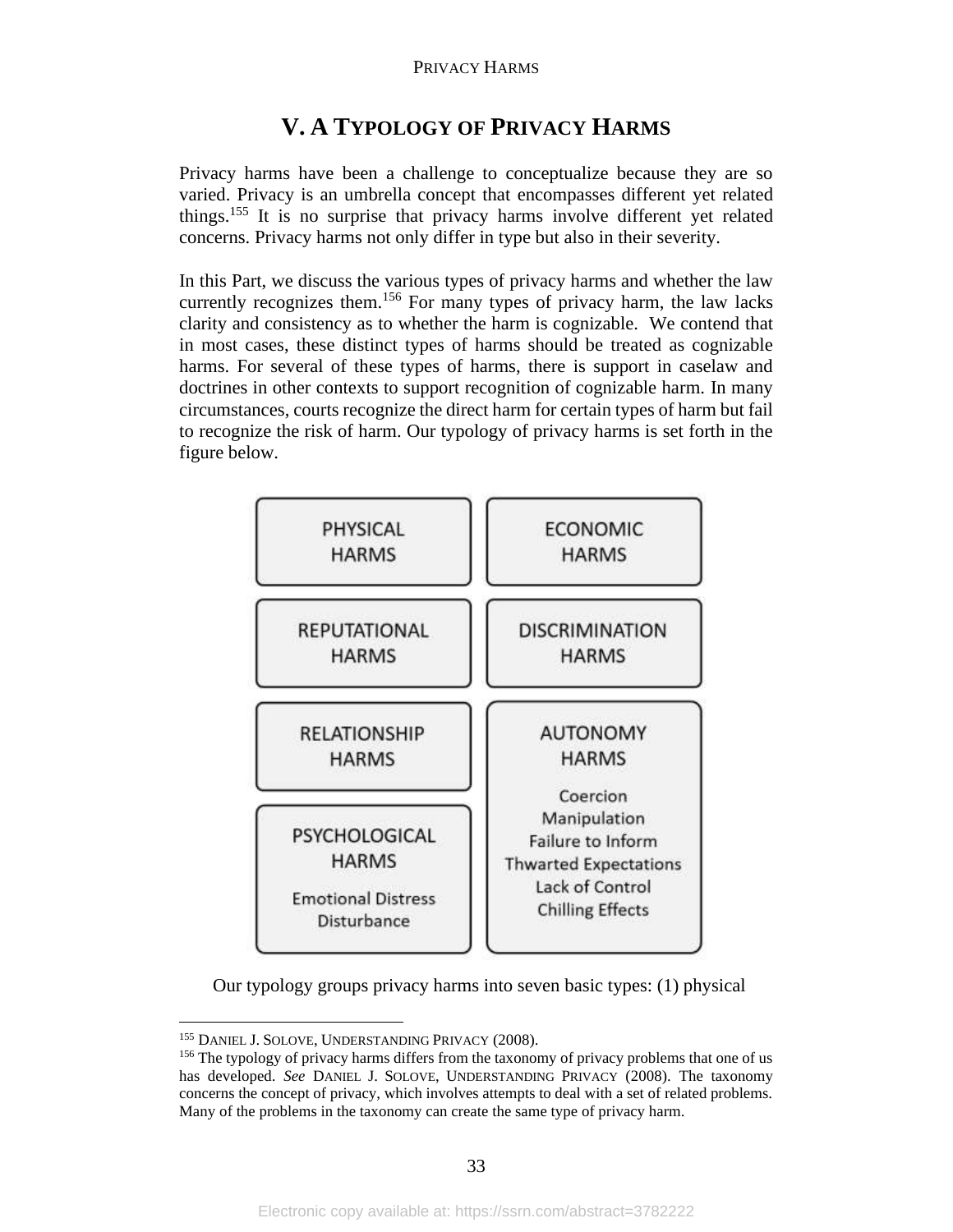# V. A TYPOLOGY OF PRIVACY HARMS

Privacy harms have been a challenge to conceptualize because they are so varied. Privacy is an umbrella concept that encompasses different yet related things.[155] It is no surprise that privacy harms involve different yet related concerns. Privacy harms not only differ in type but also in their severity.

In this Part, we discuss the various types of privacy harms and whether the law currently recognizes them.[156] For many types of privacy harm, the law lacks clarity and consistency as to whether the harm is cognizable. We contend that in most cases, these distinct types of harms should be treated as cognizable harms. For several of these types of harms, there is support in caselaw and doctrines in other contexts to support recognition of cognizable harm. In many circumstances, courts recognize the direct harm for certain types of harm but fail to recognize the risk of harm. Our typology of privacy harms is set forth in the figure below.

| | |
|---|---|
| PHYSICAL HARMS | ECONOMIC HARMS |
| REPUTATIONAL HARMS | DISCRIMINATION HARMS |
| RELATIONSHIP HARMS | AUTONOMY HARMS<br>Coercion<br>Manipulation<br>Failure to Inform<br>Thwarted Expectations<br>Lack of Control<br>Chilling Effects |
| PSYCHOLOGICAL HARMS<br>Emotional Distress<br>Disturbance | |

Our typology groups privacy harms into seven basic types: (1) physical

---

[155] DANIEL J. SOLOVE, UNDERSTANDING PRIVACY (2008).

[156] The typology of privacy harms differs from the taxonomy of privacy problems that one of us has developed. *See* DANIEL J. SOLOVE, UNDERSTANDING PRIVACY (2008). The taxonomy concerns the concept of privacy, which involves attempts to deal with a set of related problems. Many of the problems in the taxonomy can create the same type of privacy harm.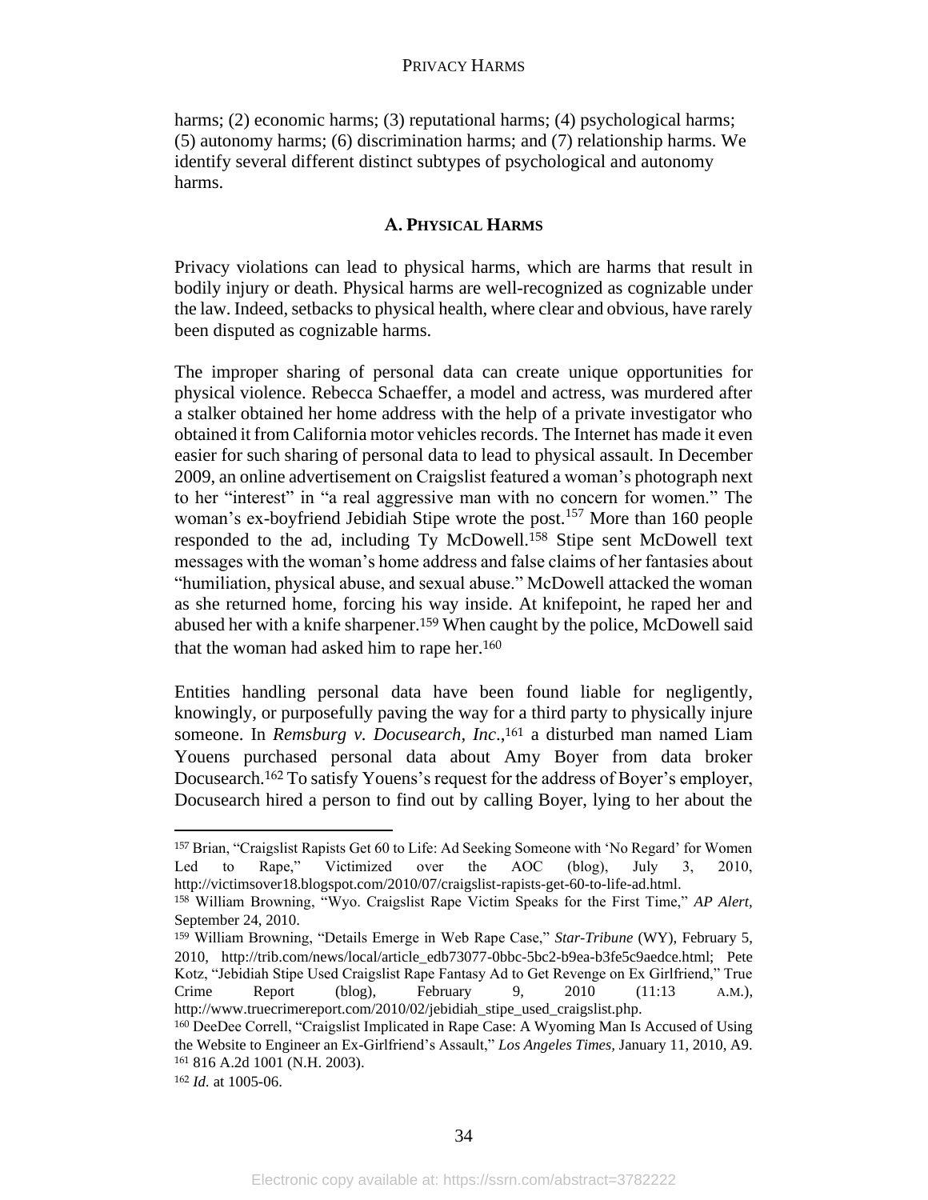harms; (2) economic harms; (3) reputational harms; (4) psychological harms; (5) autonomy harms; (6) discrimination harms; and (7) relationship harms. We identify several different distinct subtypes of psychological and autonomy harms.

## A. Physical Harms

Privacy violations can lead to physical harms, which are harms that result in bodily injury or death. Physical harms are well-recognized as cognizable under the law. Indeed, setbacks to physical health, where clear and obvious, have rarely been disputed as cognizable harms.

The improper sharing of personal data can create unique opportunities for physical violence. Rebecca Schaeffer, a model and actress, was murdered after a stalker obtained her home address with the help of a private investigator who obtained it from California motor vehicles records. The Internet has made it even easier for such sharing of personal data to lead to physical assault. In December 2009, an online advertisement on Craigslist featured a woman's photograph next to her "interest" in "a real aggressive man with no concern for women." The woman's ex-boyfriend Jebidiah Stipe wrote the post.[157] More than 160 people responded to the ad, including Ty McDowell.[158] Stipe sent McDowell text messages with the woman's home address and false claims of her fantasies about "humiliation, physical abuse, and sexual abuse." McDowell attacked the woman as she returned home, forcing his way inside. At knifepoint, he raped her and abused her with a knife sharpener.[159] When caught by the police, McDowell said that the woman had asked him to rape her.[160]

Entities handling personal data have been found liable for negligently, knowingly, or purposefully paving the way for a third party to physically injure someone. In *Remsburg v. Docusearch, Inc.*,[161] a disturbed man named Liam Youens purchased personal data about Amy Boyer from data broker Docusearch.[162] To satisfy Youens's request for the address of Boyer's employer, Docusearch hired a person to find out by calling Boyer, lying to her about the

---

[157] Brian, "Craigslist Rapists Get 60 to Life: Ad Seeking Someone with 'No Regard' for Women Led to Rape," Victimized over the AOC (blog), July 3, 2010, http://victimsover18.blogspot.com/2010/07/craigslist-rapists-get-60-to-life-ad.html.

[158] William Browning, "Wyo. Craigslist Rape Victim Speaks for the First Time," *AP Alert*, September 24, 2010.

[159] William Browning, "Details Emerge in Web Rape Case," *Star-Tribune* (WY), February 5, 2010, http://trib.com/news/local/article_edb73077-0bbc-5bc2-b9ea-b3fe5c9aedce.html; Pete Kotz, "Jebidiah Stipe Used Craigslist Rape Fantasy Ad to Get Revenge on Ex Girlfriend," True Crime Report (blog), February 9, 2010 (11:13 A.M.), http://www.truecrimereport.com/2010/02/jebidiah_stipe_used_craigslist.php.

[160] DeeDee Correll, "Craigslist Implicated in Rape Case: A Wyoming Man Is Accused of Using the Website to Engineer an Ex-Girlfriend's Assault," *Los Angeles Times*, January 11, 2010, A9.

[161] 816 A.2d 1001 (N.H. 2003).

[162] *Id.* at 1005-06.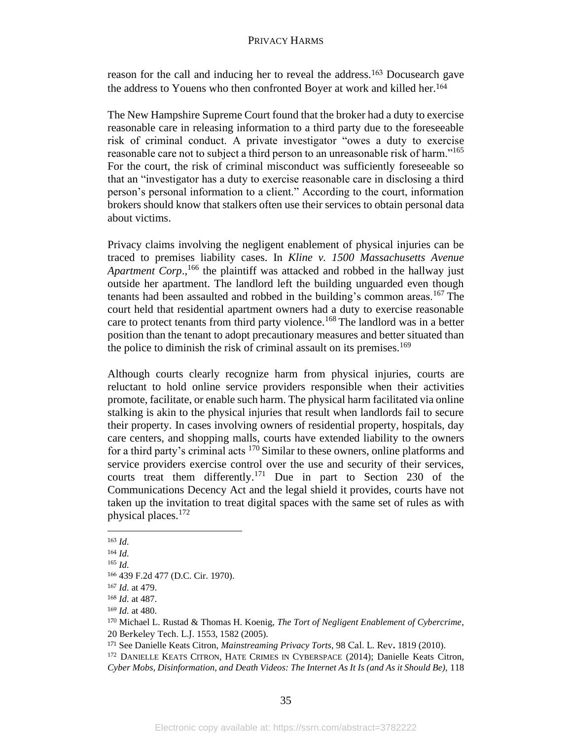reason for the call and inducing her to reveal the address.[163] Docusearch gave the address to Youens who then confronted Boyer at work and killed her.[164]

The New Hampshire Supreme Court found that the broker had a duty to exercise reasonable care in releasing information to a third party due to the foreseeable risk of criminal conduct. A private investigator "owes a duty to exercise reasonable care not to subject a third person to an unreasonable risk of harm."[165] For the court, the risk of criminal misconduct was sufficiently foreseeable so that an "investigator has a duty to exercise reasonable care in disclosing a third person's personal information to a client." According to the court, information brokers should know that stalkers often use their services to obtain personal data about victims.

Privacy claims involving the negligent enablement of physical injuries can be traced to premises liability cases. In *Kline v. 1500 Massachusetts Avenue Apartment Corp.*,[166] the plaintiff was attacked and robbed in the hallway just outside her apartment. The landlord left the building unguarded even though tenants had been assaulted and robbed in the building's common areas.[167] The court held that residential apartment owners had a duty to exercise reasonable care to protect tenants from third party violence.[168] The landlord was in a better position than the tenant to adopt precautionary measures and better situated than the police to diminish the risk of criminal assault on its premises.[169]

Although courts clearly recognize harm from physical injuries, courts are reluctant to hold online service providers responsible when their activities promote, facilitate, or enable such harm. The physical harm facilitated via online stalking is akin to the physical injuries that result when landlords fail to secure their property. In cases involving owners of residential property, hospitals, day care centers, and shopping malls, courts have extended liability to the owners for a third party's criminal acts [170] Similar to these owners, online platforms and service providers exercise control over the use and security of their services, courts treat them differently.[171] Due in part to Section 230 of the Communications Decency Act and the legal shield it provides, courts have not taken up the invitation to treat digital spaces with the same set of rules as with physical places.[172]

---

[163] *Id.*

[164] *Id.*

[165] *Id.*

[166] 439 F.2d 477 (D.C. Cir. 1970).

[167] *Id.* at 479.

[168] *Id.* at 487.

[169] *Id.* at 480.

[170] Michael L. Rustad & Thomas H. Koenig, *The Tort of Negligent Enablement of Cybercrime*, 20 Berkeley Tech. L.J. 1553, 1582 (2005).

[171] See Danielle Keats Citron, *Mainstreaming Privacy Torts*, 98 Cal. L. Rev**.** 1819 (2010).

[172] DANIELLE KEATS CITRON, HATE CRIMES IN CYBERSPACE (2014); Danielle Keats Citron, *Cyber Mobs, Disinformation, and Death Videos: The Internet As It Is (and As it Should Be)*, 118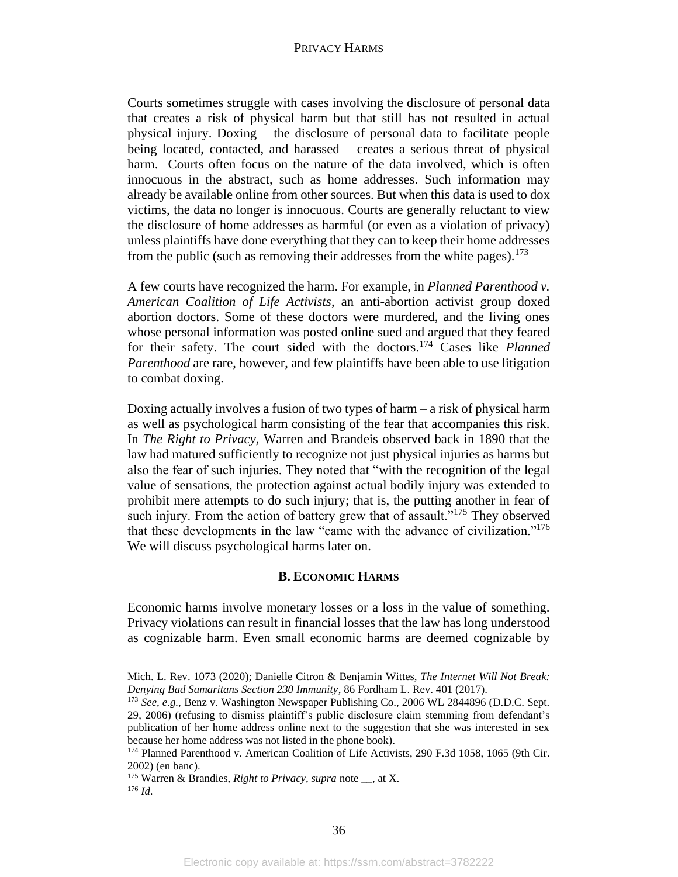Courts sometimes struggle with cases involving the disclosure of personal data that creates a risk of physical harm but that still has not resulted in actual physical injury. Doxing – the disclosure of personal data to facilitate people being located, contacted, and harassed – creates a serious threat of physical harm. Courts often focus on the nature of the data involved, which is often innocuous in the abstract, such as home addresses. Such information may already be available online from other sources. But when this data is used to dox victims, the data no longer is innocuous. Courts are generally reluctant to view the disclosure of home addresses as harmful (or even as a violation of privacy) unless plaintiffs have done everything that they can to keep their home addresses from the public (such as removing their addresses from the white pages).[173]

A few courts have recognized the harm. For example, in *Planned Parenthood v. American Coalition of Life Activists*, an anti-abortion activist group doxed abortion doctors. Some of these doctors were murdered, and the living ones whose personal information was posted online sued and argued that they feared for their safety. The court sided with the doctors.[174] Cases like *Planned Parenthood* are rare, however, and few plaintiffs have been able to use litigation to combat doxing.

Doxing actually involves a fusion of two types of harm – a risk of physical harm as well as psychological harm consisting of the fear that accompanies this risk. In *The Right to Privacy,* Warren and Brandeis observed back in 1890 that the law had matured sufficiently to recognize not just physical injuries as harms but also the fear of such injuries. They noted that "with the recognition of the legal value of sensations, the protection against actual bodily injury was extended to prohibit mere attempts to do such injury; that is, the putting another in fear of such injury. From the action of battery grew that of assault."[175] They observed that these developments in the law "came with the advance of civilization."[176] We will discuss psychological harms later on.

### B. Economic Harms

Economic harms involve monetary losses or a loss in the value of something. Privacy violations can result in financial losses that the law has long understood as cognizable harm. Even small economic harms are deemed cognizable by

---

Mich. L. Rev. 1073 (2020); Danielle Citron & Benjamin Wittes, *The Internet Will Not Break: Denying Bad Samaritans Section 230 Immunity*, 86 Fordham L. Rev. 401 (2017).

[173] *See, e.g.,* Benz v. Washington Newspaper Publishing Co., 2006 WL 2844896 (D.D.C. Sept. 29, 2006) (refusing to dismiss plaintiff's public disclosure claim stemming from defendant's publication of her home address online next to the suggestion that she was interested in sex because her home address was not listed in the phone book).

[174] Planned Parenthood v. American Coalition of Life Activists, 290 F.3d 1058, 1065 (9th Cir. 2002) (en banc).

[175] Warren & Brandies, *Right to Privacy, supra* note __, at X.

[176] *Id.*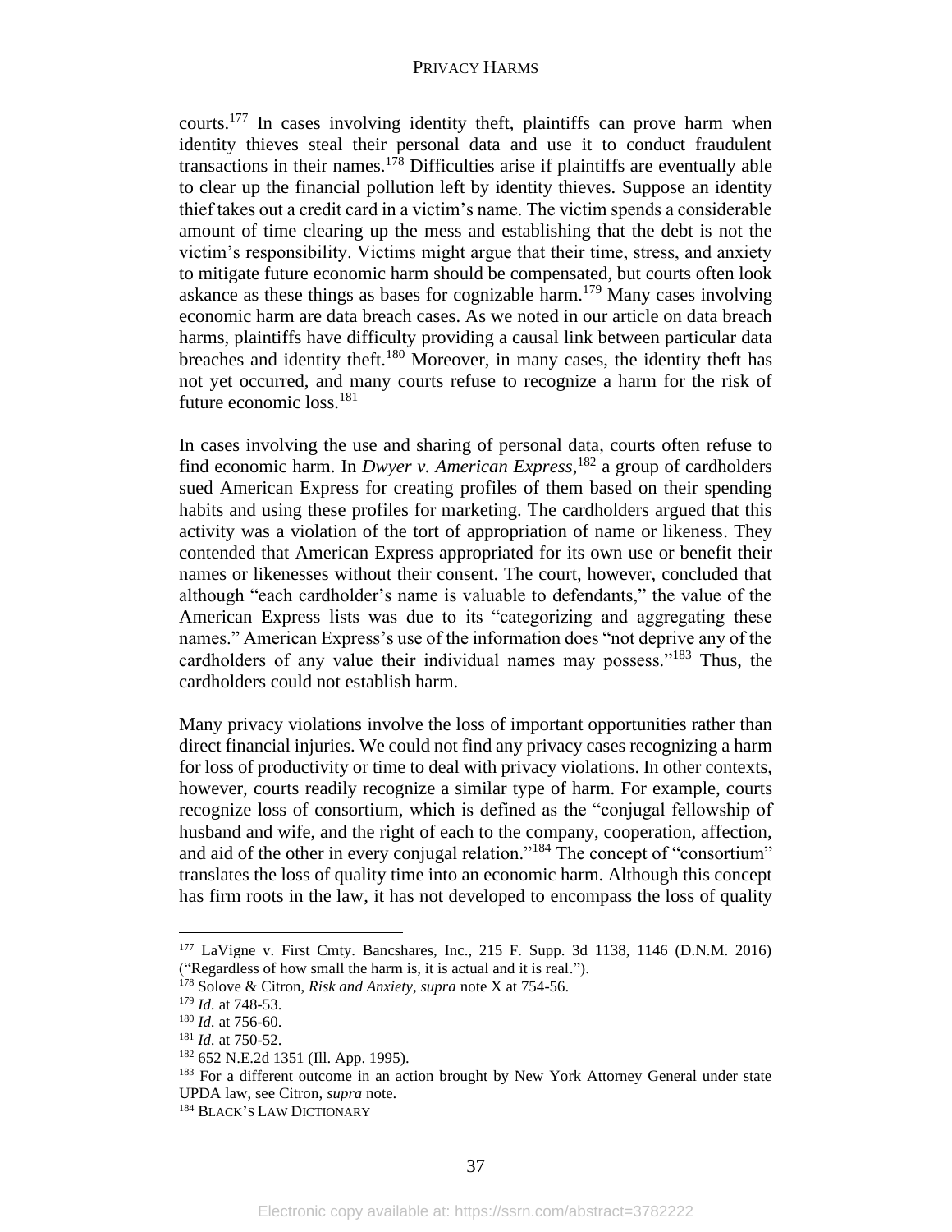courts.[177] In cases involving identity theft, plaintiffs can prove harm when identity thieves steal their personal data and use it to conduct fraudulent transactions in their names.[178] Difficulties arise if plaintiffs are eventually able to clear up the financial pollution left by identity thieves. Suppose an identity thief takes out a credit card in a victim's name. The victim spends a considerable amount of time clearing up the mess and establishing that the debt is not the victim's responsibility. Victims might argue that their time, stress, and anxiety to mitigate future economic harm should be compensated, but courts often look askance as these things as bases for cognizable harm.[179] Many cases involving economic harm are data breach cases. As we noted in our article on data breach harms, plaintiffs have difficulty providing a causal link between particular data breaches and identity theft.[180] Moreover, in many cases, the identity theft has not yet occurred, and many courts refuse to recognize a harm for the risk of future economic loss.[181]

In cases involving the use and sharing of personal data, courts often refuse to find economic harm. In *Dwyer v. American Express*,[182] a group of cardholders sued American Express for creating profiles of them based on their spending habits and using these profiles for marketing. The cardholders argued that this activity was a violation of the tort of appropriation of name or likeness. They contended that American Express appropriated for its own use or benefit their names or likenesses without their consent. The court, however, concluded that although "each cardholder's name is valuable to defendants," the value of the American Express lists was due to its "categorizing and aggregating these names." American Express's use of the information does "not deprive any of the cardholders of any value their individual names may possess."[183] Thus, the cardholders could not establish harm.

Many privacy violations involve the loss of important opportunities rather than direct financial injuries. We could not find any privacy cases recognizing a harm for loss of productivity or time to deal with privacy violations. In other contexts, however, courts readily recognize a similar type of harm. For example, courts recognize loss of consortium, which is defined as the "conjugal fellowship of husband and wife, and the right of each to the company, cooperation, affection, and aid of the other in every conjugal relation."[184] The concept of "consortium" translates the loss of quality time into an economic harm. Although this concept has firm roots in the law, it has not developed to encompass the loss of quality

---

[177] LaVigne v. First Cmty. Bancshares, Inc., 215 F. Supp. 3d 1138, 1146 (D.N.M. 2016) ("Regardless of how small the harm is, it is actual and it is real.").

[178] Solove & Citron, *Risk and Anxiety*, *supra* note X at 754-56.

[179] *Id.* at 748-53.

[180] *Id.* at 756-60.

[181] *Id.* at 750-52.

[182] 652 N.E.2d 1351 (Ill. App. 1995).

[183] For a different outcome in an action brought by New York Attorney General under state UPDA law, see Citron, *supra* note.

[184] BLACK'S LAW DICTIONARY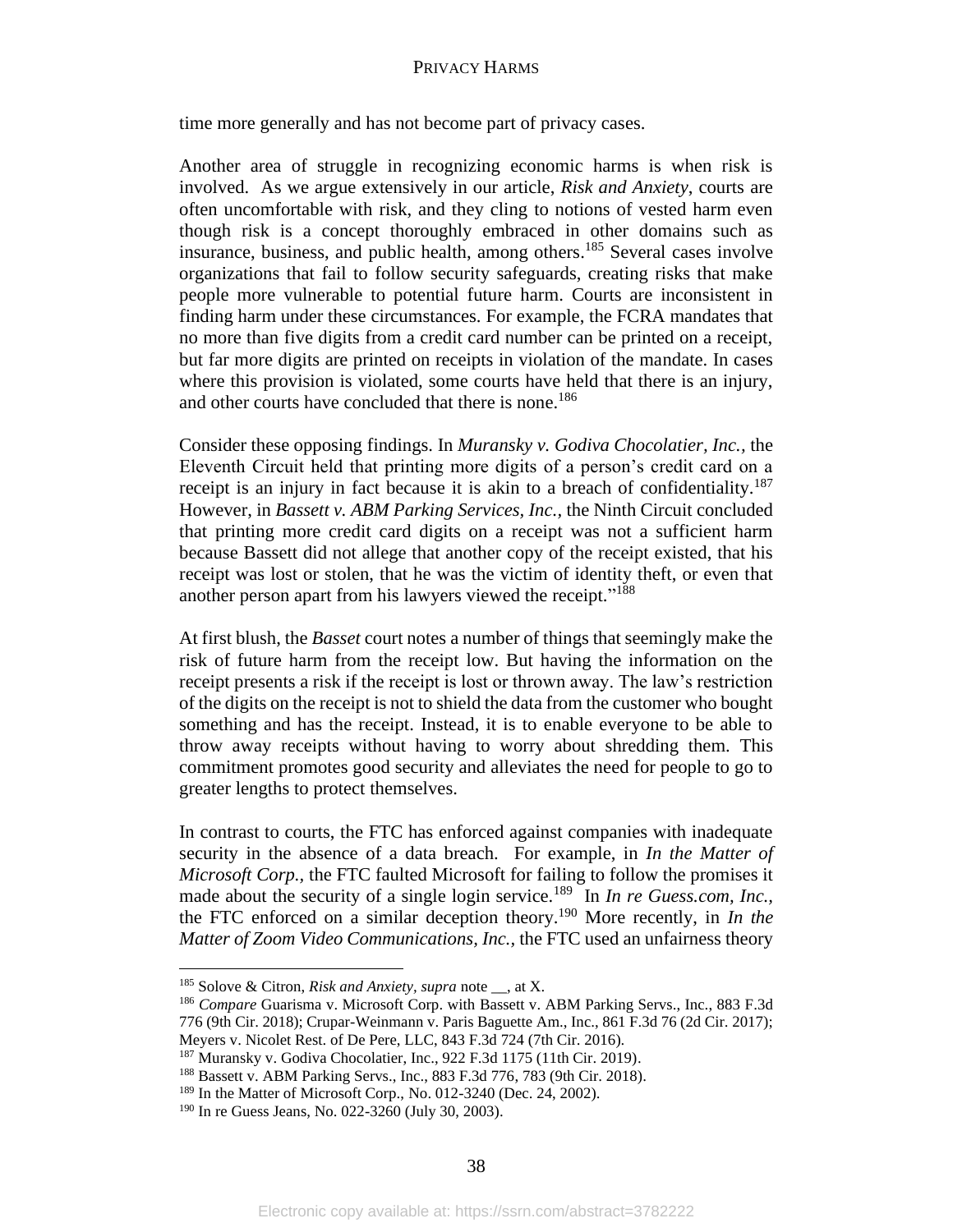time more generally and has not become part of privacy cases.

Another area of struggle in recognizing economic harms is when risk is involved. As we argue extensively in our article, *Risk and Anxiety*, courts are often uncomfortable with risk, and they cling to notions of vested harm even though risk is a concept thoroughly embraced in other domains such as insurance, business, and public health, among others.[185] Several cases involve organizations that fail to follow security safeguards, creating risks that make people more vulnerable to potential future harm. Courts are inconsistent in finding harm under these circumstances. For example, the FCRA mandates that no more than five digits from a credit card number can be printed on a receipt, but far more digits are printed on receipts in violation of the mandate. In cases where this provision is violated, some courts have held that there is an injury, and other courts have concluded that there is none.[186]

Consider these opposing findings. In *Muransky v. Godiva Chocolatier, Inc.,* the Eleventh Circuit held that printing more digits of a person's credit card on a receipt is an injury in fact because it is akin to a breach of confidentiality.[187] However, in *Bassett v. ABM Parking Services, Inc.,* the Ninth Circuit concluded that printing more credit card digits on a receipt was not a sufficient harm because Bassett did not allege that another copy of the receipt existed, that his receipt was lost or stolen, that he was the victim of identity theft, or even that another person apart from his lawyers viewed the receipt."[188]

At first blush, the *Basset* court notes a number of things that seemingly make the risk of future harm from the receipt low. But having the information on the receipt presents a risk if the receipt is lost or thrown away. The law's restriction of the digits on the receipt is not to shield the data from the customer who bought something and has the receipt. Instead, it is to enable everyone to be able to throw away receipts without having to worry about shredding them. This commitment promotes good security and alleviates the need for people to go to greater lengths to protect themselves.

In contrast to courts, the FTC has enforced against companies with inadequate security in the absence of a data breach. For example, in *In the Matter of Microsoft Corp.,* the FTC faulted Microsoft for failing to follow the promises it made about the security of a single login service.[189] In *In re Guess.com, Inc.,* the FTC enforced on a similar deception theory.[190] More recently, in *In the Matter of Zoom Video Communications, Inc.*, the FTC used an unfairness theory

---

[185] Solove & Citron, *Risk and Anxiety*, *supra* note __, at X.

[186] *Compare* Guarisma v. Microsoft Corp. with Bassett v. ABM Parking Servs., Inc., 883 F.3d 776 (9th Cir. 2018); Crupar-Weinmann v. Paris Baguette Am., Inc., 861 F.3d 76 (2d Cir. 2017); Meyers v. Nicolet Rest. of De Pere, LLC, 843 F.3d 724 (7th Cir. 2016).

[187] Muransky v. Godiva Chocolatier, Inc., 922 F.3d 1175 (11th Cir. 2019).

[188] Bassett v. ABM Parking Servs., Inc., 883 F.3d 776, 783 (9th Cir. 2018).

[189] In the Matter of Microsoft Corp., No. 012-3240 (Dec. 24, 2002).

[190] In re Guess Jeans, No. 022-3260 (July 30, 2003).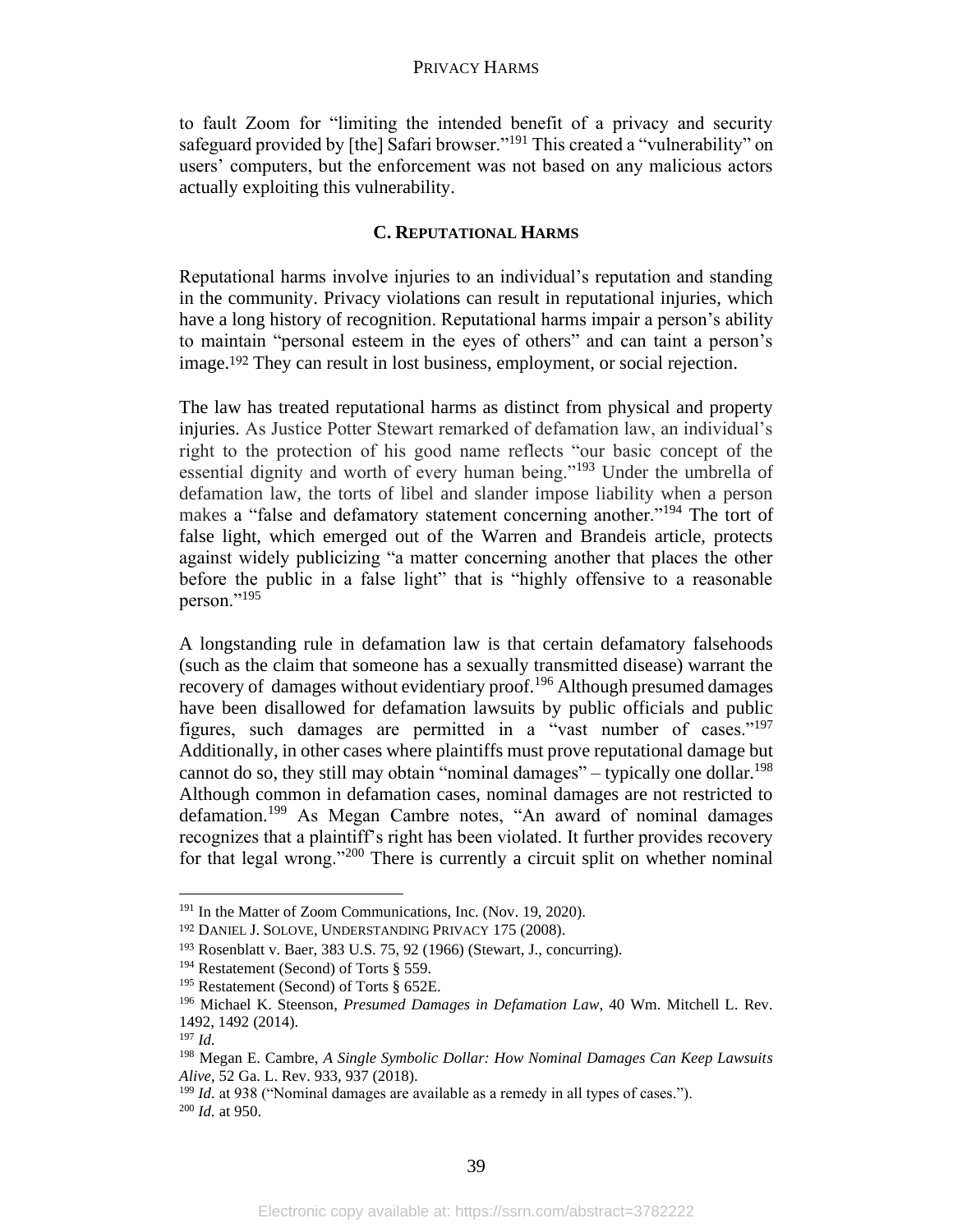to fault Zoom for "limiting the intended benefit of a privacy and security safeguard provided by [the] Safari browser."[191] This created a "vulnerability" on users' computers, but the enforcement was not based on any malicious actors actually exploiting this vulnerability.

### C. Reputational Harms

Reputational harms involve injuries to an individual's reputation and standing in the community. Privacy violations can result in reputational injuries, which have a long history of recognition. Reputational harms impair a person's ability to maintain "personal esteem in the eyes of others" and can taint a person's image.[192] They can result in lost business, employment, or social rejection.

The law has treated reputational harms as distinct from physical and property injuries. As Justice Potter Stewart remarked of defamation law, an individual's right to the protection of his good name reflects "our basic concept of the essential dignity and worth of every human being."[193] Under the umbrella of defamation law, the torts of libel and slander impose liability when a person makes a "false and defamatory statement concerning another."[194] The tort of false light, which emerged out of the Warren and Brandeis article, protects against widely publicizing "a matter concerning another that places the other before the public in a false light" that is "highly offensive to a reasonable person."[195]

A longstanding rule in defamation law is that certain defamatory falsehoods (such as the claim that someone has a sexually transmitted disease) warrant the recovery of damages without evidentiary proof.[196] Although presumed damages have been disallowed for defamation lawsuits by public officials and public figures, such damages are permitted in a "vast number of cases."[197] Additionally, in other cases where plaintiffs must prove reputational damage but cannot do so, they still may obtain "nominal damages" – typically one dollar.[198] Although common in defamation cases, nominal damages are not restricted to defamation.[199] As Megan Cambre notes, "An award of nominal damages recognizes that a plaintiff's right has been violated. It further provides recovery for that legal wrong."[200] There is currently a circuit split on whether nominal

---

[191] In the Matter of Zoom Communications, Inc. (Nov. 19, 2020).

[192] Daniel J. Solove, Understanding Privacy 175 (2008).

[193] Rosenblatt v. Baer, 383 U.S. 75, 92 (1966) (Stewart, J., concurring).

[194] Restatement (Second) of Torts § 559.

[195] Restatement (Second) of Torts § 652E.

[196] Michael K. Steenson, *Presumed Damages in Defamation Law*, 40 Wm. Mitchell L. Rev. 1492, 1492 (2014).

[197] *Id.*

[198] Megan E. Cambre, *A Single Symbolic Dollar: How Nominal Damages Can Keep Lawsuits Alive*, 52 Ga. L. Rev. 933, 937 (2018).

[199] *Id.* at 938 ("Nominal damages are available as a remedy in all types of cases.").

[200] *Id.* at 950.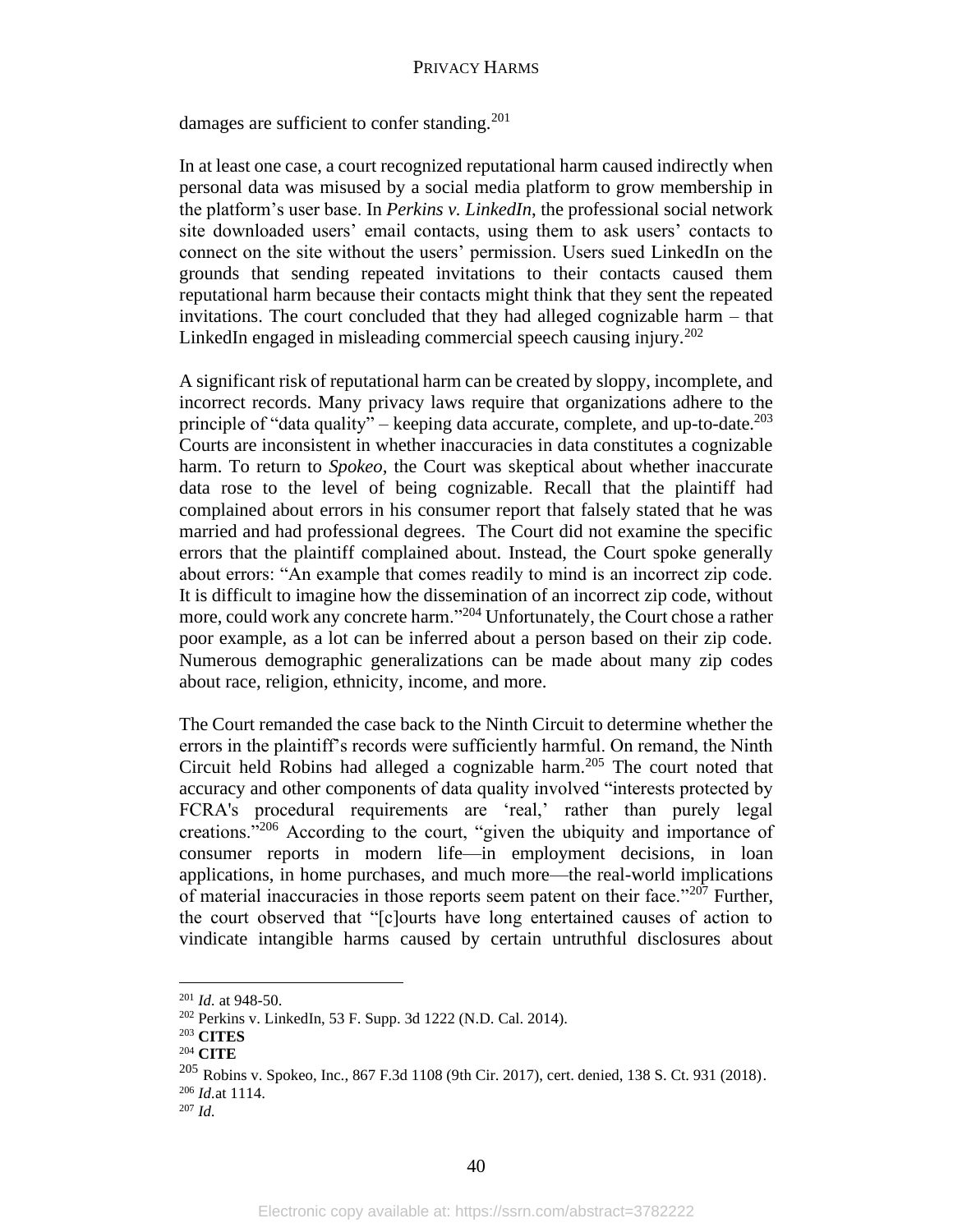damages are sufficient to confer standing.[201]

In at least one case, a court recognized reputational harm caused indirectly when personal data was misused by a social media platform to grow membership in the platform's user base. In *Perkins v. LinkedIn*, the professional social network site downloaded users' email contacts, using them to ask users' contacts to connect on the site without the users' permission. Users sued LinkedIn on the grounds that sending repeated invitations to their contacts caused them reputational harm because their contacts might think that they sent the repeated invitations. The court concluded that they had alleged cognizable harm – that LinkedIn engaged in misleading commercial speech causing injury.[202]

A significant risk of reputational harm can be created by sloppy, incomplete, and incorrect records. Many privacy laws require that organizations adhere to the principle of "data quality" – keeping data accurate, complete, and up-to-date.[203] Courts are inconsistent in whether inaccuracies in data constitutes a cognizable harm. To return to *Spokeo*, the Court was skeptical about whether inaccurate data rose to the level of being cognizable. Recall that the plaintiff had complained about errors in his consumer report that falsely stated that he was married and had professional degrees. The Court did not examine the specific errors that the plaintiff complained about. Instead, the Court spoke generally about errors: "An example that comes readily to mind is an incorrect zip code. It is difficult to imagine how the dissemination of an incorrect zip code, without more, could work any concrete harm."[204] Unfortunately, the Court chose a rather poor example, as a lot can be inferred about a person based on their zip code. Numerous demographic generalizations can be made about many zip codes about race, religion, ethnicity, income, and more.

The Court remanded the case back to the Ninth Circuit to determine whether the errors in the plaintiff's records were sufficiently harmful. On remand, the Ninth Circuit held Robins had alleged a cognizable harm.[205] The court noted that accuracy and other components of data quality involved "interests protected by FCRA's procedural requirements are 'real,' rather than purely legal creations."[206] According to the court, "given the ubiquity and importance of consumer reports in modern life—in employment decisions, in loan applications, in home purchases, and much more—the real-world implications of material inaccuracies in those reports seem patent on their face."[207] Further, the court observed that "[c]ourts have long entertained causes of action to vindicate intangible harms caused by certain untruthful disclosures about

---

[201] *Id.* at 948-50.

[202] Perkins v. LinkedIn, 53 F. Supp. 3d 1222 (N.D. Cal. 2014).

[203] **CITES**

[204] **CITE**

[205] Robins v. Spokeo, Inc., 867 F.3d 1108 (9th Cir. 2017), cert. denied, 138 S. Ct. 931 (2018).

[206] *Id.*at 1114.

[207] *Id.*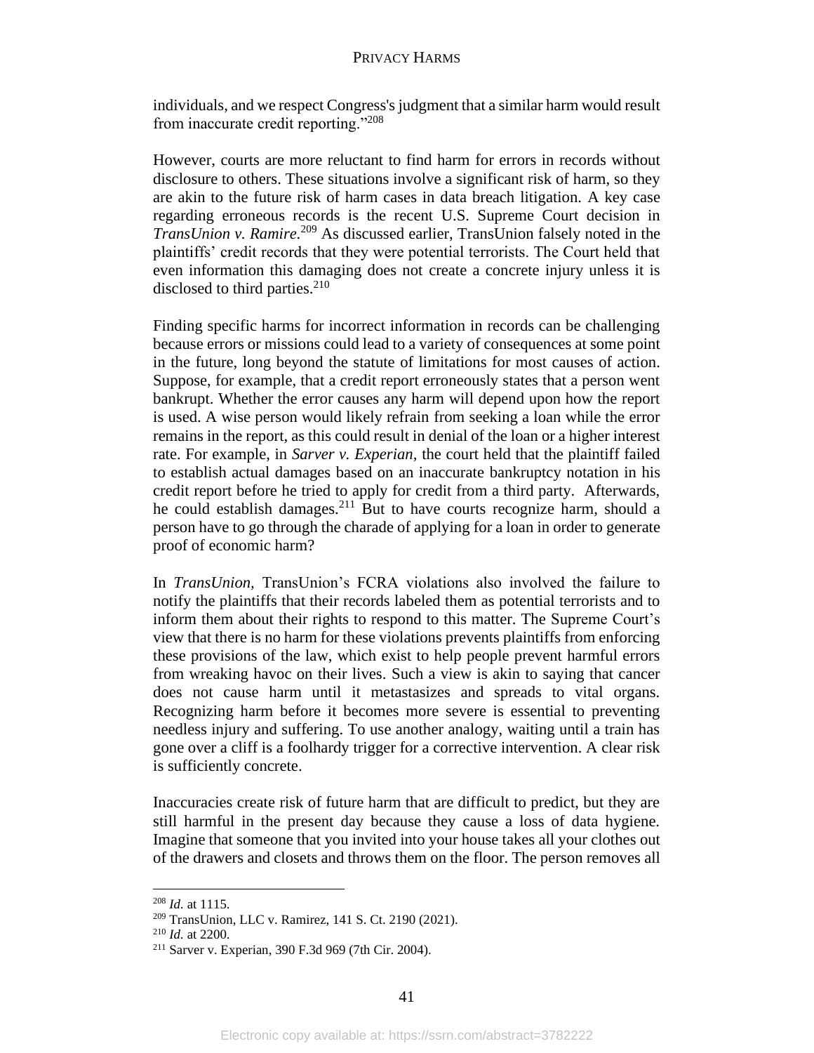individuals, and we respect Congress's judgment that a similar harm would result from inaccurate credit reporting."[208]

However, courts are more reluctant to find harm for errors in records without disclosure to others. These situations involve a significant risk of harm, so they are akin to the future risk of harm cases in data breach litigation. A key case regarding erroneous records is the recent U.S. Supreme Court decision in *TransUnion v. Ramire.*[209] As discussed earlier, TransUnion falsely noted in the plaintiffs' credit records that they were potential terrorists. The Court held that even information this damaging does not create a concrete injury unless it is disclosed to third parties.[210]

Finding specific harms for incorrect information in records can be challenging because errors or missions could lead to a variety of consequences at some point in the future, long beyond the statute of limitations for most causes of action. Suppose, for example, that a credit report erroneously states that a person went bankrupt. Whether the error causes any harm will depend upon how the report is used. A wise person would likely refrain from seeking a loan while the error remains in the report, as this could result in denial of the loan or a higher interest rate. For example, in *Sarver v. Experian,* the court held that the plaintiff failed to establish actual damages based on an inaccurate bankruptcy notation in his credit report before he tried to apply for credit from a third party. Afterwards, he could establish damages.[211] But to have courts recognize harm, should a person have to go through the charade of applying for a loan in order to generate proof of economic harm?

In *TransUnion,* TransUnion's FCRA violations also involved the failure to notify the plaintiffs that their records labeled them as potential terrorists and to inform them about their rights to respond to this matter. The Supreme Court's view that there is no harm for these violations prevents plaintiffs from enforcing these provisions of the law, which exist to help people prevent harmful errors from wreaking havoc on their lives. Such a view is akin to saying that cancer does not cause harm until it metastasizes and spreads to vital organs. Recognizing harm before it becomes more severe is essential to preventing needless injury and suffering. To use another analogy, waiting until a train has gone over a cliff is a foolhardy trigger for a corrective intervention. A clear risk is sufficiently concrete.

Inaccuracies create risk of future harm that are difficult to predict, but they are still harmful in the present day because they cause a loss of data hygiene. Imagine that someone that you invited into your house takes all your clothes out of the drawers and closets and throws them on the floor. The person removes all

---

[208] *Id.* at 1115.

[209] TransUnion, LLC v. Ramirez, 141 S. Ct. 2190 (2021).

[210] *Id.* at 2200.

[211] Sarver v. Experian, 390 F.3d 969 (7th Cir. 2004).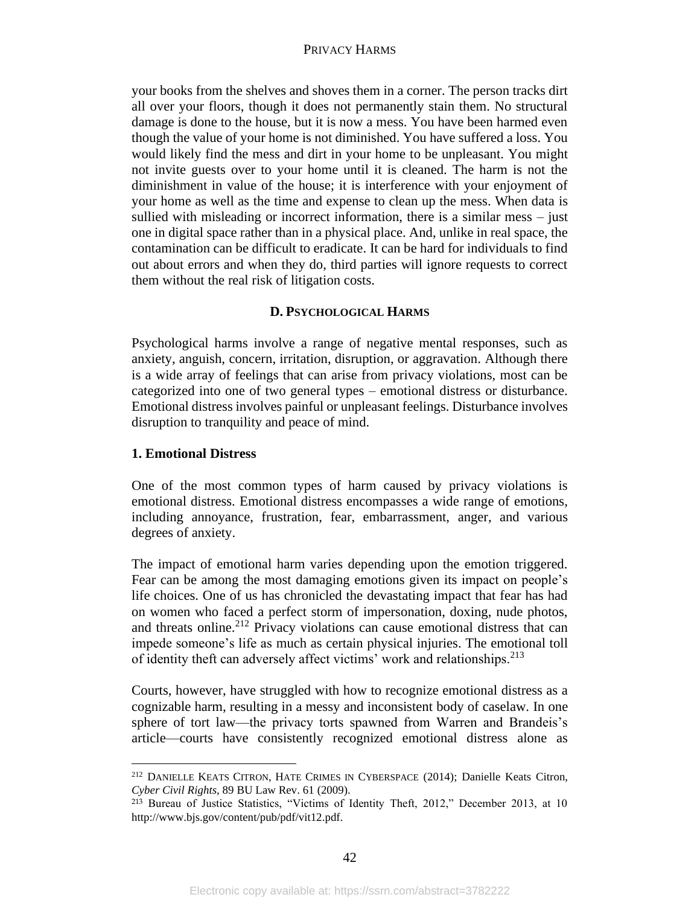your books from the shelves and shoves them in a corner. The person tracks dirt all over your floors, though it does not permanently stain them. No structural damage is done to the house, but it is now a mess. You have been harmed even though the value of your home is not diminished. You have suffered a loss. You would likely find the mess and dirt in your home to be unpleasant. You might not invite guests over to your home until it is cleaned. The harm is not the diminishment in value of the house; it is interference with your enjoyment of your home as well as the time and expense to clean up the mess. When data is sullied with misleading or incorrect information, there is a similar mess – just one in digital space rather than in a physical place. And, unlike in real space, the contamination can be difficult to eradicate. It can be hard for individuals to find out about errors and when they do, third parties will ignore requests to correct them without the real risk of litigation costs.

### D. Psychological Harms

Psychological harms involve a range of negative mental responses, such as anxiety, anguish, concern, irritation, disruption, or aggravation. Although there is a wide array of feelings that can arise from privacy violations, most can be categorized into one of two general types – emotional distress or disturbance. Emotional distress involves painful or unpleasant feelings. Disturbance involves disruption to tranquility and peace of mind.

#### 1. Emotional Distress

One of the most common types of harm caused by privacy violations is emotional distress. Emotional distress encompasses a wide range of emotions, including annoyance, frustration, fear, embarrassment, anger, and various degrees of anxiety.

The impact of emotional harm varies depending upon the emotion triggered. Fear can be among the most damaging emotions given its impact on people's life choices. One of us has chronicled the devastating impact that fear has had on women who faced a perfect storm of impersonation, doxing, nude photos, and threats online.[212] Privacy violations can cause emotional distress that can impede someone's life as much as certain physical injuries. The emotional toll of identity theft can adversely affect victims' work and relationships.[213]

Courts, however, have struggled with how to recognize emotional distress as a cognizable harm, resulting in a messy and inconsistent body of caselaw. In one sphere of tort law—the privacy torts spawned from Warren and Brandeis's article—courts have consistently recognized emotional distress alone as

---

[212] DANIELLE KEATS CITRON, HATE CRIMES IN CYBERSPACE (2014); Danielle Keats Citron, *Cyber Civil Rights*, 89 BU Law Rev. 61 (2009).

[213] Bureau of Justice Statistics, "Victims of Identity Theft, 2012," December 2013, at 10 http://www.bjs.gov/content/pub/pdf/vit12.pdf.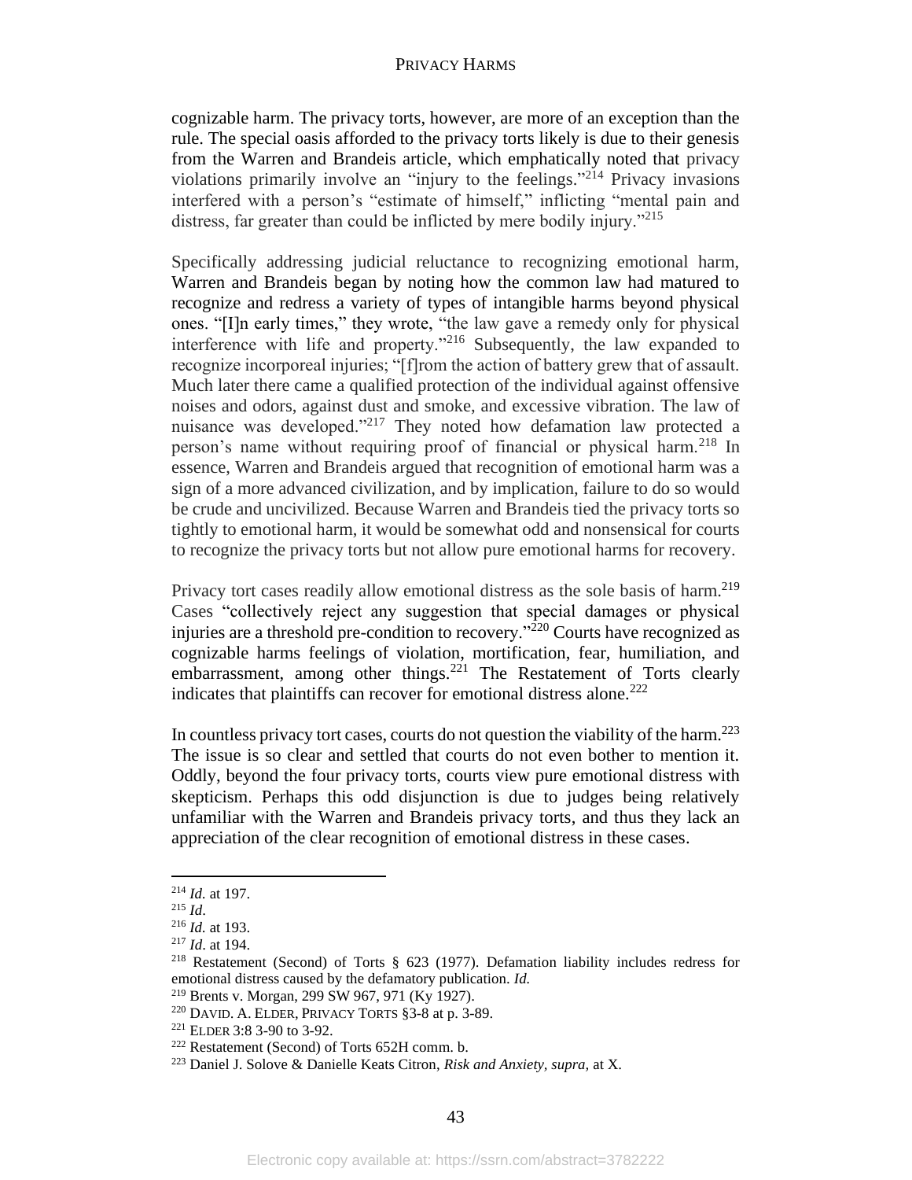cognizable harm. The privacy torts, however, are more of an exception than the rule. The special oasis afforded to the privacy torts likely is due to their genesis from the Warren and Brandeis article, which emphatically noted that privacy violations primarily involve an "injury to the feelings."[214] Privacy invasions interfered with a person's "estimate of himself," inflicting "mental pain and distress, far greater than could be inflicted by mere bodily injury."[215]

Specifically addressing judicial reluctance to recognizing emotional harm, Warren and Brandeis began by noting how the common law had matured to recognize and redress a variety of types of intangible harms beyond physical ones. "[I]n early times," they wrote, "the law gave a remedy only for physical interference with life and property."[216] Subsequently, the law expanded to recognize incorporeal injuries; "[f]rom the action of battery grew that of assault. Much later there came a qualified protection of the individual against offensive noises and odors, against dust and smoke, and excessive vibration. The law of nuisance was developed."[217] They noted how defamation law protected a person's name without requiring proof of financial or physical harm.[218] In essence, Warren and Brandeis argued that recognition of emotional harm was a sign of a more advanced civilization, and by implication, failure to do so would be crude and uncivilized. Because Warren and Brandeis tied the privacy torts so tightly to emotional harm, it would be somewhat odd and nonsensical for courts to recognize the privacy torts but not allow pure emotional harms for recovery.

Privacy tort cases readily allow emotional distress as the sole basis of harm.[219] Cases "collectively reject any suggestion that special damages or physical injuries are a threshold pre-condition to recovery."[220] Courts have recognized as cognizable harms feelings of violation, mortification, fear, humiliation, and embarrassment, among other things.[221] The Restatement of Torts clearly indicates that plaintiffs can recover for emotional distress alone.[222]

In countless privacy tort cases, courts do not question the viability of the harm.[223] The issue is so clear and settled that courts do not even bother to mention it. Oddly, beyond the four privacy torts, courts view pure emotional distress with skepticism. Perhaps this odd disjunction is due to judges being relatively unfamiliar with the Warren and Brandeis privacy torts, and thus they lack an appreciation of the clear recognition of emotional distress in these cases.

---

[214] *Id.* at 197.

[215] *Id*.

[216] *Id.* at 193.

[217] *Id*. at 194.

[218] Restatement (Second) of Torts § 623 (1977). Defamation liability includes redress for emotional distress caused by the defamatory publication. *Id.*

[219] Brents v. Morgan, 299 SW 967, 971 (Ky 1927).

[220] DAVID. A. ELDER, PRIVACY TORTS §3-8 at p. 3-89.

[221] ELDER 3:8 3-90 to 3-92.

[222] Restatement (Second) of Torts 652H comm. b.

[223] Daniel J. Solove & Danielle Keats Citron, *Risk and Anxiety, supra,* at X.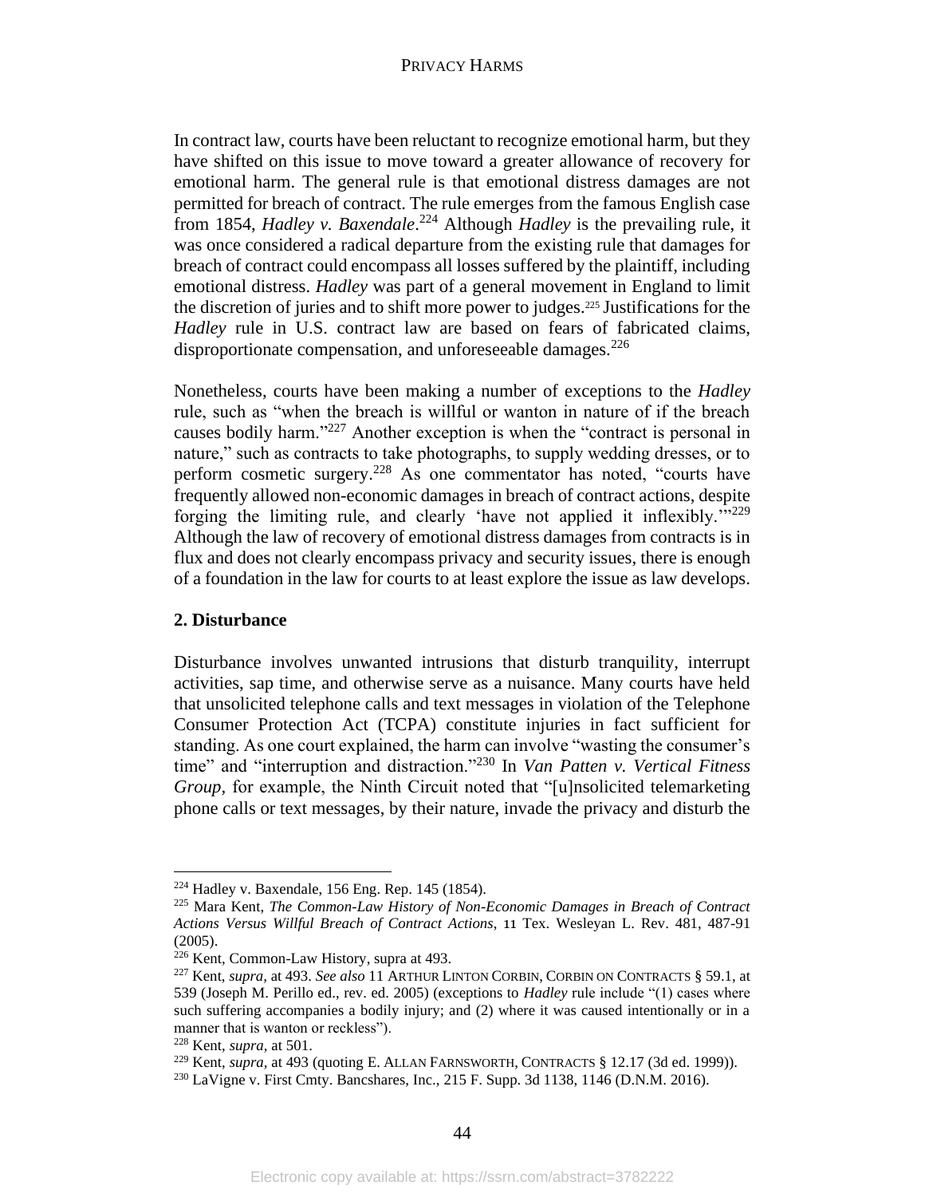In contract law, courts have been reluctant to recognize emotional harm, but they have shifted on this issue to move toward a greater allowance of recovery for emotional harm. The general rule is that emotional distress damages are not permitted for breach of contract. The rule emerges from the famous English case from 1854, *Hadley v. Baxendale*.[224] Although *Hadley* is the prevailing rule, it was once considered a radical departure from the existing rule that damages for breach of contract could encompass all losses suffered by the plaintiff, including emotional distress. *Hadley* was part of a general movement in England to limit the discretion of juries and to shift more power to judges.[225] Justifications for the *Hadley* rule in U.S. contract law are based on fears of fabricated claims, disproportionate compensation, and unforeseeable damages.[226]

Nonetheless, courts have been making a number of exceptions to the *Hadley* rule, such as "when the breach is willful or wanton in nature of if the breach causes bodily harm."[227] Another exception is when the "contract is personal in nature," such as contracts to take photographs, to supply wedding dresses, or to perform cosmetic surgery.[228] As one commentator has noted, "courts have frequently allowed non-economic damages in breach of contract actions, despite forging the limiting rule, and clearly 'have not applied it inflexibly.'"[229] Although the law of recovery of emotional distress damages from contracts is in flux and does not clearly encompass privacy and security issues, there is enough of a foundation in the law for courts to at least explore the issue as law develops.

**2. Disturbance**

Disturbance involves unwanted intrusions that disturb tranquility, interrupt activities, sap time, and otherwise serve as a nuisance. Many courts have held that unsolicited telephone calls and text messages in violation of the Telephone Consumer Protection Act (TCPA) constitute injuries in fact sufficient for standing. As one court explained, the harm can involve "wasting the consumer's time" and "interruption and distraction."[230] In *Van Patten v. Vertical Fitness Group*, for example, the Ninth Circuit noted that "[u]nsolicited telemarketing phone calls or text messages, by their nature, invade the privacy and disturb the

---

[224] Hadley v. Baxendale, 156 Eng. Rep. 145 (1854).

[225] Mara Kent, *The Common-Law History of Non-Economic Damages in Breach of Contract Actions Versus Willful Breach of Contract Actions*, 11 Tex. Wesleyan L. Rev. 481, 487-91 (2005).

[226] Kent, Common-Law History, supra at 493.

[227] Kent, *supra*, at 493. *See also* 11 ARTHUR LINTON CORBIN, CORBIN ON CONTRACTS § 59.1, at 539 (Joseph M. Perillo ed., rev. ed. 2005) (exceptions to *Hadley* rule include "(1) cases where such suffering accompanies a bodily injury; and (2) where it was caused intentionally or in a manner that is wanton or reckless").

[228] Kent, *supra*, at 501.

[229] Kent, *supra*, at 493 (quoting E. ALLAN FARNSWORTH, CONTRACTS § 12.17 (3d ed. 1999)).

[230] LaVigne v. First Cmty. Bancshares, Inc., 215 F. Supp. 3d 1138, 1146 (D.N.M. 2016).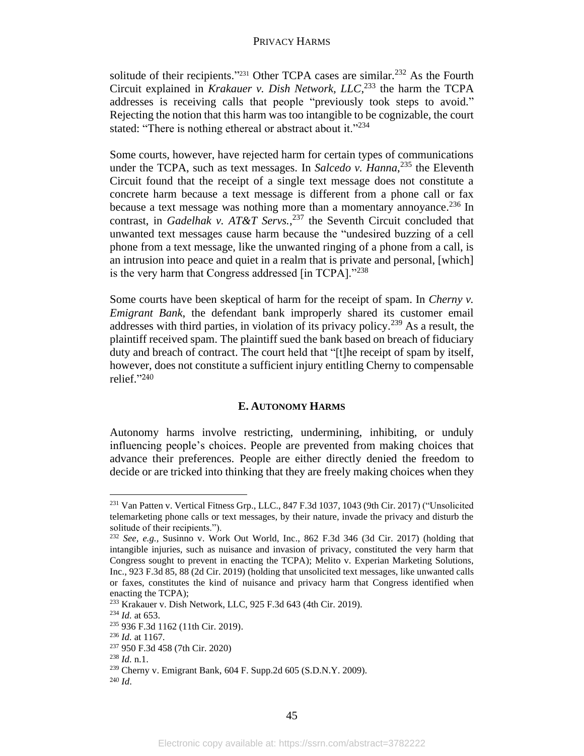solitude of their recipients."[231] Other TCPA cases are similar.[232] As the Fourth Circuit explained in *Krakauer v. Dish Network, LLC*,[233] the harm the TCPA addresses is receiving calls that people "previously took steps to avoid." Rejecting the notion that this harm was too intangible to be cognizable, the court stated: "There is nothing ethereal or abstract about it."[234]

Some courts, however, have rejected harm for certain types of communications under the TCPA, such as text messages. In *Salcedo v. Hanna*,[235] the Eleventh Circuit found that the receipt of a single text message does not constitute a concrete harm because a text message is different from a phone call or fax because a text message was nothing more than a momentary annoyance.[236] In contrast, in *Gadelhak v. AT&T Servs.*,[237] the Seventh Circuit concluded that unwanted text messages cause harm because the "undesired buzzing of a cell phone from a text message, like the unwanted ringing of a phone from a call, is an intrusion into peace and quiet in a realm that is private and personal, [which] is the very harm that Congress addressed [in TCPA]."[238]

Some courts have been skeptical of harm for the receipt of spam. In *Cherny v. Emigrant Bank*, the defendant bank improperly shared its customer email addresses with third parties, in violation of its privacy policy.[239] As a result, the plaintiff received spam. The plaintiff sued the bank based on breach of fiduciary duty and breach of contract. The court held that "[t]he receipt of spam by itself, however, does not constitute a sufficient injury entitling Cherny to compensable relief."[240]

### E. Autonomy Harms

Autonomy harms involve restricting, undermining, inhibiting, or unduly influencing people's choices. People are prevented from making choices that advance their preferences. People are either directly denied the freedom to decide or are tricked into thinking that they are freely making choices when they

---

[231] Van Patten v. Vertical Fitness Grp., LLC., 847 F.3d 1037, 1043 (9th Cir. 2017) ("Unsolicited telemarketing phone calls or text messages, by their nature, invade the privacy and disturb the solitude of their recipients.").

[232] *See, e.g.,* Susinno v. Work Out World, Inc., 862 F.3d 346 (3d Cir. 2017) (holding that intangible injuries, such as nuisance and invasion of privacy, constituted the very harm that Congress sought to prevent in enacting the TCPA); Melito v. Experian Marketing Solutions, Inc., 923 F.3d 85, 88 (2d Cir. 2019) (holding that unsolicited text messages, like unwanted calls or faxes, constitutes the kind of nuisance and privacy harm that Congress identified when enacting the TCPA);

[233] Krakauer v. Dish Network, LLC, 925 F.3d 643 (4th Cir. 2019).

[234] *Id.* at 653.

[235] 936 F.3d 1162 (11th Cir. 2019).

[236] *Id.* at 1167.

[237] 950 F.3d 458 (7th Cir. 2020)

[238] *Id.* n.1.

[239] Cherny v. Emigrant Bank, 604 F. Supp.2d 605 (S.D.N.Y. 2009).

[240] *Id*.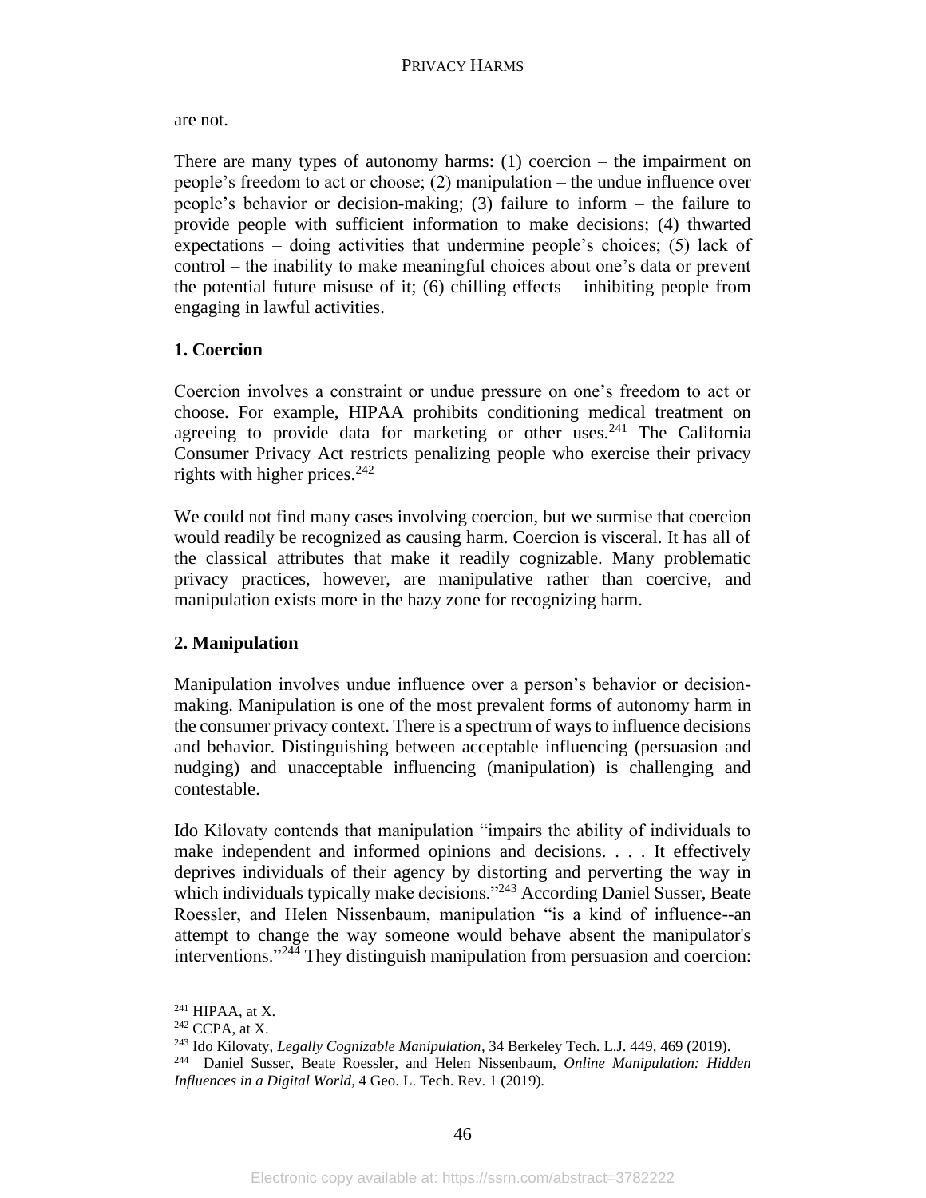are not.

There are many types of autonomy harms: (1) coercion – the impairment on people's freedom to act or choose; (2) manipulation – the undue influence over people's behavior or decision-making; (3) failure to inform – the failure to provide people with sufficient information to make decisions; (4) thwarted expectations – doing activities that undermine people's choices; (5) lack of control – the inability to make meaningful choices about one's data or prevent the potential future misuse of it; (6) chilling effects – inhibiting people from engaging in lawful activities.

**1. Coercion**

Coercion involves a constraint or undue pressure on one's freedom to act or choose. For example, HIPAA prohibits conditioning medical treatment on agreeing to provide data for marketing or other uses.[241] The California Consumer Privacy Act restricts penalizing people who exercise their privacy rights with higher prices.[242]

We could not find many cases involving coercion, but we surmise that coercion would readily be recognized as causing harm. Coercion is visceral. It has all of the classical attributes that make it readily cognizable. Many problematic privacy practices, however, are manipulative rather than coercive, and manipulation exists more in the hazy zone for recognizing harm.

**2. Manipulation**

Manipulation involves undue influence over a person's behavior or decision-making. Manipulation is one of the most prevalent forms of autonomy harm in the consumer privacy context. There is a spectrum of ways to influence decisions and behavior. Distinguishing between acceptable influencing (persuasion and nudging) and unacceptable influencing (manipulation) is challenging and contestable.

Ido Kilovaty contends that manipulation "impairs the ability of individuals to make independent and informed opinions and decisions. . . . It effectively deprives individuals of their agency by distorting and perverting the way in which individuals typically make decisions."[243] According Daniel Susser, Beate Roessler, and Helen Nissenbaum, manipulation "is a kind of influence--an attempt to change the way someone would behave absent the manipulator's interventions."[244] They distinguish manipulation from persuasion and coercion:

---

[241] HIPAA, at X.

[242] CCPA, at X.

[243] Ido Kilovaty, *Legally Cognizable Manipulation*, 34 Berkeley Tech. L.J. 449, 469 (2019).

[244] Daniel Susser, Beate Roessler, and Helen Nissenbaum, *Online Manipulation: Hidden Influences in a Digital World*, 4 Geo. L. Tech. Rev. 1 (2019).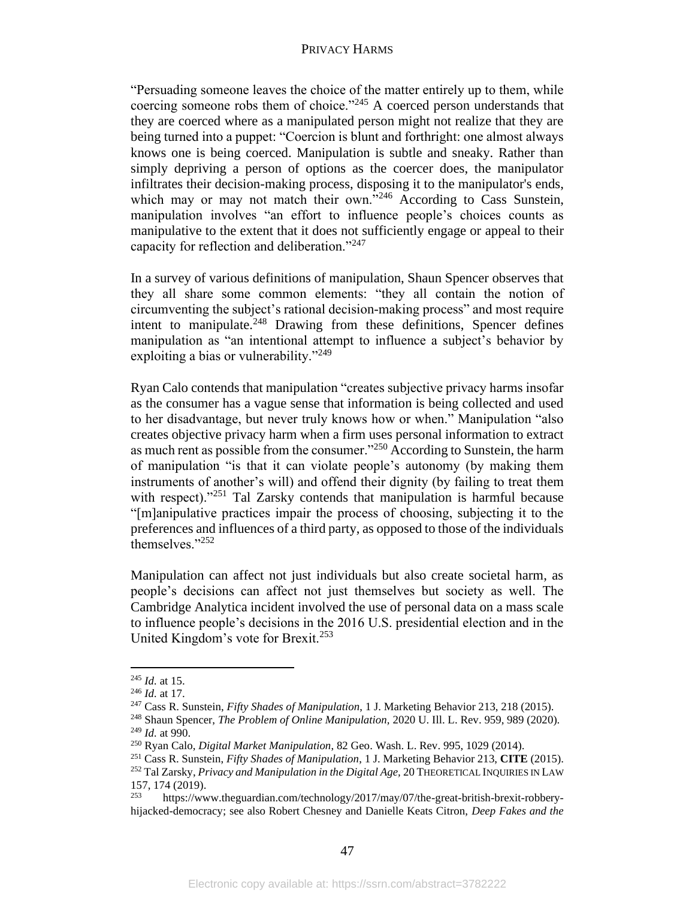"Persuading someone leaves the choice of the matter entirely up to them, while coercing someone robs them of choice."[245] A coerced person understands that they are coerced where as a manipulated person might not realize that they are being turned into a puppet: "Coercion is blunt and forthright: one almost always knows one is being coerced. Manipulation is subtle and sneaky. Rather than simply depriving a person of options as the coercer does, the manipulator infiltrates their decision-making process, disposing it to the manipulator's ends, which may or may not match their own."[246] According to Cass Sunstein, manipulation involves "an effort to influence people's choices counts as manipulative to the extent that it does not sufficiently engage or appeal to their capacity for reflection and deliberation."[247]

In a survey of various definitions of manipulation, Shaun Spencer observes that they all share some common elements: "they all contain the notion of circumventing the subject's rational decision-making process" and most require intent to manipulate.[248] Drawing from these definitions, Spencer defines manipulation as "an intentional attempt to influence a subject's behavior by exploiting a bias or vulnerability."[249]

Ryan Calo contends that manipulation "creates subjective privacy harms insofar as the consumer has a vague sense that information is being collected and used to her disadvantage, but never truly knows how or when." Manipulation "also creates objective privacy harm when a firm uses personal information to extract as much rent as possible from the consumer."[250] According to Sunstein, the harm of manipulation "is that it can violate people's autonomy (by making them instruments of another's will) and offend their dignity (by failing to treat them with respect)."[251] Tal Zarsky contends that manipulation is harmful because "[m]anipulative practices impair the process of choosing, subjecting it to the preferences and influences of a third party, as opposed to those of the individuals themselves."[252]

Manipulation can affect not just individuals but also create societal harm, as people's decisions can affect not just themselves but society as well. The Cambridge Analytica incident involved the use of personal data on a mass scale to influence people's decisions in the 2016 U.S. presidential election and in the United Kingdom's vote for Brexit.[253]

---

[245] *Id.* at 15.

[246] *Id.* at 17.

[247] Cass R. Sunstein, *Fifty Shades of Manipulation*, 1 J. Marketing Behavior 213, 218 (2015).

[248] Shaun Spencer, *The Problem of Online Manipulation,* 2020 U. Ill. L. Rev. 959, 989 (2020).

[249] *Id.* at 990.

[250] Ryan Calo, *Digital Market Manipulation*, 82 Geo. Wash. L. Rev. 995, 1029 (2014).

[251] Cass R. Sunstein, *Fifty Shades of Manipulation*, 1 J. Marketing Behavior 213, **CITE** (2015).

[252] Tal Zarsky, *Privacy and Manipulation in the Digital Age,* 20 THEORETICAL INQUIRIES IN LAW 157, 174 (2019).

[253] https://www.theguardian.com/technology/2017/may/07/the-great-british-brexit-robbery-hijacked-democracy; see also Robert Chesney and Danielle Keats Citron, *Deep Fakes and the*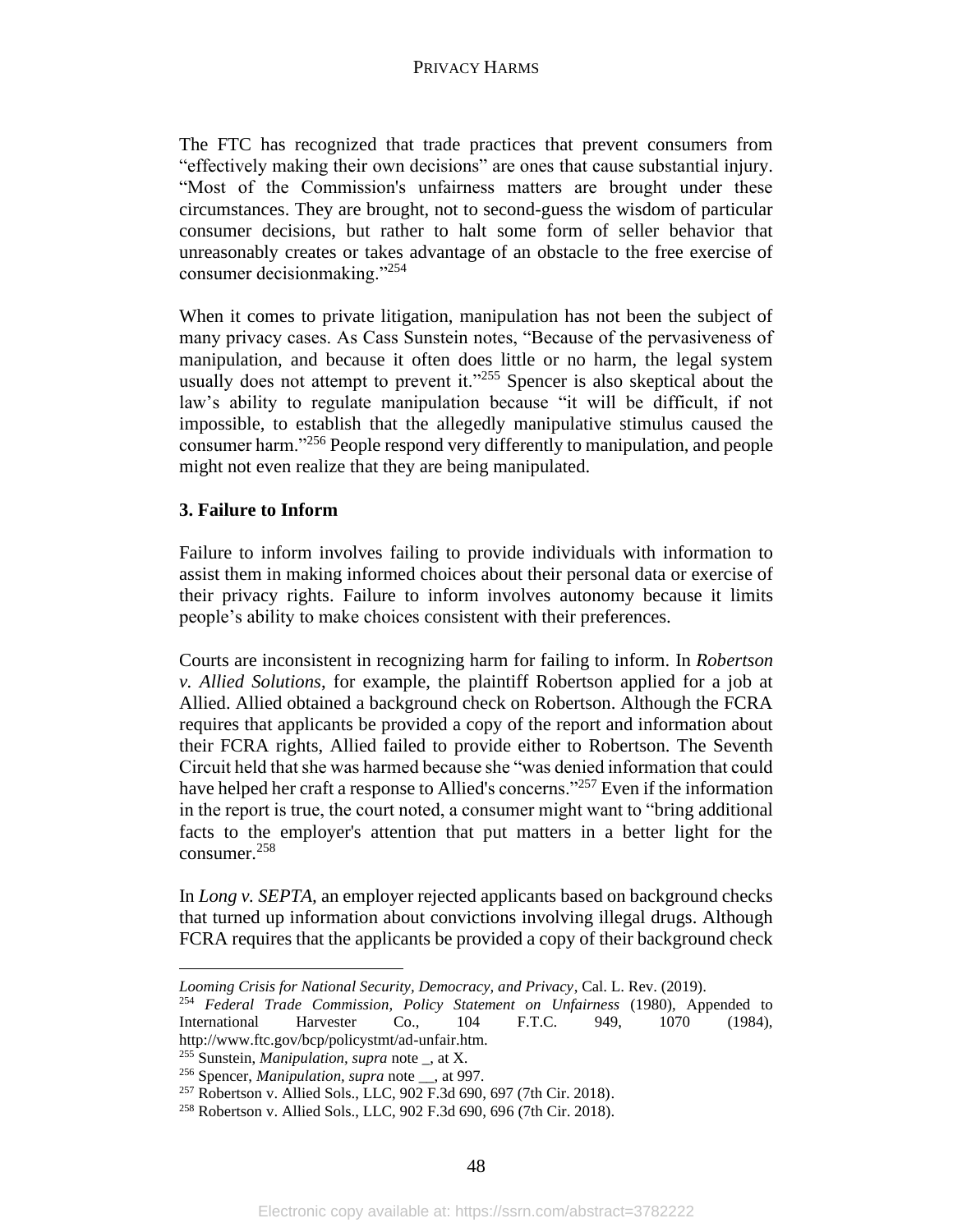The FTC has recognized that trade practices that prevent consumers from "effectively making their own decisions" are ones that cause substantial injury. "Most of the Commission's unfairness matters are brought under these circumstances. They are brought, not to second-guess the wisdom of particular consumer decisions, but rather to halt some form of seller behavior that unreasonably creates or takes advantage of an obstacle to the free exercise of consumer decisionmaking."[254]

When it comes to private litigation, manipulation has not been the subject of many privacy cases. As Cass Sunstein notes, "Because of the pervasiveness of manipulation, and because it often does little or no harm, the legal system usually does not attempt to prevent it."[255] Spencer is also skeptical about the law's ability to regulate manipulation because "it will be difficult, if not impossible, to establish that the allegedly manipulative stimulus caused the consumer harm."[256] People respond very differently to manipulation, and people might not even realize that they are being manipulated.

**3. Failure to Inform**

Failure to inform involves failing to provide individuals with information to assist them in making informed choices about their personal data or exercise of their privacy rights. Failure to inform involves autonomy because it limits people's ability to make choices consistent with their preferences.

Courts are inconsistent in recognizing harm for failing to inform. In *Robertson v. Allied Solutions*, for example, the plaintiff Robertson applied for a job at Allied. Allied obtained a background check on Robertson. Although the FCRA requires that applicants be provided a copy of the report and information about their FCRA rights, Allied failed to provide either to Robertson. The Seventh Circuit held that she was harmed because she "was denied information that could have helped her craft a response to Allied's concerns."[257] Even if the information in the report is true, the court noted, a consumer might want to "bring additional facts to the employer's attention that put matters in a better light for the consumer.[258]

In *Long v. SEPTA*, an employer rejected applicants based on background checks that turned up information about convictions involving illegal drugs. Although FCRA requires that the applicants be provided a copy of their background check

---

*Looming Crisis for National Security, Democracy, and Privacy*, Cal. L. Rev. (2019).

[254] *Federal Trade Commission, Policy Statement on Unfairness* (1980), Appended to International Harvester Co., 104 F.T.C. 949, 1070 (1984), http://www.ftc.gov/bcp/policystmt/ad-unfair.htm.

[255] Sunstein, *Manipulation*, *supra* note _, at X.

[256] Spencer, *Manipulation*, *supra* note __, at 997.

[257] Robertson v. Allied Sols., LLC, 902 F.3d 690, 697 (7th Cir. 2018).

[258] Robertson v. Allied Sols., LLC, 902 F.3d 690, 696 (7th Cir. 2018).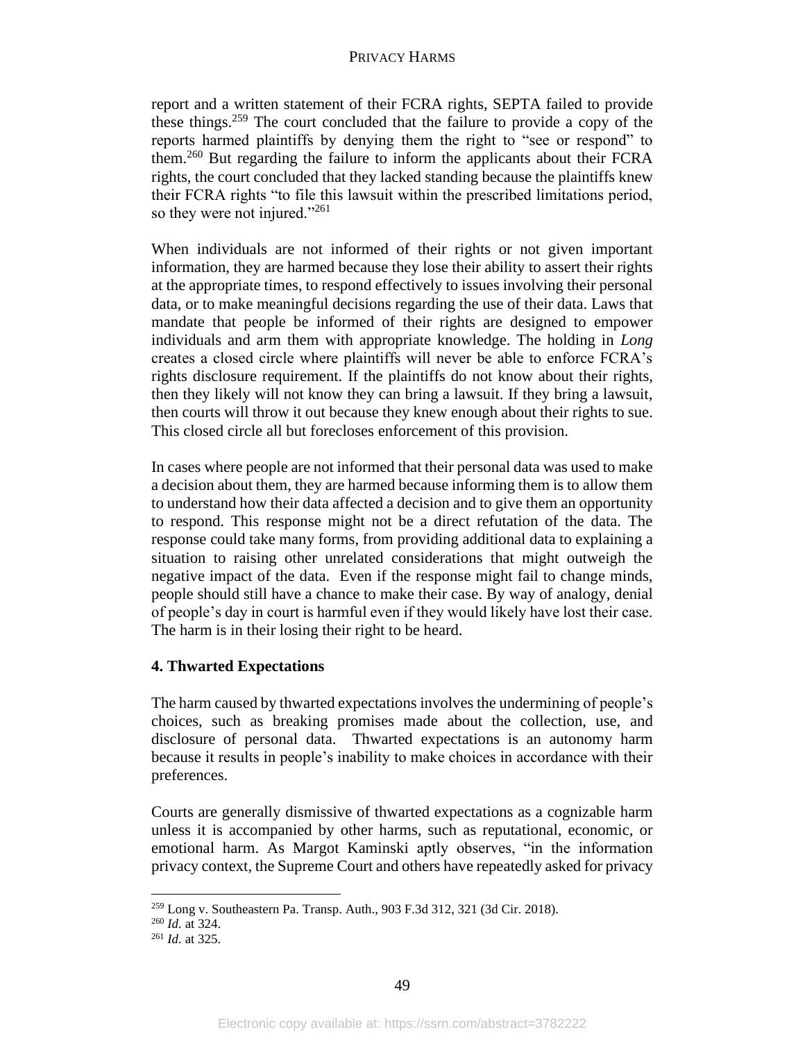report and a written statement of their FCRA rights, SEPTA failed to provide these things.[259] The court concluded that the failure to provide a copy of the reports harmed plaintiffs by denying them the right to "see or respond" to them.[260] But regarding the failure to inform the applicants about their FCRA rights, the court concluded that they lacked standing because the plaintiffs knew their FCRA rights "to file this lawsuit within the prescribed limitations period, so they were not injured."[261]

When individuals are not informed of their rights or not given important information, they are harmed because they lose their ability to assert their rights at the appropriate times, to respond effectively to issues involving their personal data, or to make meaningful decisions regarding the use of their data. Laws that mandate that people be informed of their rights are designed to empower individuals and arm them with appropriate knowledge. The holding in *Long* creates a closed circle where plaintiffs will never be able to enforce FCRA's rights disclosure requirement. If the plaintiffs do not know about their rights, then they likely will not know they can bring a lawsuit. If they bring a lawsuit, then courts will throw it out because they knew enough about their rights to sue. This closed circle all but forecloses enforcement of this provision.

In cases where people are not informed that their personal data was used to make a decision about them, they are harmed because informing them is to allow them to understand how their data affected a decision and to give them an opportunity to respond. This response might not be a direct refutation of the data. The response could take many forms, from providing additional data to explaining a situation to raising other unrelated considerations that might outweigh the negative impact of the data. Even if the response might fail to change minds, people should still have a chance to make their case. By way of analogy, denial of people's day in court is harmful even if they would likely have lost their case. The harm is in their losing their right to be heard.

#### 4. Thwarted Expectations

The harm caused by thwarted expectations involves the undermining of people's choices, such as breaking promises made about the collection, use, and disclosure of personal data. Thwarted expectations is an autonomy harm because it results in people's inability to make choices in accordance with their preferences.

Courts are generally dismissive of thwarted expectations as a cognizable harm unless it is accompanied by other harms, such as reputational, economic, or emotional harm. As Margot Kaminski aptly observes, "in the information privacy context, the Supreme Court and others have repeatedly asked for privacy

---

[259] Long v. Southeastern Pa. Transp. Auth., 903 F.3d 312, 321 (3d Cir. 2018).

[260] *Id.* at 324.

[261] *Id.* at 325.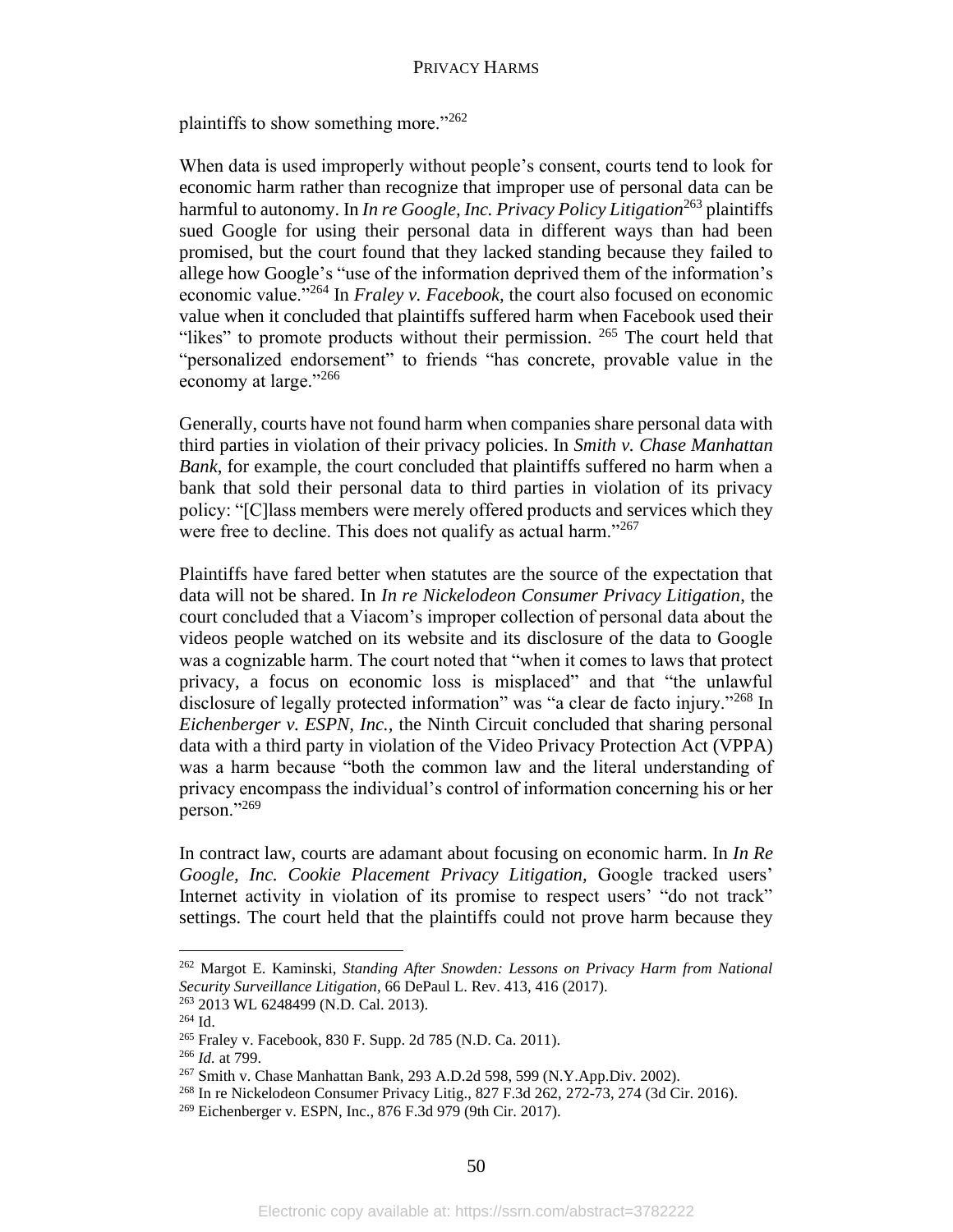plaintiffs to show something more."[262]

When data is used improperly without people's consent, courts tend to look for economic harm rather than recognize that improper use of personal data can be harmful to autonomy. In *In re Google, Inc. Privacy Policy Litigation*[263] plaintiffs sued Google for using their personal data in different ways than had been promised, but the court found that they lacked standing because they failed to allege how Google's "use of the information deprived them of the information's economic value."[264] In *Fraley v. Facebook*, the court also focused on economic value when it concluded that plaintiffs suffered harm when Facebook used their "likes" to promote products without their permission. [265] The court held that "personalized endorsement" to friends "has concrete, provable value in the economy at large."[266]

Generally, courts have not found harm when companies share personal data with third parties in violation of their privacy policies. In *Smith v. Chase Manhattan Bank*, for example, the court concluded that plaintiffs suffered no harm when a bank that sold their personal data to third parties in violation of its privacy policy: "[C]lass members were merely offered products and services which they were free to decline. This does not qualify as actual harm."[267]

Plaintiffs have fared better when statutes are the source of the expectation that data will not be shared. In *In re Nickelodeon Consumer Privacy Litigation*, the court concluded that a Viacom's improper collection of personal data about the videos people watched on its website and its disclosure of the data to Google was a cognizable harm. The court noted that "when it comes to laws that protect privacy, a focus on economic loss is misplaced" and that "the unlawful disclosure of legally protected information" was "a clear de facto injury."[268] In *Eichenberger v. ESPN, Inc.,* the Ninth Circuit concluded that sharing personal data with a third party in violation of the Video Privacy Protection Act (VPPA) was a harm because "both the common law and the literal understanding of privacy encompass the individual's control of information concerning his or her person."[269]

In contract law, courts are adamant about focusing on economic harm. In *In Re Google, Inc. Cookie Placement Privacy Litigation,* Google tracked users' Internet activity in violation of its promise to respect users' "do not track" settings. The court held that the plaintiffs could not prove harm because they

---

[262] Margot E. Kaminski, *Standing After Snowden: Lessons on Privacy Harm from National Security Surveillance Litigation*, 66 DePaul L. Rev. 413, 416 (2017).

[263] 2013 WL 6248499 (N.D. Cal. 2013).

[264] Id.

[265] Fraley v. Facebook, 830 F. Supp. 2d 785 (N.D. Ca. 2011).

[266] *Id.* at 799.

[267] Smith v. Chase Manhattan Bank, 293 A.D.2d 598, 599 (N.Y.App.Div. 2002).

[268] In re Nickelodeon Consumer Privacy Litig., 827 F.3d 262, 272-73, 274 (3d Cir. 2016).

[269] Eichenberger v. ESPN, Inc., 876 F.3d 979 (9th Cir. 2017).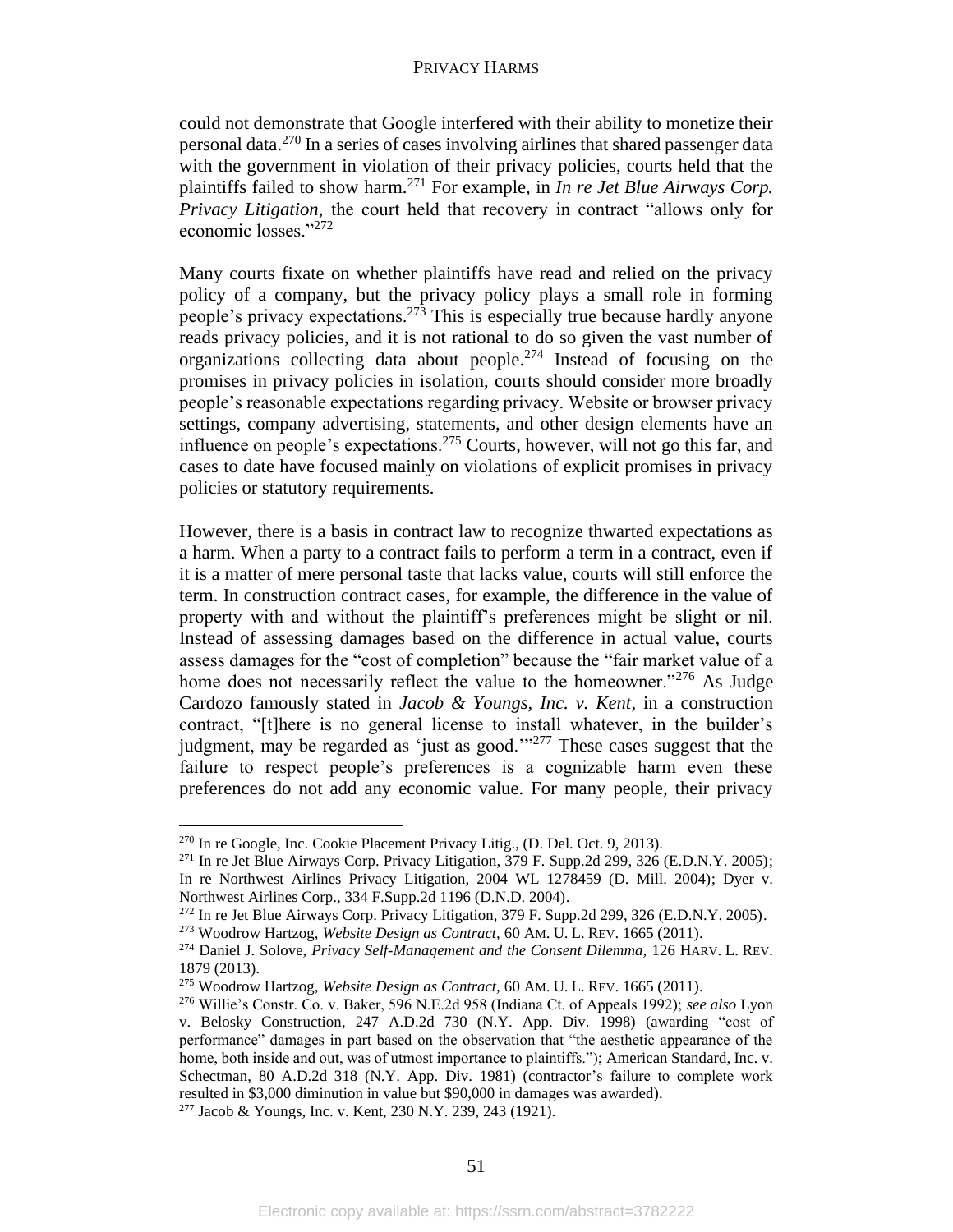could not demonstrate that Google interfered with their ability to monetize their personal data.[270] In a series of cases involving airlines that shared passenger data with the government in violation of their privacy policies, courts held that the plaintiffs failed to show harm.[271] For example, in *In re Jet Blue Airways Corp. Privacy Litigation*, the court held that recovery in contract "allows only for economic losses."[272]

Many courts fixate on whether plaintiffs have read and relied on the privacy policy of a company, but the privacy policy plays a small role in forming people's privacy expectations.[273] This is especially true because hardly anyone reads privacy policies, and it is not rational to do so given the vast number of organizations collecting data about people.[274] Instead of focusing on the promises in privacy policies in isolation, courts should consider more broadly people's reasonable expectations regarding privacy. Website or browser privacy settings, company advertising, statements, and other design elements have an influence on people's expectations.[275] Courts, however, will not go this far, and cases to date have focused mainly on violations of explicit promises in privacy policies or statutory requirements.

However, there is a basis in contract law to recognize thwarted expectations as a harm. When a party to a contract fails to perform a term in a contract, even if it is a matter of mere personal taste that lacks value, courts will still enforce the term. In construction contract cases, for example, the difference in the value of property with and without the plaintiff's preferences might be slight or nil. Instead of assessing damages based on the difference in actual value, courts assess damages for the "cost of completion" because the "fair market value of a home does not necessarily reflect the value to the homeowner."[276] As Judge Cardozo famously stated in *Jacob & Youngs, Inc. v. Kent*, in a construction contract, "[t]here is no general license to install whatever, in the builder's judgment, may be regarded as 'just as good.'"[277] These cases suggest that the failure to respect people's preferences is a cognizable harm even these preferences do not add any economic value. For many people, their privacy

---

[270] In re Google, Inc. Cookie Placement Privacy Litig., (D. Del. Oct. 9, 2013).

[271] In re Jet Blue Airways Corp. Privacy Litigation, 379 F. Supp.2d 299, 326 (E.D.N.Y. 2005); In re Northwest Airlines Privacy Litigation, 2004 WL 1278459 (D. Mill. 2004); Dyer v. Northwest Airlines Corp., 334 F.Supp.2d 1196 (D.N.D. 2004).

[272] In re Jet Blue Airways Corp. Privacy Litigation, 379 F. Supp.2d 299, 326 (E.D.N.Y. 2005).

[273] Woodrow Hartzog, *Website Design as Contract,* 60 AM. U. L. REV. 1665 (2011).

[274] Daniel J. Solove, *Privacy Self-Management and the Consent Dilemma,* 126 HARV. L. REV. 1879 (2013).

[275] Woodrow Hartzog, *Website Design as Contract,* 60 AM. U. L. REV. 1665 (2011).

[276] Willie's Constr. Co. v. Baker, 596 N.E.2d 958 (Indiana Ct. of Appeals 1992); *see also* Lyon v. Belosky Construction, 247 A.D.2d 730 (N.Y. App. Div. 1998) (awarding "cost of performance" damages in part based on the observation that "the aesthetic appearance of the home, both inside and out, was of utmost importance to plaintiffs."); American Standard, Inc. v. Schectman, 80 A.D.2d 318 (N.Y. App. Div. 1981) (contractor's failure to complete work resulted in $3,000 diminution in value but $90,000 in damages was awarded).

[277] Jacob & Youngs, Inc. v. Kent, 230 N.Y. 239, 243 (1921).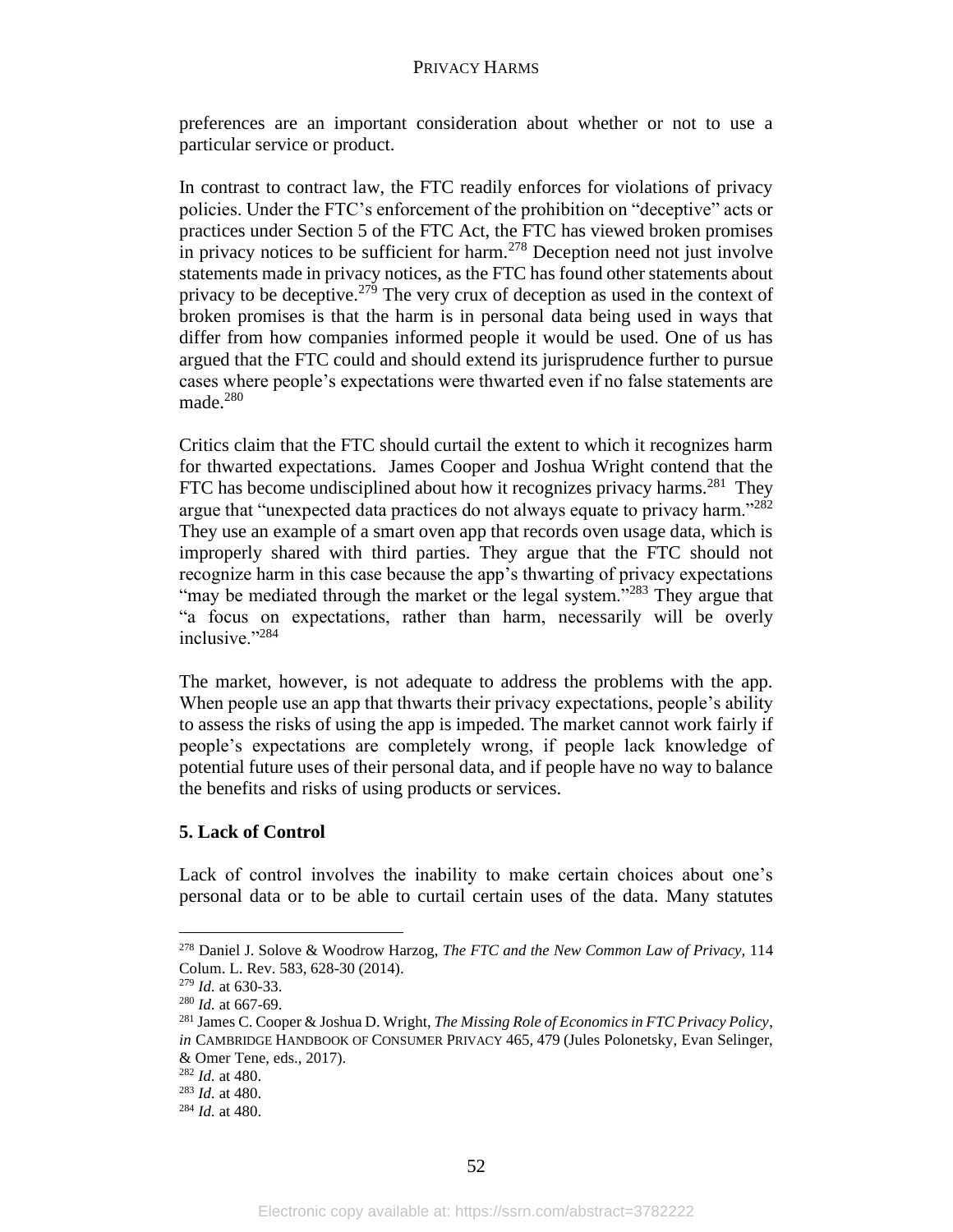preferences are an important consideration about whether or not to use a particular service or product.

In contrast to contract law, the FTC readily enforces for violations of privacy policies. Under the FTC's enforcement of the prohibition on "deceptive" acts or practices under Section 5 of the FTC Act, the FTC has viewed broken promises in privacy notices to be sufficient for harm.[278] Deception need not just involve statements made in privacy notices, as the FTC has found other statements about privacy to be deceptive.[279] The very crux of deception as used in the context of broken promises is that the harm is in personal data being used in ways that differ from how companies informed people it would be used. One of us has argued that the FTC could and should extend its jurisprudence further to pursue cases where people's expectations were thwarted even if no false statements are made.[280]

Critics claim that the FTC should curtail the extent to which it recognizes harm for thwarted expectations. James Cooper and Joshua Wright contend that the FTC has become undisciplined about how it recognizes privacy harms.[281] They argue that "unexpected data practices do not always equate to privacy harm."[282] They use an example of a smart oven app that records oven usage data, which is improperly shared with third parties. They argue that the FTC should not recognize harm in this case because the app's thwarting of privacy expectations "may be mediated through the market or the legal system."[283] They argue that "a focus on expectations, rather than harm, necessarily will be overly inclusive."[284]

The market, however, is not adequate to address the problems with the app. When people use an app that thwarts their privacy expectations, people's ability to assess the risks of using the app is impeded. The market cannot work fairly if people's expectations are completely wrong, if people lack knowledge of potential future uses of their personal data, and if people have no way to balance the benefits and risks of using products or services.

### 5. Lack of Control

Lack of control involves the inability to make certain choices about one's personal data or to be able to curtail certain uses of the data. Many statutes

---

[278] Daniel J. Solove & Woodrow Harzog, *The FTC and the New Common Law of Privacy*, 114 Colum. L. Rev. 583, 628-30 (2014).

[279] *Id.* at 630-33.

[280] *Id.* at 667-69.

[281] James C. Cooper & Joshua D. Wright, *The Missing Role of Economics in FTC Privacy Policy*, *in* CAMBRIDGE HANDBOOK OF CONSUMER PRIVACY 465, 479 (Jules Polonetsky, Evan Selinger, & Omer Tene, eds., 2017).

[282] *Id.* at 480.

[283] *Id.* at 480.

[284] *Id.* at 480.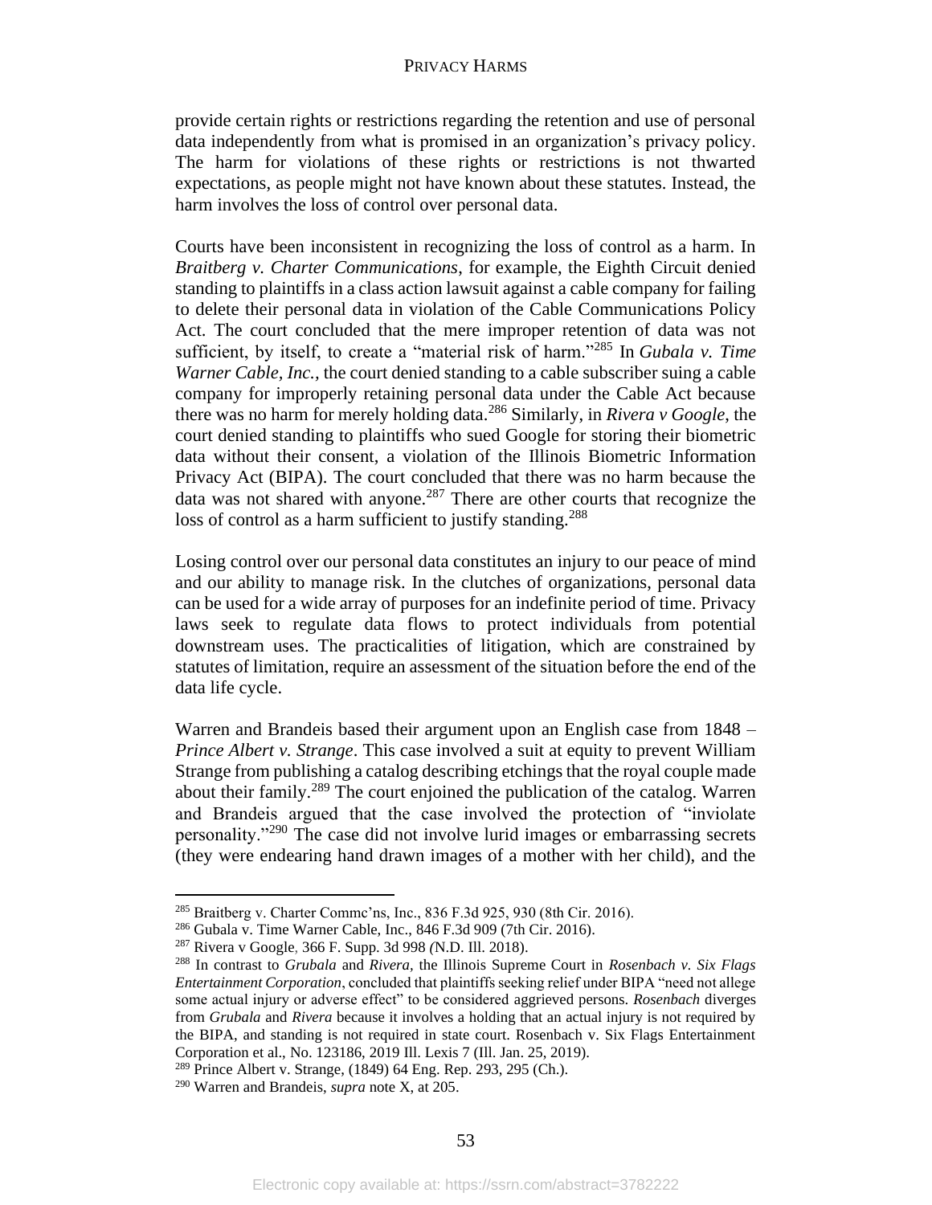provide certain rights or restrictions regarding the retention and use of personal data independently from what is promised in an organization's privacy policy. The harm for violations of these rights or restrictions is not thwarted expectations, as people might not have known about these statutes. Instead, the harm involves the loss of control over personal data.

Courts have been inconsistent in recognizing the loss of control as a harm. In *Braitberg v. Charter Communications*, for example, the Eighth Circuit denied standing to plaintiffs in a class action lawsuit against a cable company for failing to delete their personal data in violation of the Cable Communications Policy Act. The court concluded that the mere improper retention of data was not sufficient, by itself, to create a "material risk of harm."[285] In *Gubala v. Time Warner Cable, Inc.*, the court denied standing to a cable subscriber suing a cable company for improperly retaining personal data under the Cable Act because there was no harm for merely holding data.[286] Similarly, in *Rivera v Google*, the court denied standing to plaintiffs who sued Google for storing their biometric data without their consent, a violation of the Illinois Biometric Information Privacy Act (BIPA). The court concluded that there was no harm because the data was not shared with anyone.[287] There are other courts that recognize the loss of control as a harm sufficient to justify standing.[288]

Losing control over our personal data constitutes an injury to our peace of mind and our ability to manage risk. In the clutches of organizations, personal data can be used for a wide array of purposes for an indefinite period of time. Privacy laws seek to regulate data flows to protect individuals from potential downstream uses. The practicalities of litigation, which are constrained by statutes of limitation, require an assessment of the situation before the end of the data life cycle.

Warren and Brandeis based their argument upon an English case from 1848 – *Prince Albert v. Strange*. This case involved a suit at equity to prevent William Strange from publishing a catalog describing etchings that the royal couple made about their family.[289] The court enjoined the publication of the catalog. Warren and Brandeis argued that the case involved the protection of "inviolate personality."[290] The case did not involve lurid images or embarrassing secrets (they were endearing hand drawn images of a mother with her child), and the

---

[285] Braitberg v. Charter Commc'ns, Inc., 836 F.3d 925, 930 (8th Cir. 2016).

[286] Gubala v. Time Warner Cable, Inc., 846 F.3d 909 (7th Cir. 2016).

[287] Rivera v Google, 366 F. Supp. 3d 998 (N.D. Ill. 2018).

[288] In contrast to *Grubala* and *Rivera*, the Illinois Supreme Court in *Rosenbach v. Six Flags Entertainment Corporation*, concluded that plaintiffs seeking relief under BIPA "need not allege some actual injury or adverse effect" to be considered aggrieved persons. *Rosenbach* diverges from *Grubala* and *Rivera* because it involves a holding that an actual injury is not required by the BIPA, and standing is not required in state court. Rosenbach v. Six Flags Entertainment Corporation et al., No. 123186, 2019 Ill. Lexis 7 (Ill. Jan. 25, 2019).

[289] Prince Albert v. Strange, (1849) 64 Eng. Rep. 293, 295 (Ch.).

[290] Warren and Brandeis, *supra* note X, at 205.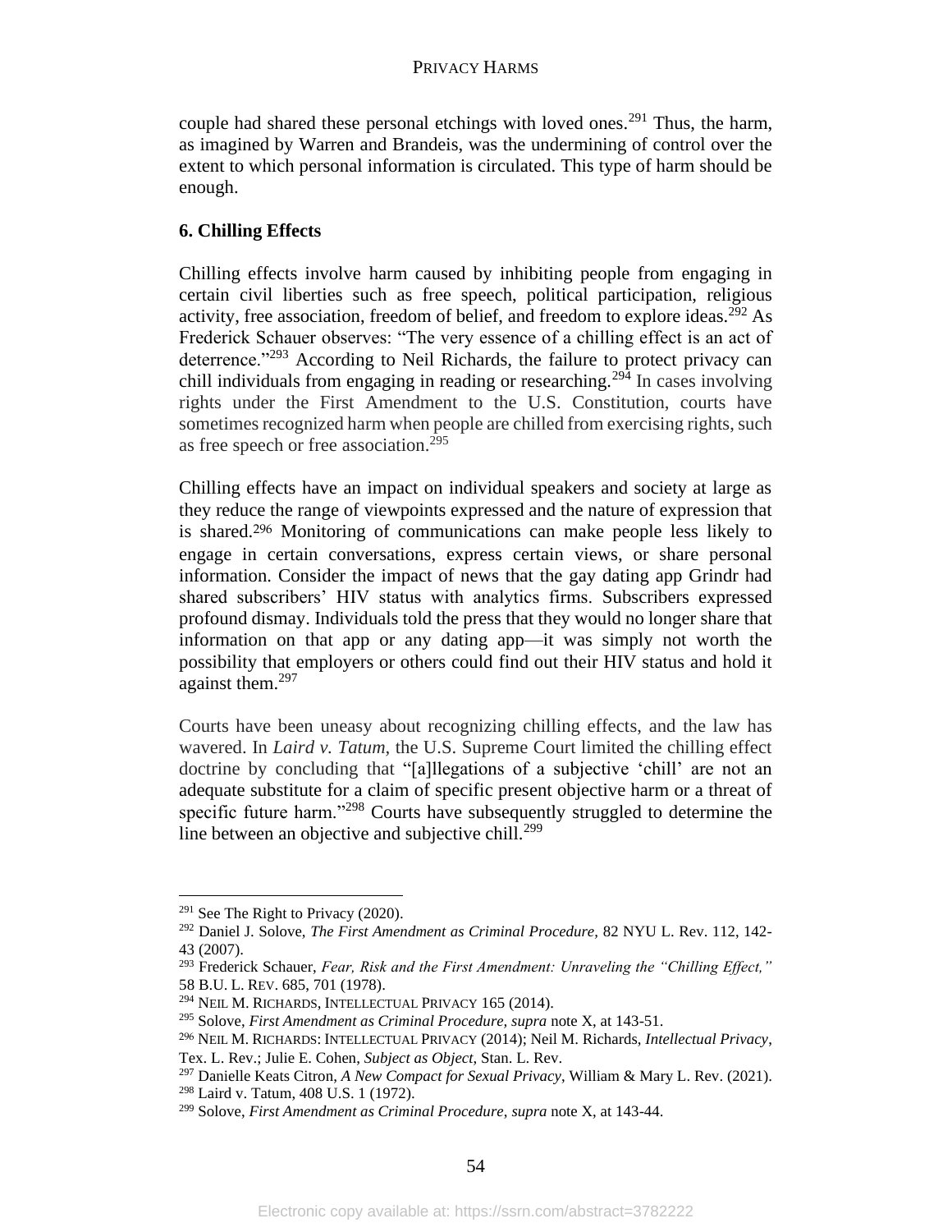couple had shared these personal etchings with loved ones.[291] Thus, the harm, as imagined by Warren and Brandeis, was the undermining of control over the extent to which personal information is circulated. This type of harm should be enough.

### 6. Chilling Effects

Chilling effects involve harm caused by inhibiting people from engaging in certain civil liberties such as free speech, political participation, religious activity, free association, freedom of belief, and freedom to explore ideas.[292] As Frederick Schauer observes: "The very essence of a chilling effect is an act of deterrence."[293] According to Neil Richards, the failure to protect privacy can chill individuals from engaging in reading or researching.[294] In cases involving rights under the First Amendment to the U.S. Constitution, courts have sometimes recognized harm when people are chilled from exercising rights, such as free speech or free association.[295]

Chilling effects have an impact on individual speakers and society at large as they reduce the range of viewpoints expressed and the nature of expression that is shared.[296] Monitoring of communications can make people less likely to engage in certain conversations, express certain views, or share personal information. Consider the impact of news that the gay dating app Grindr had shared subscribers' HIV status with analytics firms. Subscribers expressed profound dismay. Individuals told the press that they would no longer share that information on that app or any dating app—it was simply not worth the possibility that employers or others could find out their HIV status and hold it against them.[297]

Courts have been uneasy about recognizing chilling effects, and the law has wavered. In *Laird v. Tatum*, the U.S. Supreme Court limited the chilling effect doctrine by concluding that "[a]llegations of a subjective 'chill' are not an adequate substitute for a claim of specific present objective harm or a threat of specific future harm."[298] Courts have subsequently struggled to determine the line between an objective and subjective chill.[299]

---

[291] See The Right to Privacy (2020).

[292] Daniel J. Solove, *The First Amendment as Criminal Procedure*, 82 NYU L. Rev. 112, 142-43 (2007).

[293] Frederick Schauer, *Fear, Risk and the First Amendment: Unraveling the "Chilling Effect,"* 58 B.U. L. REV. 685, 701 (1978).

[294] NEIL M. RICHARDS, INTELLECTUAL PRIVACY 165 (2014).

[295] Solove, *First Amendment as Criminal Procedure, supra* note X, at 143-51.

[296] NEIL M. RICHARDS: INTELLECTUAL PRIVACY (2014); Neil M. Richards, *Intellectual Privacy*, Tex. L. Rev.; Julie E. Cohen, *Subject as Object*, Stan. L. Rev.

[297] Danielle Keats Citron, *A New Compact for Sexual Privacy*, William & Mary L. Rev. (2021).

[298] Laird v. Tatum, 408 U.S. 1 (1972).

[299] Solove, *First Amendment as Criminal Procedure*, *supra* note X, at 143-44.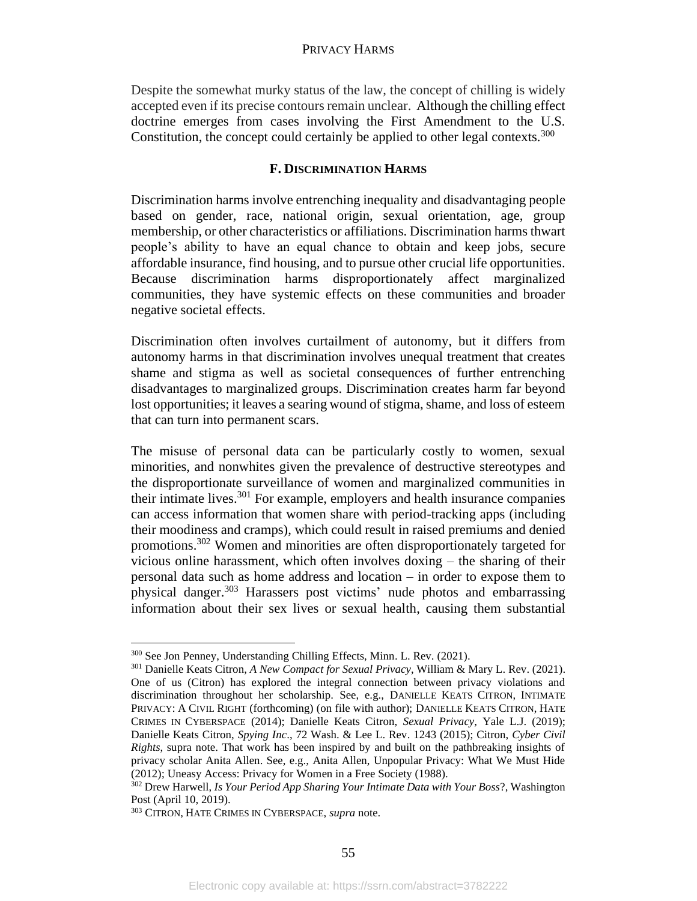Despite the somewhat murky status of the law, the concept of chilling is widely accepted even if its precise contours remain unclear. Although the chilling effect doctrine emerges from cases involving the First Amendment to the U.S. Constitution, the concept could certainly be applied to other legal contexts.[300]

### F. Discrimination Harms

Discrimination harms involve entrenching inequality and disadvantaging people based on gender, race, national origin, sexual orientation, age, group membership, or other characteristics or affiliations. Discrimination harms thwart people's ability to have an equal chance to obtain and keep jobs, secure affordable insurance, find housing, and to pursue other crucial life opportunities. Because discrimination harms disproportionately affect marginalized communities, they have systemic effects on these communities and broader negative societal effects.

Discrimination often involves curtailment of autonomy, but it differs from autonomy harms in that discrimination involves unequal treatment that creates shame and stigma as well as societal consequences of further entrenching disadvantages to marginalized groups. Discrimination creates harm far beyond lost opportunities; it leaves a searing wound of stigma, shame, and loss of esteem that can turn into permanent scars.

The misuse of personal data can be particularly costly to women, sexual minorities, and nonwhites given the prevalence of destructive stereotypes and the disproportionate surveillance of women and marginalized communities in their intimate lives.[301] For example, employers and health insurance companies can access information that women share with period-tracking apps (including their moodiness and cramps), which could result in raised premiums and denied promotions.[302] Women and minorities are often disproportionately targeted for vicious online harassment, which often involves doxing – the sharing of their personal data such as home address and location – in order to expose them to physical danger.[303] Harassers post victims' nude photos and embarrassing information about their sex lives or sexual health, causing them substantial

---

[300] See Jon Penney, Understanding Chilling Effects, Minn. L. Rev. (2021).

[301] Danielle Keats Citron, *A New Compact for Sexual Privacy*, William & Mary L. Rev. (2021). One of us (Citron) has explored the integral connection between privacy violations and discrimination throughout her scholarship. See, e.g., DANIELLE KEATS CITRON, INTIMATE PRIVACY: A CIVIL RIGHT (forthcoming) (on file with author); DANIELLE KEATS CITRON, HATE CRIMES IN CYBERSPACE (2014); Danielle Keats Citron, *Sexual Privacy*, Yale L.J. (2019); Danielle Keats Citron, *Spying Inc*., 72 Wash. & Lee L. Rev. 1243 (2015); Citron, *Cyber Civil Rights*, supra note. That work has been inspired by and built on the pathbreaking insights of privacy scholar Anita Allen. See, e.g., Anita Allen, Unpopular Privacy: What We Must Hide (2012); Uneasy Access: Privacy for Women in a Free Society (1988).

[302] Drew Harwell, *Is Your Period App Sharing Your Intimate Data with Your Boss*?, Washington Post (April 10, 2019).

[303] CITRON, HATE CRIMES IN CYBERSPACE, *supra* note.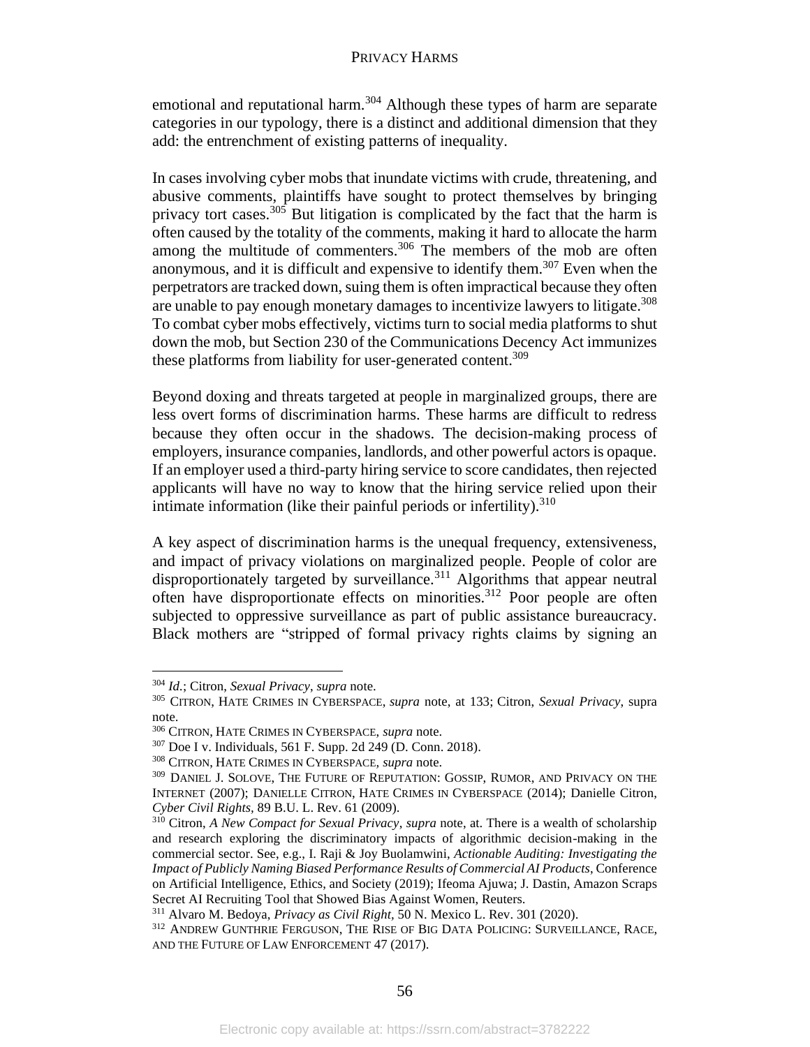emotional and reputational harm.[304] Although these types of harm are separate categories in our typology, there is a distinct and additional dimension that they add: the entrenchment of existing patterns of inequality.

In cases involving cyber mobs that inundate victims with crude, threatening, and abusive comments, plaintiffs have sought to protect themselves by bringing privacy tort cases.[305] But litigation is complicated by the fact that the harm is often caused by the totality of the comments, making it hard to allocate the harm among the multitude of commenters.[306] The members of the mob are often anonymous, and it is difficult and expensive to identify them.[307] Even when the perpetrators are tracked down, suing them is often impractical because they often are unable to pay enough monetary damages to incentivize lawyers to litigate.[308] To combat cyber mobs effectively, victims turn to social media platforms to shut down the mob, but Section 230 of the Communications Decency Act immunizes these platforms from liability for user-generated content.[309]

Beyond doxing and threats targeted at people in marginalized groups, there are less overt forms of discrimination harms. These harms are difficult to redress because they often occur in the shadows. The decision-making process of employers, insurance companies, landlords, and other powerful actors is opaque. If an employer used a third-party hiring service to score candidates, then rejected applicants will have no way to know that the hiring service relied upon their intimate information (like their painful periods or infertility).[310]

A key aspect of discrimination harms is the unequal frequency, extensiveness, and impact of privacy violations on marginalized people. People of color are disproportionately targeted by surveillance.[311] Algorithms that appear neutral often have disproportionate effects on minorities.[312] Poor people are often subjected to oppressive surveillance as part of public assistance bureaucracy. Black mothers are "stripped of formal privacy rights claims by signing an

---

[304] *Id.*; Citron, *Sexual Privacy*, *supra* note.

[305] CITRON, HATE CRIMES IN CYBERSPACE, *supra* note, at 133; Citron, *Sexual Privacy*, supra note.

[306] CITRON, HATE CRIMES IN CYBERSPACE, *supra* note.

[307] Doe I v. Individuals, 561 F. Supp. 2d 249 (D. Conn. 2018).

[308] CITRON, HATE CRIMES IN CYBERSPACE, *supra* note.

[309] DANIEL J. SOLOVE, THE FUTURE OF REPUTATION: GOSSIP, RUMOR, AND PRIVACY ON THE INTERNET (2007); DANIELLE CITRON, HATE CRIMES IN CYBERSPACE (2014); Danielle Citron, *Cyber Civil Rights*, 89 B.U. L. Rev. 61 (2009).

[310] Citron, *A New Compact for Sexual Privacy*, *supra* note, at. There is a wealth of scholarship and research exploring the discriminatory impacts of algorithmic decision-making in the commercial sector. See, e.g., I. Raji & Joy Buolamwini, *Actionable Auditing: Investigating the Impact of Publicly Naming Biased Performance Results of Commercial AI Products*, Conference on Artificial Intelligence, Ethics, and Society (2019); Ifeoma Ajuwa; J. Dastin, Amazon Scraps Secret AI Recruiting Tool that Showed Bias Against Women, Reuters.

[311] Alvaro M. Bedoya, *Privacy as Civil Right*, 50 N. Mexico L. Rev. 301 (2020).

[312] ANDREW GUNTHRIE FERGUSON, THE RISE OF BIG DATA POLICING: SURVEILLANCE, RACE, AND THE FUTURE OF LAW ENFORCEMENT 47 (2017).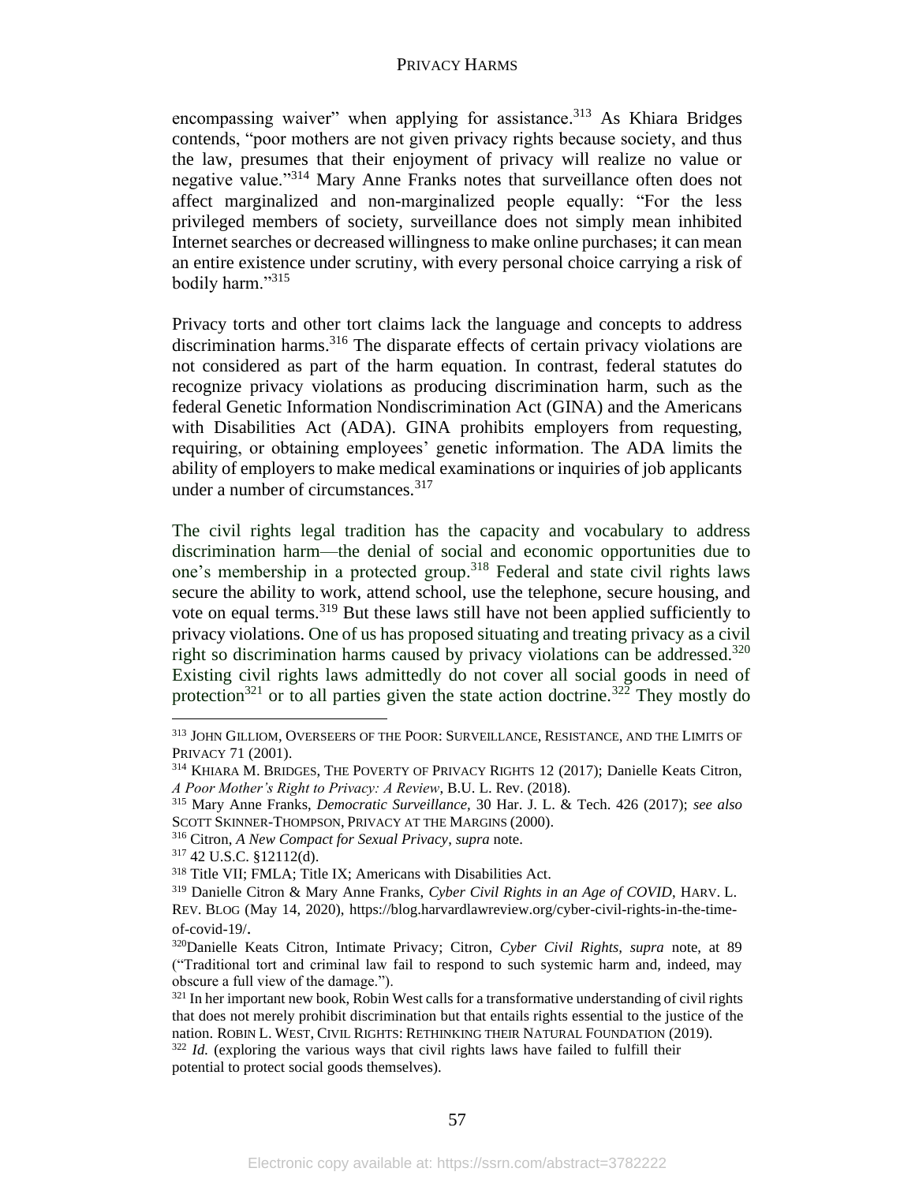encompassing waiver" when applying for assistance.[313] As Khiara Bridges contends, "poor mothers are not given privacy rights because society, and thus the law, presumes that their enjoyment of privacy will realize no value or negative value."[314] Mary Anne Franks notes that surveillance often does not affect marginalized and non-marginalized people equally: "For the less privileged members of society, surveillance does not simply mean inhibited Internet searches or decreased willingness to make online purchases; it can mean an entire existence under scrutiny, with every personal choice carrying a risk of bodily harm."[315]

Privacy torts and other tort claims lack the language and concepts to address discrimination harms.[316] The disparate effects of certain privacy violations are not considered as part of the harm equation. In contrast, federal statutes do recognize privacy violations as producing discrimination harm, such as the federal Genetic Information Nondiscrimination Act (GINA) and the Americans with Disabilities Act (ADA). GINA prohibits employers from requesting, requiring, or obtaining employees' genetic information. The ADA limits the ability of employers to make medical examinations or inquiries of job applicants under a number of circumstances.[317]

The civil rights legal tradition has the capacity and vocabulary to address discrimination harm—the denial of social and economic opportunities due to one's membership in a protected group.[318] Federal and state civil rights laws secure the ability to work, attend school, use the telephone, secure housing, and vote on equal terms.[319] But these laws still have not been applied sufficiently to privacy violations. One of us has proposed situating and treating privacy as a civil right so discrimination harms caused by privacy violations can be addressed.[320] Existing civil rights laws admittedly do not cover all social goods in need of protection[321] or to all parties given the state action doctrine.[322] They mostly do

---

[313] JOHN GILLIOM, OVERSEERS OF THE POOR: SURVEILLANCE, RESISTANCE, AND THE LIMITS OF PRIVACY 71 (2001).

[314] KHIARA M. BRIDGES, THE POVERTY OF PRIVACY RIGHTS 12 (2017); Danielle Keats Citron, *A Poor Mother's Right to Privacy: A Review*, B.U. L. Rev. (2018).

[315] Mary Anne Franks, *Democratic Surveillance,* 30 Har. J. L. & Tech. 426 (2017); *see also* SCOTT SKINNER-THOMPSON, PRIVACY AT THE MARGINS (2000).

[316] Citron, *A New Compact for Sexual Privacy*, *supra* note.

[317] 42 U.S.C. §12112(d).

[318] Title VII; FMLA; Title IX; Americans with Disabilities Act.

[319] Danielle Citron & Mary Anne Franks, *Cyber Civil Rights in an Age of COVID,* HARV. L. REV. BLOG (May 14, 2020), https://blog.harvardlawreview.org/cyber-civil-rights-in-the-time-of-covid-19/.

[320] Danielle Keats Citron, Intimate Privacy; Citron, *Cyber Civil Rights, supra* note, at 89 ("Traditional tort and criminal law fail to respond to such systemic harm and, indeed, may obscure a full view of the damage.").

[321] In her important new book, Robin West calls for a transformative understanding of civil rights that does not merely prohibit discrimination but that entails rights essential to the justice of the nation. ROBIN L. WEST, CIVIL RIGHTS: RETHINKING THEIR NATURAL FOUNDATION (2019).

[322] *Id.* (exploring the various ways that civil rights laws have failed to fulfill their potential to protect social goods themselves).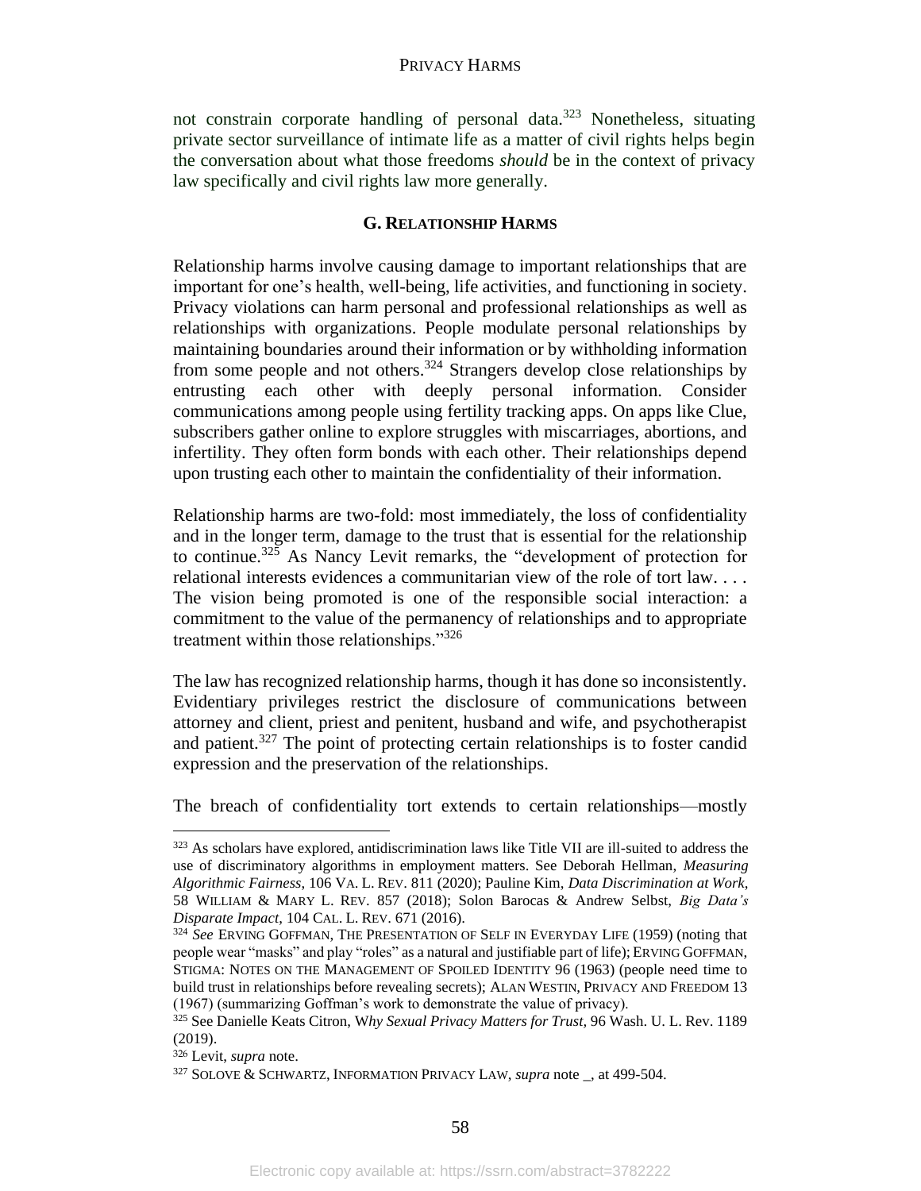not constrain corporate handling of personal data.[323] Nonetheless, situating private sector surveillance of intimate life as a matter of civil rights helps begin the conversation about what those freedoms *should* be in the context of privacy law specifically and civil rights law more generally.

### G. Relationship Harms

Relationship harms involve causing damage to important relationships that are important for one's health, well-being, life activities, and functioning in society. Privacy violations can harm personal and professional relationships as well as relationships with organizations. People modulate personal relationships by maintaining boundaries around their information or by withholding information from some people and not others.[324] Strangers develop close relationships by entrusting each other with deeply personal information. Consider communications among people using fertility tracking apps. On apps like Clue, subscribers gather online to explore struggles with miscarriages, abortions, and infertility. They often form bonds with each other. Their relationships depend upon trusting each other to maintain the confidentiality of their information.

Relationship harms are two-fold: most immediately, the loss of confidentiality and in the longer term, damage to the trust that is essential for the relationship to continue.[325] As Nancy Levit remarks, the "development of protection for relational interests evidences a communitarian view of the role of tort law. . . . The vision being promoted is one of the responsible social interaction: a commitment to the value of the permanency of relationships and to appropriate treatment within those relationships."[326]

The law has recognized relationship harms, though it has done so inconsistently. Evidentiary privileges restrict the disclosure of communications between attorney and client, priest and penitent, husband and wife, and psychotherapist and patient.[327] The point of protecting certain relationships is to foster candid expression and the preservation of the relationships.

The breach of confidentiality tort extends to certain relationships—mostly

---

[323] As scholars have explored, antidiscrimination laws like Title VII are ill-suited to address the use of discriminatory algorithms in employment matters. See Deborah Hellman, *Measuring Algorithmic Fairness*, 106 VA. L. REV. 811 (2020); Pauline Kim, *Data Discrimination at Work*, 58 WILLIAM & MARY L. REV. 857 (2018); Solon Barocas & Andrew Selbst, *Big Data's Disparate Impact*, 104 CAL. L. REV. 671 (2016).

[324] *See* ERVING GOFFMAN, THE PRESENTATION OF SELF IN EVERYDAY LIFE (1959) (noting that people wear "masks" and play "roles" as a natural and justifiable part of life); ERVING GOFFMAN, STIGMA: NOTES ON THE MANAGEMENT OF SPOILED IDENTITY 96 (1963) (people need time to build trust in relationships before revealing secrets); ALAN WESTIN, PRIVACY AND FREEDOM 13 (1967) (summarizing Goffman's work to demonstrate the value of privacy).

[325] See Danielle Keats Citron, *Why Sexual Privacy Matters for Trust*, 96 Wash. U. L. Rev. 1189 (2019).

[326] Levit, *supra* note.

[327] SOLOVE & SCHWARTZ, INFORMATION PRIVACY LAW, *supra* note _, at 499-504.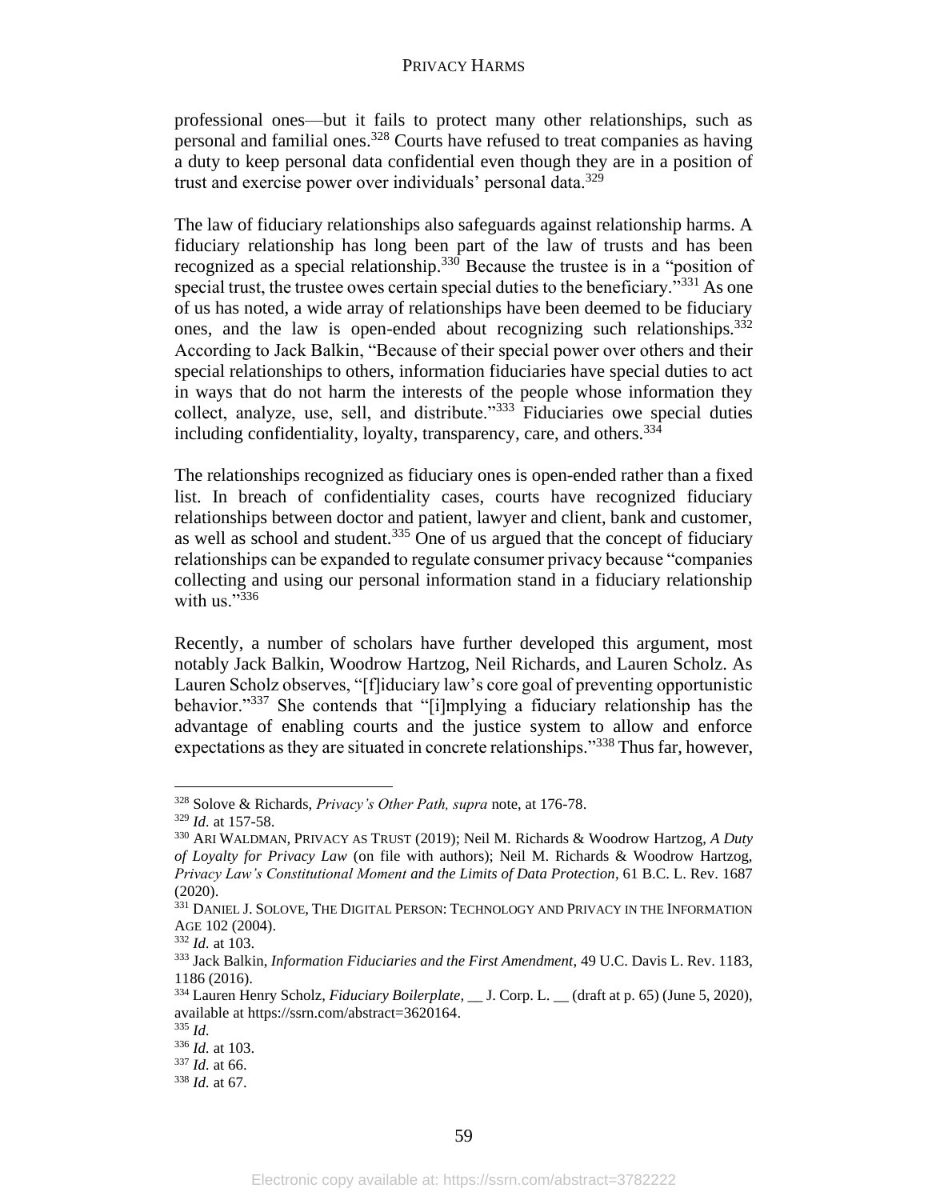professional ones—but it fails to protect many other relationships, such as personal and familial ones.[328] Courts have refused to treat companies as having a duty to keep personal data confidential even though they are in a position of trust and exercise power over individuals' personal data.[329]

The law of fiduciary relationships also safeguards against relationship harms. A fiduciary relationship has long been part of the law of trusts and has been recognized as a special relationship.[330] Because the trustee is in a "position of special trust, the trustee owes certain special duties to the beneficiary."[331] As one of us has noted, a wide array of relationships have been deemed to be fiduciary ones, and the law is open-ended about recognizing such relationships.[332] According to Jack Balkin, "Because of their special power over others and their special relationships to others, information fiduciaries have special duties to act in ways that do not harm the interests of the people whose information they collect, analyze, use, sell, and distribute."[333] Fiduciaries owe special duties including confidentiality, loyalty, transparency, care, and others.[334]

The relationships recognized as fiduciary ones is open-ended rather than a fixed list. In breach of confidentiality cases, courts have recognized fiduciary relationships between doctor and patient, lawyer and client, bank and customer, as well as school and student.[335] One of us argued that the concept of fiduciary relationships can be expanded to regulate consumer privacy because "companies collecting and using our personal information stand in a fiduciary relationship with us."[336]

Recently, a number of scholars have further developed this argument, most notably Jack Balkin, Woodrow Hartzog, Neil Richards, and Lauren Scholz. As Lauren Scholz observes, "[f]iduciary law's core goal of preventing opportunistic behavior."[337] She contends that "[i]mplying a fiduciary relationship has the advantage of enabling courts and the justice system to allow and enforce expectations as they are situated in concrete relationships."[338] Thus far, however,

---

[328] Solove & Richards, *Privacy's Other Path, supra* note, at 176-78.

[329] *Id.* at 157-58.

[330] ARI WALDMAN, PRIVACY AS TRUST (2019); Neil M. Richards & Woodrow Hartzog, *A Duty of Loyalty for Privacy Law* (on file with authors); Neil M. Richards & Woodrow Hartzog, *Privacy Law's Constitutional Moment and the Limits of Data Protection*, 61 B.C. L. Rev. 1687 (2020).

[331] DANIEL J. SOLOVE, THE DIGITAL PERSON: TECHNOLOGY AND PRIVACY IN THE INFORMATION AGE 102 (2004).

[332] *Id.* at 103.

[333] Jack Balkin, *Information Fiduciaries and the First Amendment*, 49 U.C. Davis L. Rev. 1183, 1186 (2016).

[334] Lauren Henry Scholz, *Fiduciary Boilerplate*, __ J. Corp. L. __ (draft at p. 65) (June 5, 2020), available at https://ssrn.com/abstract=3620164.

[335] *Id.*

[336] *Id.* at 103.

[337] *Id.* at 66.

[338] *Id.* at 67.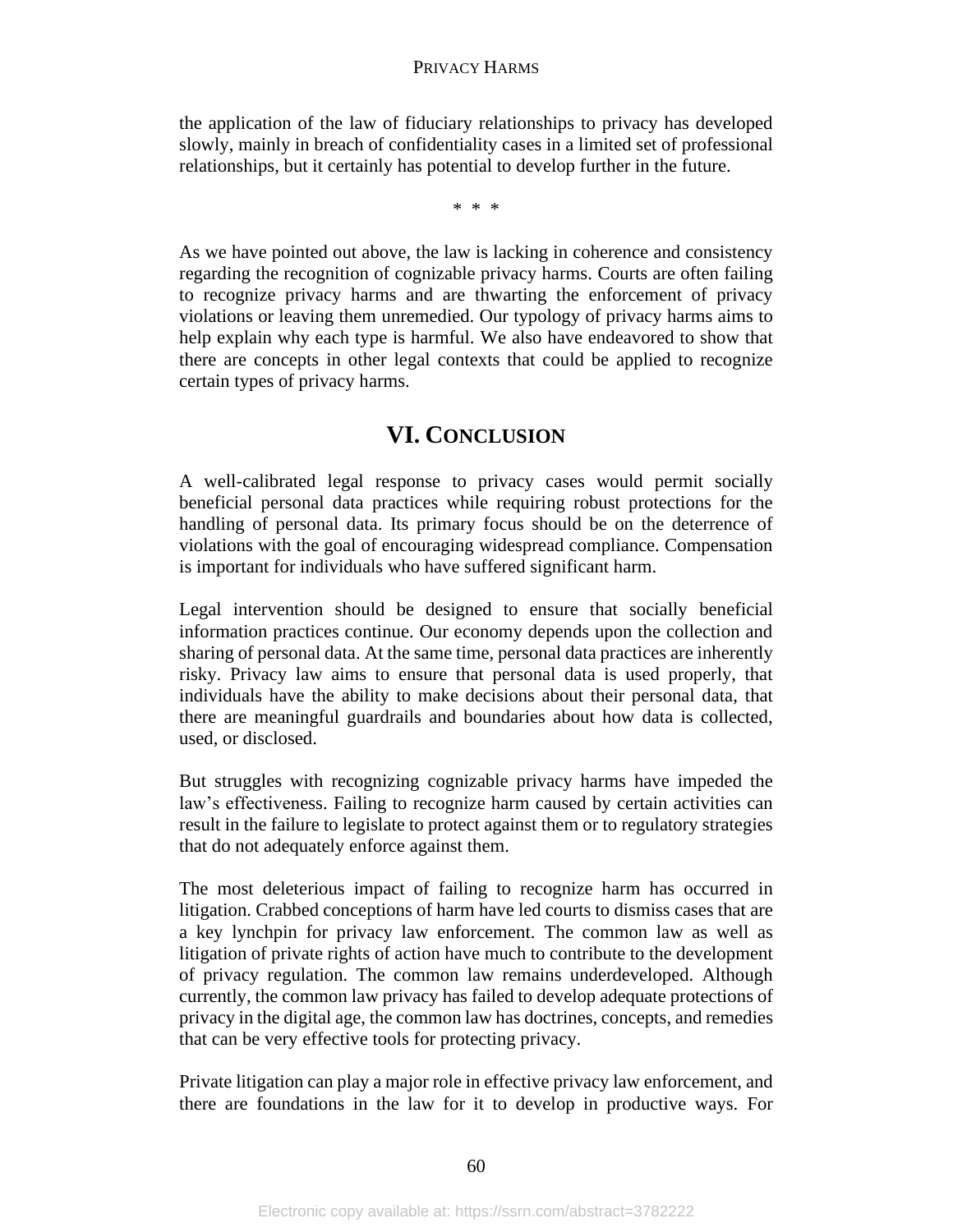the application of the law of fiduciary relationships to privacy has developed slowly, mainly in breach of confidentiality cases in a limited set of professional relationships, but it certainly has potential to develop further in the future.

\* \* \*

As we have pointed out above, the law is lacking in coherence and consistency regarding the recognition of cognizable privacy harms. Courts are often failing to recognize privacy harms and are thwarting the enforcement of privacy violations or leaving them unremedied. Our typology of privacy harms aims to help explain why each type is harmful. We also have endeavored to show that there are concepts in other legal contexts that could be applied to recognize certain types of privacy harms.

## VI. CONCLUSION

A well-calibrated legal response to privacy cases would permit socially beneficial personal data practices while requiring robust protections for the handling of personal data. Its primary focus should be on the deterrence of violations with the goal of encouraging widespread compliance. Compensation is important for individuals who have suffered significant harm.

Legal intervention should be designed to ensure that socially beneficial information practices continue. Our economy depends upon the collection and sharing of personal data. At the same time, personal data practices are inherently risky. Privacy law aims to ensure that personal data is used properly, that individuals have the ability to make decisions about their personal data, that there are meaningful guardrails and boundaries about how data is collected, used, or disclosed.

But struggles with recognizing cognizable privacy harms have impeded the law's effectiveness. Failing to recognize harm caused by certain activities can result in the failure to legislate to protect against them or to regulatory strategies that do not adequately enforce against them.

The most deleterious impact of failing to recognize harm has occurred in litigation. Crabbed conceptions of harm have led courts to dismiss cases that are a key lynchpin for privacy law enforcement. The common law as well as litigation of private rights of action have much to contribute to the development of privacy regulation. The common law remains underdeveloped. Although currently, the common law privacy has failed to develop adequate protections of privacy in the digital age, the common law has doctrines, concepts, and remedies that can be very effective tools for protecting privacy.

Private litigation can play a major role in effective privacy law enforcement, and there are foundations in the law for it to develop in productive ways. For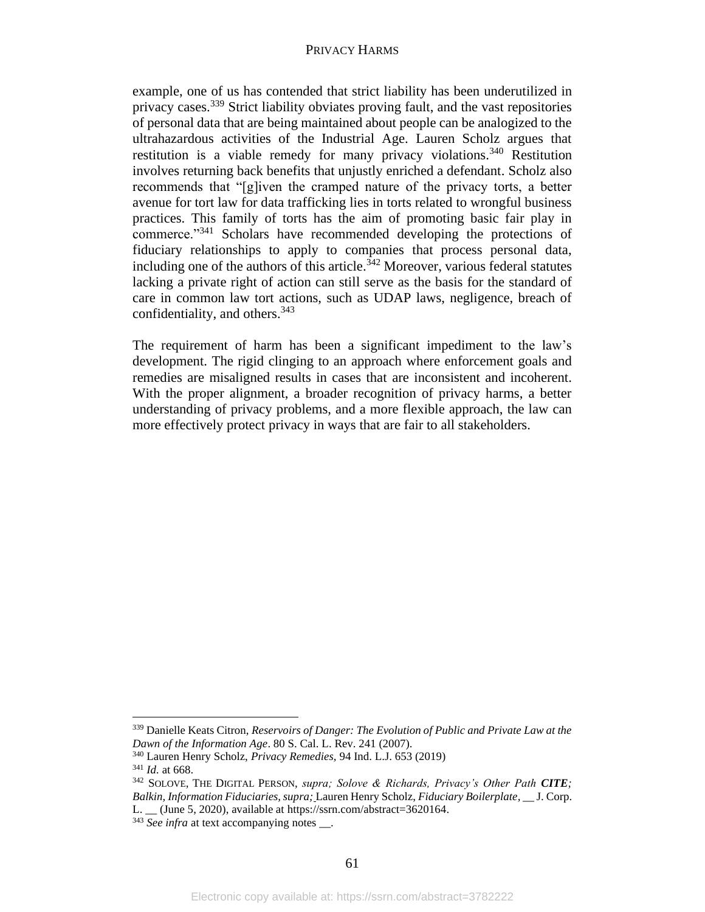example, one of us has contended that strict liability has been underutilized in privacy cases.[339] Strict liability obviates proving fault, and the vast repositories of personal data that are being maintained about people can be analogized to the ultrahazardous activities of the Industrial Age. Lauren Scholz argues that restitution is a viable remedy for many privacy violations.[340] Restitution involves returning back benefits that unjustly enriched a defendant. Scholz also recommends that "[g]iven the cramped nature of the privacy torts, a better avenue for tort law for data trafficking lies in torts related to wrongful business practices. This family of torts has the aim of promoting basic fair play in commerce."[341] Scholars have recommended developing the protections of fiduciary relationships to apply to companies that process personal data, including one of the authors of this article.[342] Moreover, various federal statutes lacking a private right of action can still serve as the basis for the standard of care in common law tort actions, such as UDAP laws, negligence, breach of confidentiality, and others.[343]

The requirement of harm has been a significant impediment to the law's development. The rigid clinging to an approach where enforcement goals and remedies are misaligned results in cases that are inconsistent and incoherent. With the proper alignment, a broader recognition of privacy harms, a better understanding of privacy problems, and a more flexible approach, the law can more effectively protect privacy in ways that are fair to all stakeholders.

---

[339] Danielle Keats Citron, *Reservoirs of Danger: The Evolution of Public and Private Law at the Dawn of the Information Age*. 80 S. Cal. L. Rev. 241 (2007).

[340] Lauren Henry Scholz, *Privacy Remedies,* 94 Ind. L.J. 653 (2019)

[341] *Id.* at 668.

[342] SOLOVE, THE DIGITAL PERSON, *supra; Solove & Richards, Privacy's Other Path* ***CITE****; Balkin, Information Fiduciaries, supra;* Lauren Henry Scholz, *Fiduciary Boilerplate,* __ J. Corp. L. __ (June 5, 2020), available at https://ssrn.com/abstract=3620164.

[343] *See infra* at text accompanying notes __.